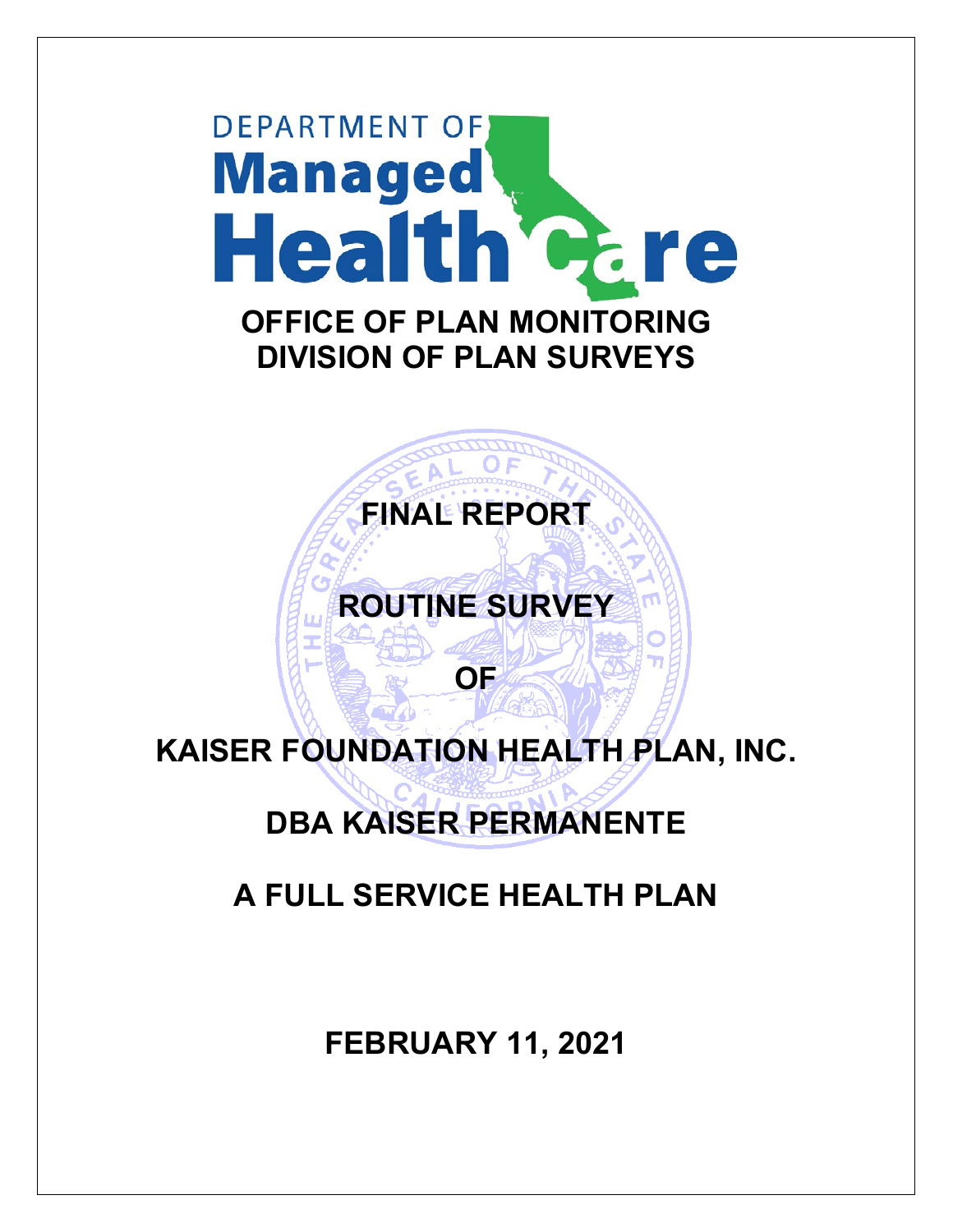DEPARTMENT OF

# Managed Health Care

## OFFICE OF PLAN MONITORING
## DIVISION OF PLAN SURVEYS

# FINAL REPORT

# ROUTINE SURVEY

# OF

# KAISER FOUNDATION HEALTH PLAN, INC.

# DBA KAISER PERMANENTE

# A FULL SERVICE HEALTH PLAN

**FEBRUARY 11, 2021**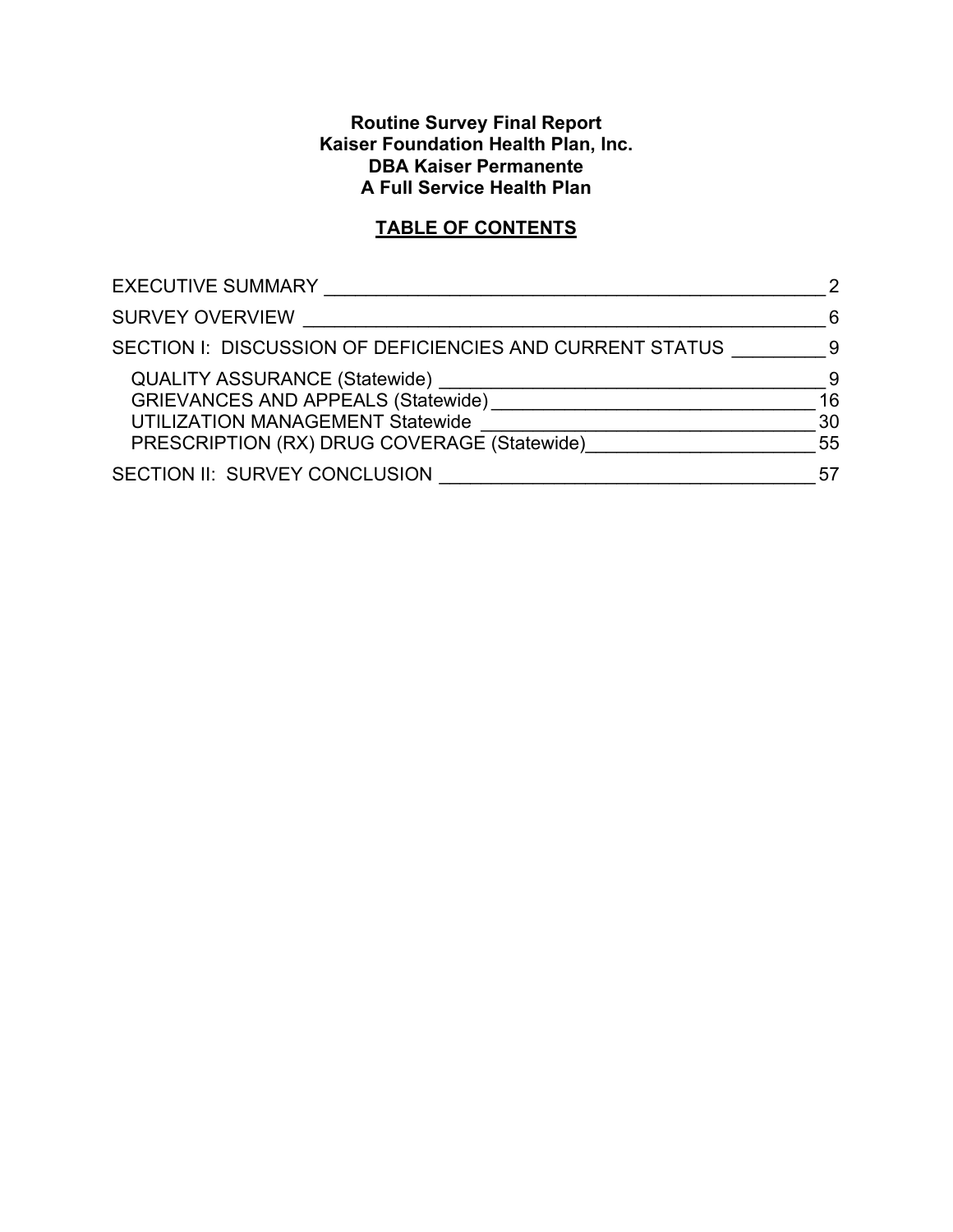**Routine Survey Final Report**
**Kaiser Foundation Health Plan, Inc.**
**DBA Kaiser Permanente**
**A Full Service Health Plan**

**TABLE OF CONTENTS**

| | |
|---|---|
| EXECUTIVE SUMMARY | 2 |
| SURVEY OVERVIEW | 6 |
| SECTION I: DISCUSSION OF DEFICIENCIES AND CURRENT STATUS | 9 |
| QUALITY ASSURANCE (Statewide) | 9 |
| GRIEVANCES AND APPEALS (Statewide) | 16 |
| UTILIZATION MANAGEMENT Statewide | 30 |
| PRESCRIPTION (RX) DRUG COVERAGE (Statewide) | 55 |
| SECTION II: SURVEY CONCLUSION | 57 |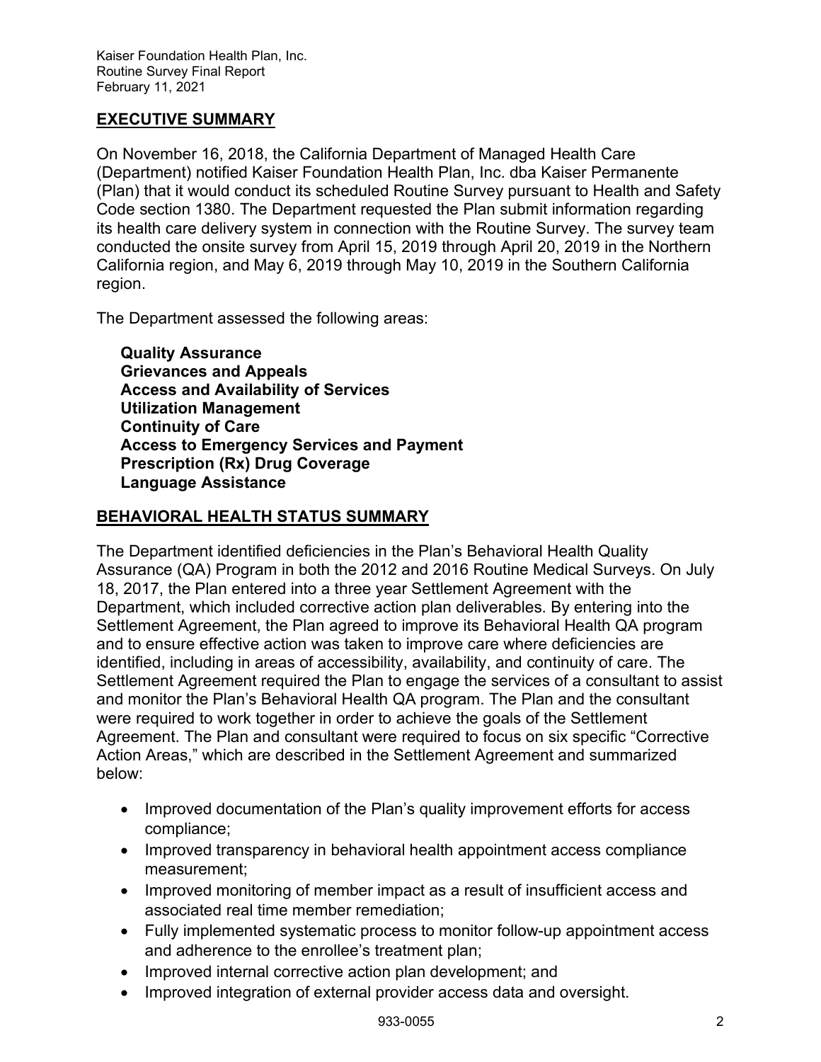## EXECUTIVE SUMMARY

On November 16, 2018, the California Department of Managed Health Care (Department) notified Kaiser Foundation Health Plan, Inc. dba Kaiser Permanente (Plan) that it would conduct its scheduled Routine Survey pursuant to Health and Safety Code section 1380. The Department requested the Plan submit information regarding its health care delivery system in connection with the Routine Survey. The survey team conducted the onsite survey from April 15, 2019 through April 20, 2019 in the Northern California region, and May 6, 2019 through May 10, 2019 in the Southern California region.

The Department assessed the following areas:

**Quality Assurance**
**Grievances and Appeals**
**Access and Availability of Services**
**Utilization Management**
**Continuity of Care**
**Access to Emergency Services and Payment**
**Prescription (Rx) Drug Coverage**
**Language Assistance**

## BEHAVIORAL HEALTH STATUS SUMMARY

The Department identified deficiencies in the Plan's Behavioral Health Quality Assurance (QA) Program in both the 2012 and 2016 Routine Medical Surveys. On July 18, 2017, the Plan entered into a three year Settlement Agreement with the Department, which included corrective action plan deliverables. By entering into the Settlement Agreement, the Plan agreed to improve its Behavioral Health QA program and to ensure effective action was taken to improve care where deficiencies are identified, including in areas of accessibility, availability, and continuity of care. The Settlement Agreement required the Plan to engage the services of a consultant to assist and monitor the Plan's Behavioral Health QA program. The Plan and the consultant were required to work together in order to achieve the goals of the Settlement Agreement. The Plan and consultant were required to focus on six specific "Corrective Action Areas," which are described in the Settlement Agreement and summarized below:

- Improved documentation of the Plan's quality improvement efforts for access compliance;
- Improved transparency in behavioral health appointment access compliance measurement;
- Improved monitoring of member impact as a result of insufficient access and associated real time member remediation;
- Fully implemented systematic process to monitor follow-up appointment access and adherence to the enrollee's treatment plan;
- Improved internal corrective action plan development; and
- Improved integration of external provider access data and oversight.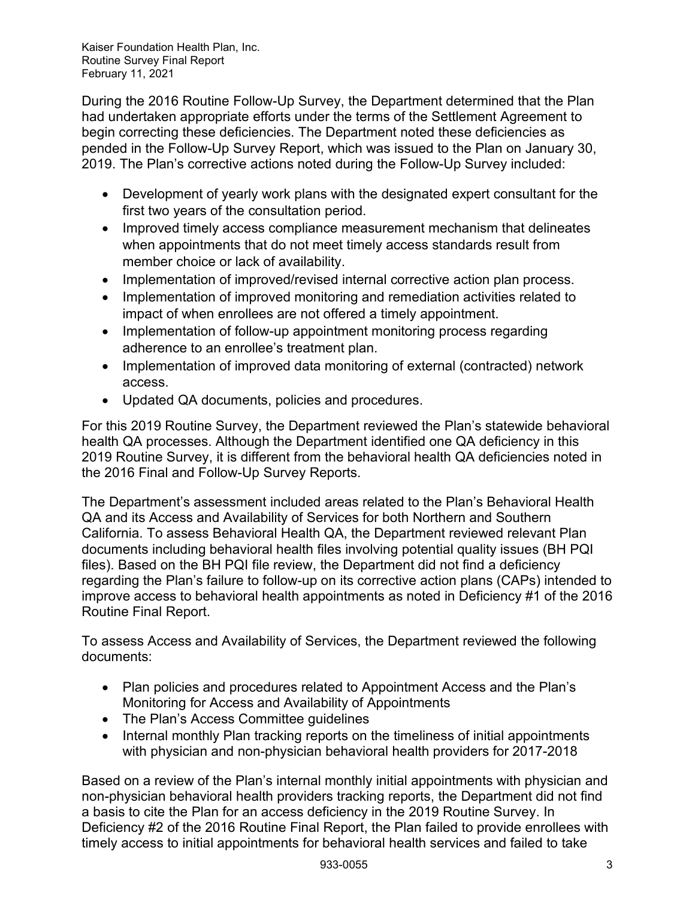During the 2016 Routine Follow-Up Survey, the Department determined that the Plan had undertaken appropriate efforts under the terms of the Settlement Agreement to begin correcting these deficiencies. The Department noted these deficiencies as pended in the Follow-Up Survey Report, which was issued to the Plan on January 30, 2019. The Plan's corrective actions noted during the Follow-Up Survey included:

- Development of yearly work plans with the designated expert consultant for the first two years of the consultation period.
- Improved timely access compliance measurement mechanism that delineates when appointments that do not meet timely access standards result from member choice or lack of availability.
- Implementation of improved/revised internal corrective action plan process.
- Implementation of improved monitoring and remediation activities related to impact of when enrollees are not offered a timely appointment.
- Implementation of follow-up appointment monitoring process regarding adherence to an enrollee's treatment plan.
- Implementation of improved data monitoring of external (contracted) network access.
- Updated QA documents, policies and procedures.

For this 2019 Routine Survey, the Department reviewed the Plan's statewide behavioral health QA processes. Although the Department identified one QA deficiency in this 2019 Routine Survey, it is different from the behavioral health QA deficiencies noted in the 2016 Final and Follow-Up Survey Reports.

The Department's assessment included areas related to the Plan's Behavioral Health QA and its Access and Availability of Services for both Northern and Southern California. To assess Behavioral Health QA, the Department reviewed relevant Plan documents including behavioral health files involving potential quality issues (BH PQI files). Based on the BH PQI file review, the Department did not find a deficiency regarding the Plan's failure to follow-up on its corrective action plans (CAPs) intended to improve access to behavioral health appointments as noted in Deficiency #1 of the 2016 Routine Final Report.

To assess Access and Availability of Services, the Department reviewed the following documents:

- Plan policies and procedures related to Appointment Access and the Plan's Monitoring for Access and Availability of Appointments
- The Plan's Access Committee guidelines
- Internal monthly Plan tracking reports on the timeliness of initial appointments with physician and non-physician behavioral health providers for 2017-2018

Based on a review of the Plan's internal monthly initial appointments with physician and non-physician behavioral health providers tracking reports, the Department did not find a basis to cite the Plan for an access deficiency in the 2019 Routine Survey. In Deficiency #2 of the 2016 Routine Final Report, the Plan failed to provide enrollees with timely access to initial appointments for behavioral health services and failed to take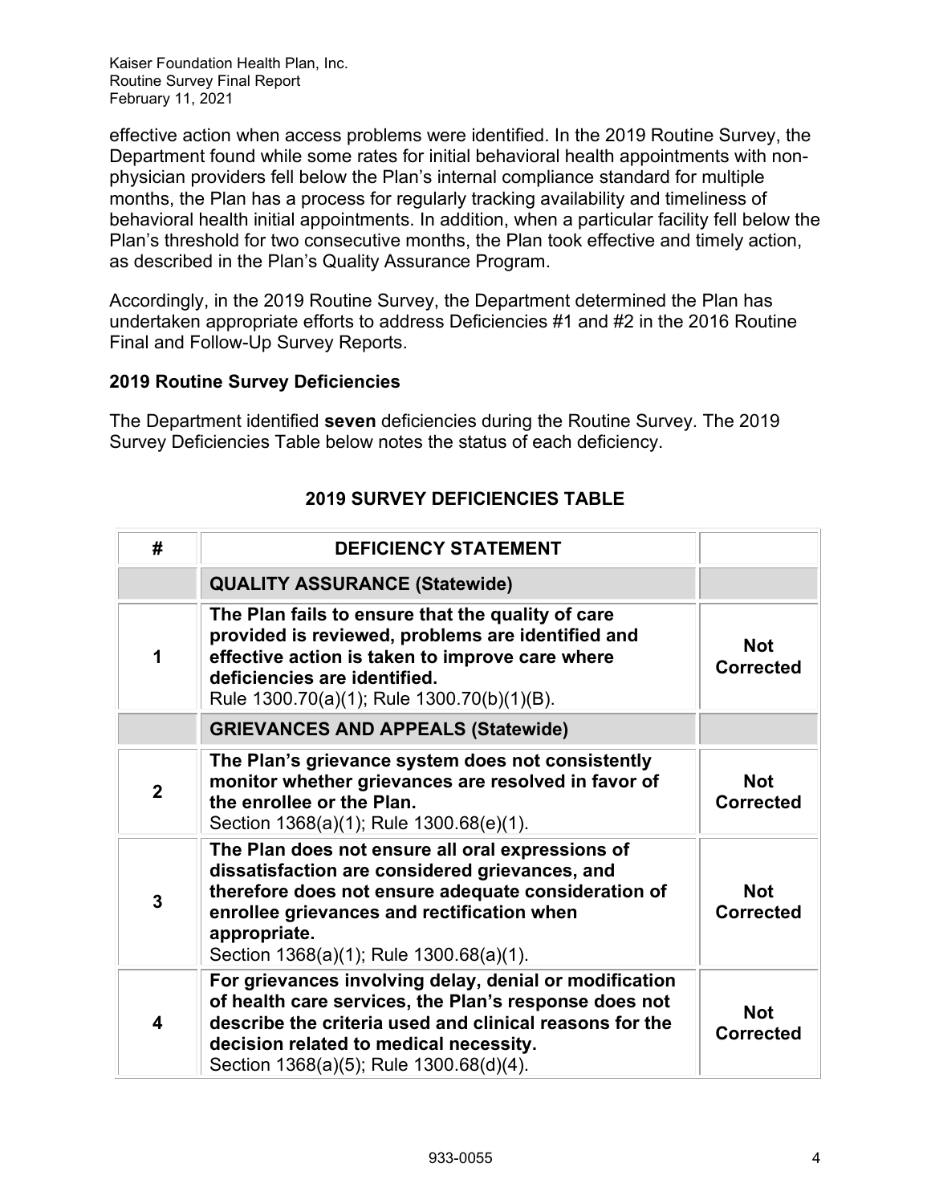effective action when access problems were identified. In the 2019 Routine Survey, the Department found while some rates for initial behavioral health appointments with non-physician providers fell below the Plan's internal compliance standard for multiple months, the Plan has a process for regularly tracking availability and timeliness of behavioral health initial appointments. In addition, when a particular facility fell below the Plan's threshold for two consecutive months, the Plan took effective and timely action, as described in the Plan's Quality Assurance Program.

Accordingly, in the 2019 Routine Survey, the Department determined the Plan has undertaken appropriate efforts to address Deficiencies #1 and #2 in the 2016 Routine Final and Follow-Up Survey Reports.

### 2019 Routine Survey Deficiencies

The Department identified **seven** deficiencies during the Routine Survey. The 2019 Survey Deficiencies Table below notes the status of each deficiency.

### 2019 SURVEY DEFICIENCIES TABLE

| # | DEFICIENCY STATEMENT | |
|---|---|---|
| | **QUALITY ASSURANCE (Statewide)** | |
| 1 | **The Plan fails to ensure that the quality of care provided is reviewed, problems are identified and effective action is taken to improve care where deficiencies are identified.** Rule 1300.70(a)(1); Rule 1300.70(b)(1)(B). | **Not Corrected** |
| | **GRIEVANCES AND APPEALS (Statewide)** | |
| 2 | **The Plan's grievance system does not consistently monitor whether grievances are resolved in favor of the enrollee or the Plan.** Section 1368(a)(1); Rule 1300.68(e)(1). | **Not Corrected** |
| 3 | **The Plan does not ensure all oral expressions of dissatisfaction are considered grievances, and therefore does not ensure adequate consideration of enrollee grievances and rectification when appropriate.** Section 1368(a)(1); Rule 1300.68(a)(1). | **Not Corrected** |
| 4 | **For grievances involving delay, denial or modification of health care services, the Plan's response does not describe the criteria used and clinical reasons for the decision related to medical necessity.** Section 1368(a)(5); Rule 1300.68(d)(4). | **Not Corrected** |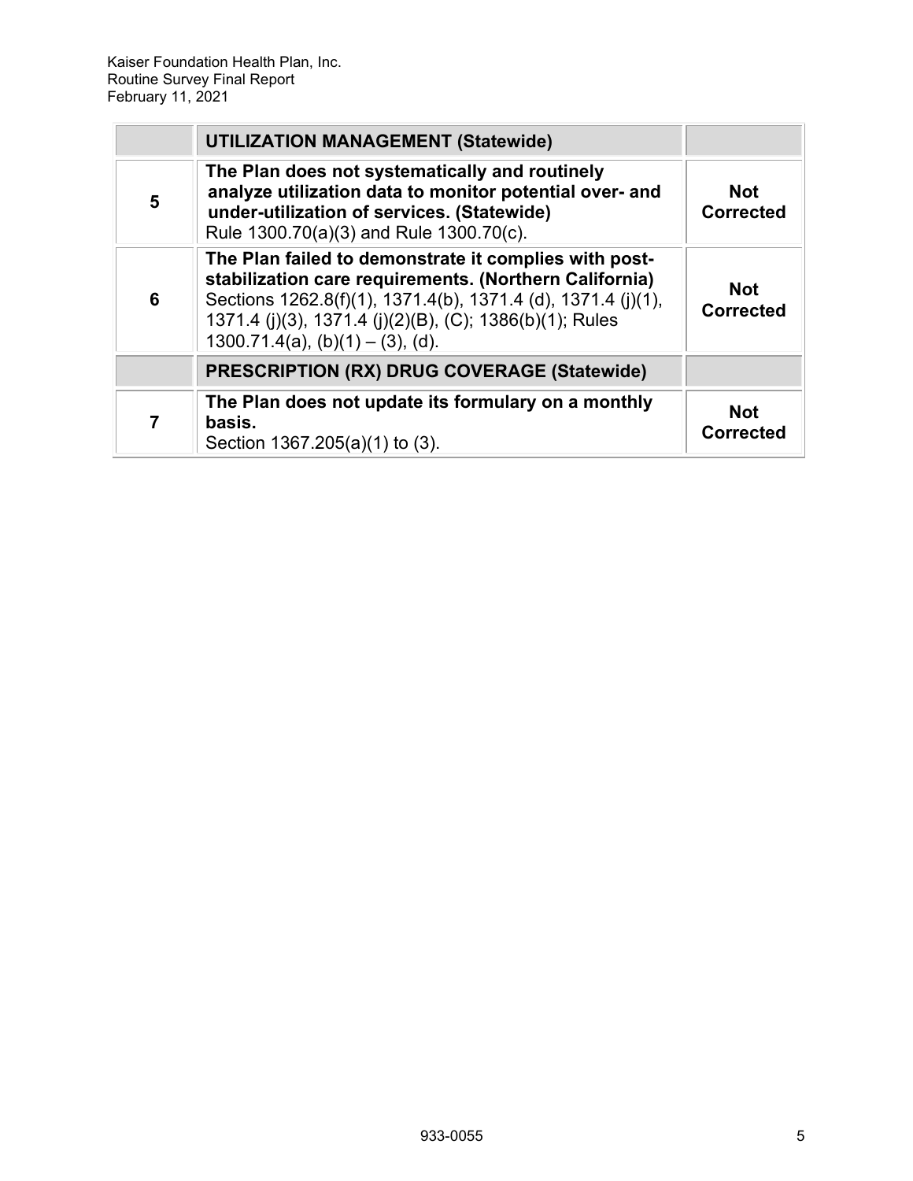| | **UTILIZATION MANAGEMENT (Statewide)** | |
|---|---|---|
| **5** | **The Plan does not systematically and routinely analyze utilization data to monitor potential over- and under-utilization of services. (Statewide)** Rule 1300.70(a)(3) and Rule 1300.70(c). | **Not Corrected** |
| **6** | **The Plan failed to demonstrate it complies with post-stabilization care requirements. (Northern California)** Sections 1262.8(f)(1), 1371.4(b), 1371.4 (d), 1371.4 (j)(1), 1371.4 (j)(3), 1371.4 (j)(2)(B), (C); 1386(b)(1); Rules 1300.71.4(a), (b)(1) – (3), (d). | **Not Corrected** |
| | **PRESCRIPTION (RX) DRUG COVERAGE (Statewide)** | |
| **7** | **The Plan does not update its formulary on a monthly basis.** Section 1367.205(a)(1) to (3). | **Not Corrected** |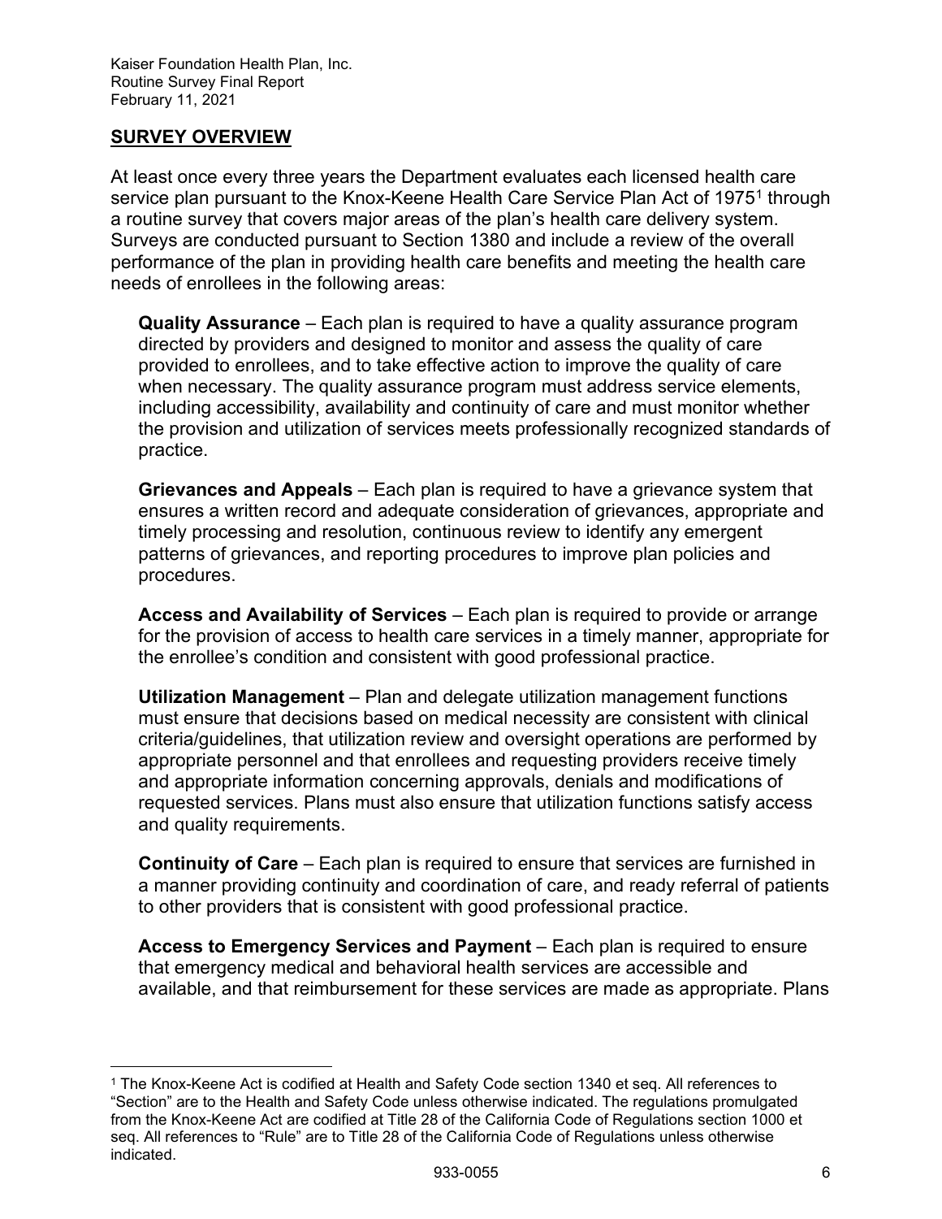## SURVEY OVERVIEW

At least once every three years the Department evaluates each licensed health care service plan pursuant to the Knox-Keene Health Care Service Plan Act of 1975[1] through a routine survey that covers major areas of the plan's health care delivery system. Surveys are conducted pursuant to Section 1380 and include a review of the overall performance of the plan in providing health care benefits and meeting the health care needs of enrollees in the following areas:

**Quality Assurance** – Each plan is required to have a quality assurance program directed by providers and designed to monitor and assess the quality of care provided to enrollees, and to take effective action to improve the quality of care when necessary. The quality assurance program must address service elements, including accessibility, availability and continuity of care and must monitor whether the provision and utilization of services meets professionally recognized standards of practice.

**Grievances and Appeals** – Each plan is required to have a grievance system that ensures a written record and adequate consideration of grievances, appropriate and timely processing and resolution, continuous review to identify any emergent patterns of grievances, and reporting procedures to improve plan policies and procedures.

**Access and Availability of Services** – Each plan is required to provide or arrange for the provision of access to health care services in a timely manner, appropriate for the enrollee's condition and consistent with good professional practice.

**Utilization Management** – Plan and delegate utilization management functions must ensure that decisions based on medical necessity are consistent with clinical criteria/guidelines, that utilization review and oversight operations are performed by appropriate personnel and that enrollees and requesting providers receive timely and appropriate information concerning approvals, denials and modifications of requested services. Plans must also ensure that utilization functions satisfy access and quality requirements.

**Continuity of Care** – Each plan is required to ensure that services are furnished in a manner providing continuity and coordination of care, and ready referral of patients to other providers that is consistent with good professional practice.

**Access to Emergency Services and Payment** – Each plan is required to ensure that emergency medical and behavioral health services are accessible and available, and that reimbursement for these services are made as appropriate. Plans

---

[1] The Knox-Keene Act is codified at Health and Safety Code section 1340 et seq. All references to "Section" are to the Health and Safety Code unless otherwise indicated. The regulations promulgated from the Knox-Keene Act are codified at Title 28 of the California Code of Regulations section 1000 et seq. All references to "Rule" are to Title 28 of the California Code of Regulations unless otherwise indicated.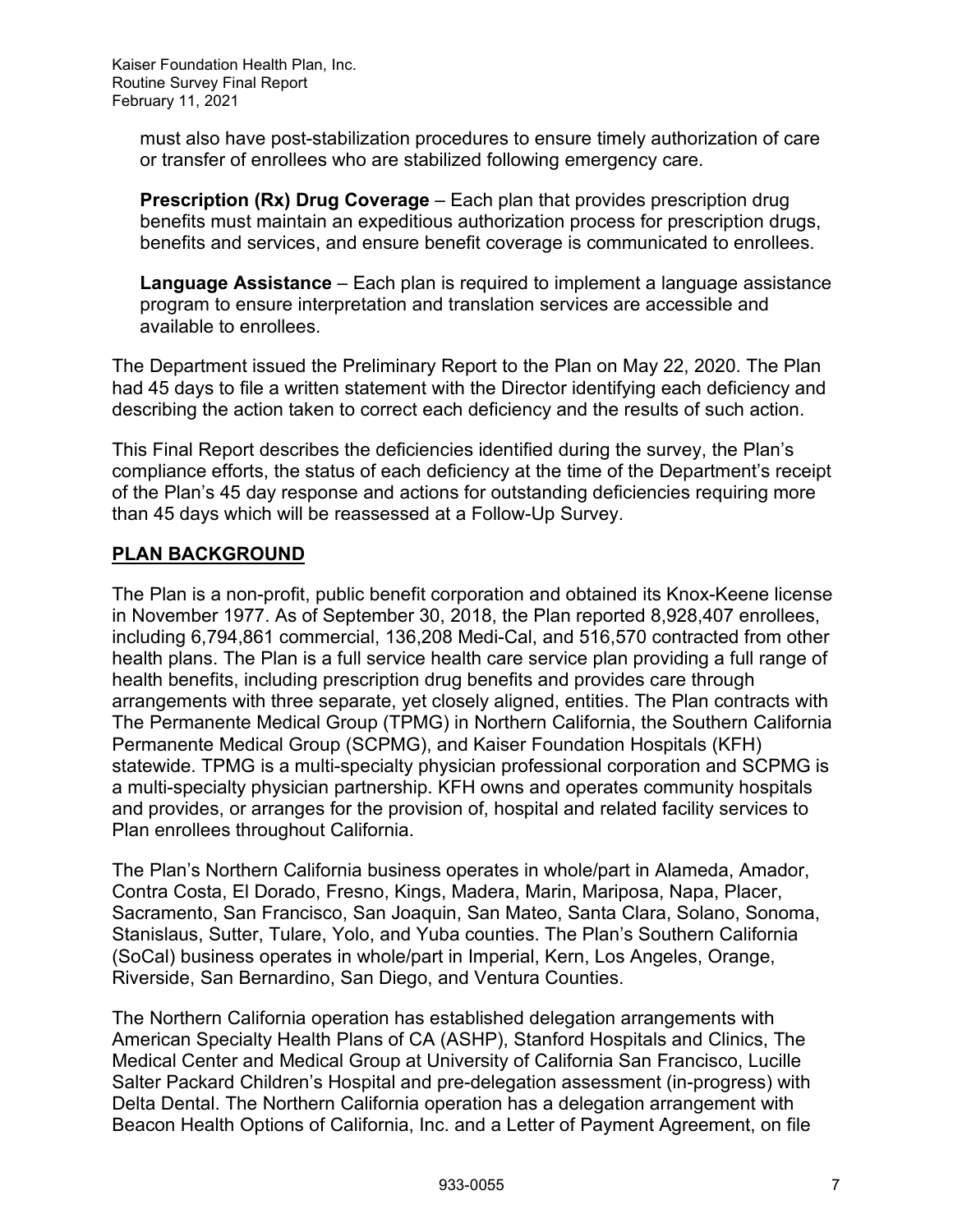must also have post-stabilization procedures to ensure timely authorization of care or transfer of enrollees who are stabilized following emergency care.

**Prescription (Rx) Drug Coverage** – Each plan that provides prescription drug benefits must maintain an expeditious authorization process for prescription drugs, benefits and services, and ensure benefit coverage is communicated to enrollees.

**Language Assistance** – Each plan is required to implement a language assistance program to ensure interpretation and translation services are accessible and available to enrollees.

The Department issued the Preliminary Report to the Plan on May 22, 2020. The Plan had 45 days to file a written statement with the Director identifying each deficiency and describing the action taken to correct each deficiency and the results of such action.

This Final Report describes the deficiencies identified during the survey, the Plan's compliance efforts, the status of each deficiency at the time of the Department's receipt of the Plan's 45 day response and actions for outstanding deficiencies requiring more than 45 days which will be reassessed at a Follow-Up Survey.

## PLAN BACKGROUND

The Plan is a non-profit, public benefit corporation and obtained its Knox-Keene license in November 1977. As of September 30, 2018, the Plan reported 8,928,407 enrollees, including 6,794,861 commercial, 136,208 Medi-Cal, and 516,570 contracted from other health plans. The Plan is a full service health care service plan providing a full range of health benefits, including prescription drug benefits and provides care through arrangements with three separate, yet closely aligned, entities. The Plan contracts with The Permanente Medical Group (TPMG) in Northern California, the Southern California Permanente Medical Group (SCPMG), and Kaiser Foundation Hospitals (KFH) statewide. TPMG is a multi-specialty physician professional corporation and SCPMG is a multi-specialty physician partnership. KFH owns and operates community hospitals and provides, or arranges for the provision of, hospital and related facility services to Plan enrollees throughout California.

The Plan's Northern California business operates in whole/part in Alameda, Amador, Contra Costa, El Dorado, Fresno, Kings, Madera, Marin, Mariposa, Napa, Placer, Sacramento, San Francisco, San Joaquin, San Mateo, Santa Clara, Solano, Sonoma, Stanislaus, Sutter, Tulare, Yolo, and Yuba counties. The Plan's Southern California (SoCal) business operates in whole/part in Imperial, Kern, Los Angeles, Orange, Riverside, San Bernardino, San Diego, and Ventura Counties.

The Northern California operation has established delegation arrangements with American Specialty Health Plans of CA (ASHP), Stanford Hospitals and Clinics, The Medical Center and Medical Group at University of California San Francisco, Lucille Salter Packard Children's Hospital and pre-delegation assessment (in-progress) with Delta Dental. The Northern California operation has a delegation arrangement with Beacon Health Options of California, Inc. and a Letter of Payment Agreement, on file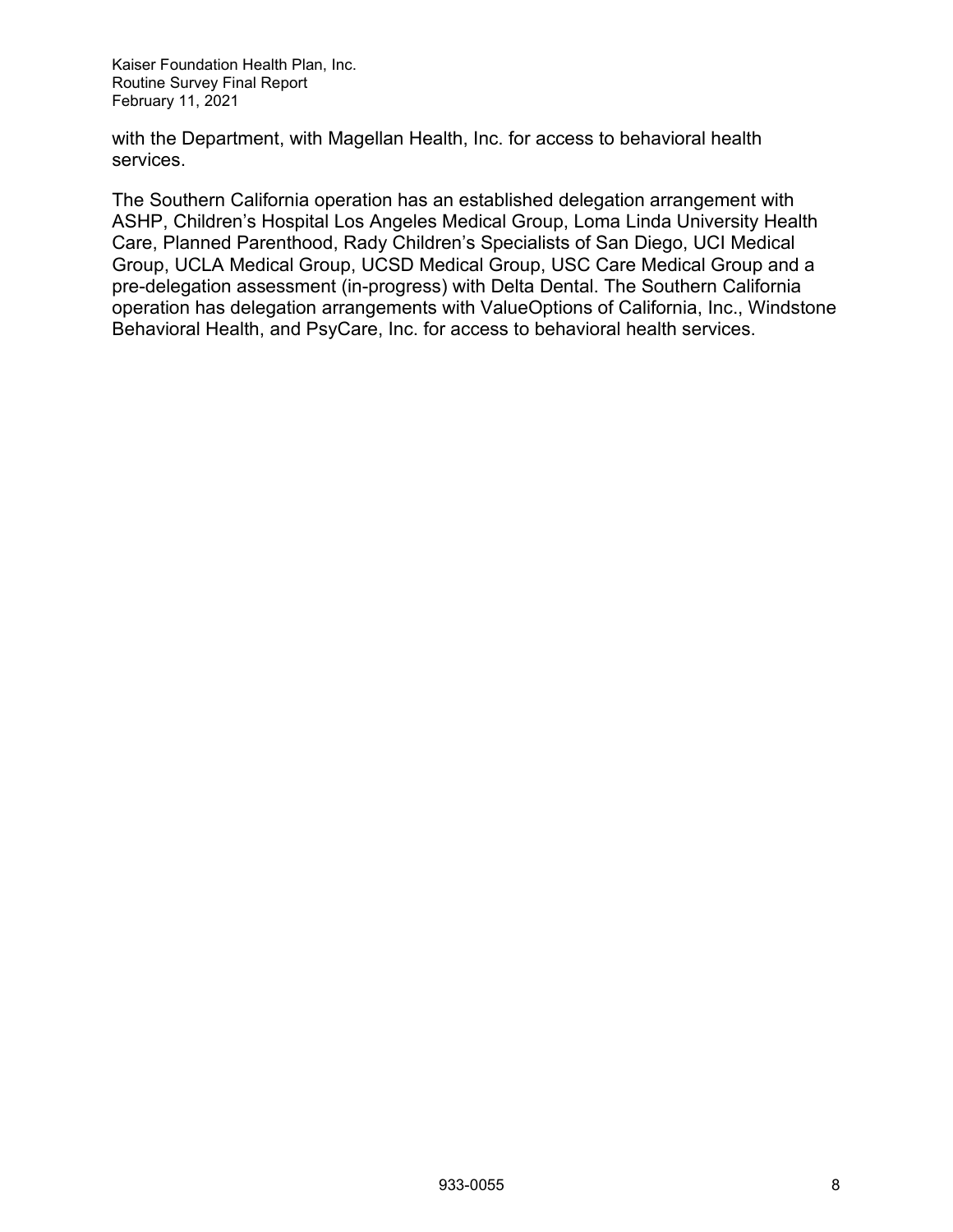with the Department, with Magellan Health, Inc. for access to behavioral health services.

The Southern California operation has an established delegation arrangement with ASHP, Children's Hospital Los Angeles Medical Group, Loma Linda University Health Care, Planned Parenthood, Rady Children's Specialists of San Diego, UCI Medical Group, UCLA Medical Group, UCSD Medical Group, USC Care Medical Group and a pre-delegation assessment (in-progress) with Delta Dental. The Southern California operation has delegation arrangements with ValueOptions of California, Inc., Windstone Behavioral Health, and PsyCare, Inc. for access to behavioral health services.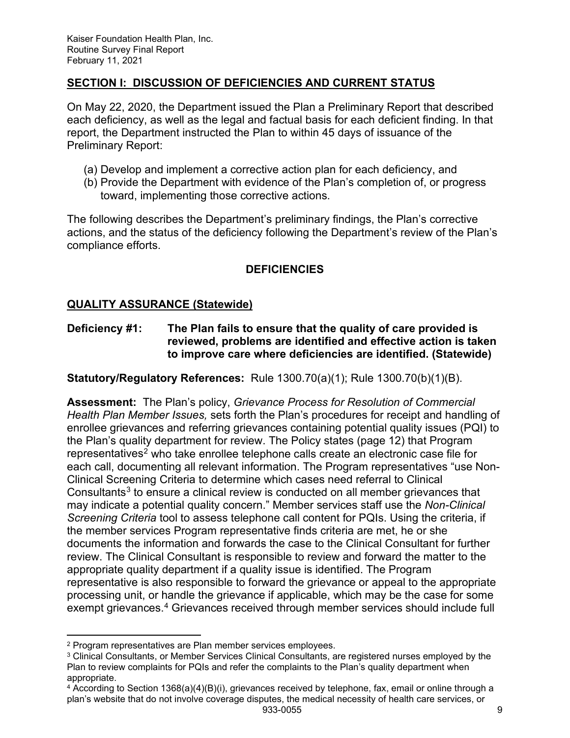## SECTION I: DISCUSSION OF DEFICIENCIES AND CURRENT STATUS

On May 22, 2020, the Department issued the Plan a Preliminary Report that described each deficiency, as well as the legal and factual basis for each deficient finding. In that report, the Department instructed the Plan to within 45 days of issuance of the Preliminary Report:

(a) Develop and implement a corrective action plan for each deficiency, and
(b) Provide the Department with evidence of the Plan's completion of, or progress toward, implementing those corrective actions.

The following describes the Department's preliminary findings, the Plan's corrective actions, and the status of the deficiency following the Department's review of the Plan's compliance efforts.

### DEFICIENCIES

### QUALITY ASSURANCE (Statewide)

**Deficiency #1: The Plan fails to ensure that the quality of care provided is reviewed, problems are identified and effective action is taken to improve care where deficiencies are identified. (Statewide)**

**Statutory/Regulatory References:** Rule 1300.70(a)(1); Rule 1300.70(b)(1)(B).

**Assessment:** The Plan's policy, *Grievance Process for Resolution of Commercial Health Plan Member Issues,* sets forth the Plan's procedures for receipt and handling of enrollee grievances and referring grievances containing potential quality issues (PQI) to the Plan's quality department for review. The Policy states (page 12) that Program representatives[2] who take enrollee telephone calls create an electronic case file for each call, documenting all relevant information. The Program representatives "use Non-Clinical Screening Criteria to determine which cases need referral to Clinical Consultants[3] to ensure a clinical review is conducted on all member grievances that may indicate a potential quality concern." Member services staff use the *Non-Clinical Screening Criteria* tool to assess telephone call content for PQIs. Using the criteria, if the member services Program representative finds criteria are met, he or she documents the information and forwards the case to the Clinical Consultant for further review. The Clinical Consultant is responsible to review and forward the matter to the appropriate quality department if a quality issue is identified. The Program representative is also responsible to forward the grievance or appeal to the appropriate processing unit, or handle the grievance if applicable, which may be the case for some exempt grievances.[4] Grievances received through member services should include full

---

[2] Program representatives are Plan member services employees.

[3] Clinical Consultants, or Member Services Clinical Consultants, are registered nurses employed by the Plan to review complaints for PQIs and refer the complaints to the Plan's quality department when appropriate.

[4] According to Section 1368(a)(4)(B)(i), grievances received by telephone, fax, email or online through a plan's website that do not involve coverage disputes, the medical necessity of health care services, or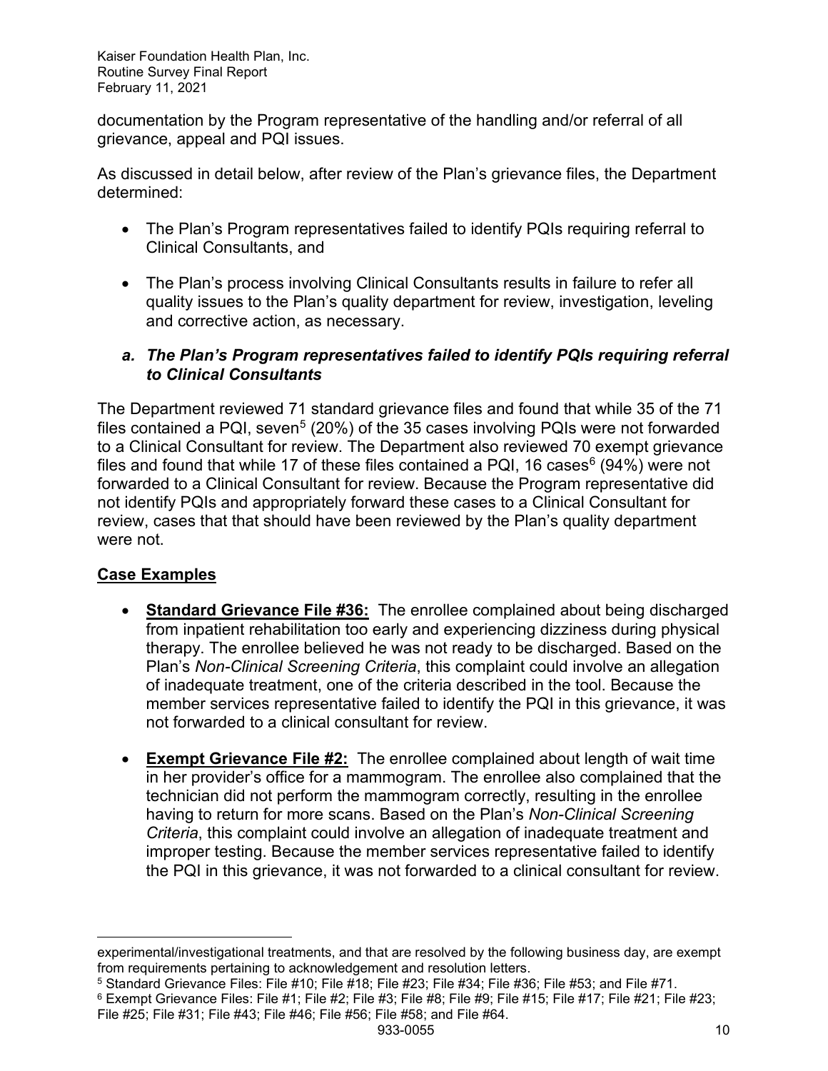documentation by the Program representative of the handling and/or referral of all grievance, appeal and PQI issues.

As discussed in detail below, after review of the Plan's grievance files, the Department determined:

- The Plan's Program representatives failed to identify PQIs requiring referral to Clinical Consultants, and
- The Plan's process involving Clinical Consultants results in failure to refer all quality issues to the Plan's quality department for review, investigation, leveling and corrective action, as necessary.

### *a. The Plan's Program representatives failed to identify PQIs requiring referral to Clinical Consultants*

The Department reviewed 71 standard grievance files and found that while 35 of the 71 files contained a PQI, seven[5] (20%) of the 35 cases involving PQIs were not forwarded to a Clinical Consultant for review. The Department also reviewed 70 exempt grievance files and found that while 17 of these files contained a PQI, 16 cases[6] (94%) were not forwarded to a Clinical Consultant for review. Because the Program representative did not identify PQIs and appropriately forward these cases to a Clinical Consultant for review, cases that that should have been reviewed by the Plan's quality department were not.

**<u>Case Examples</u>**

- **<u>Standard Grievance File #36:</u>** The enrollee complained about being discharged from inpatient rehabilitation too early and experiencing dizziness during physical therapy. The enrollee believed he was not ready to be discharged. Based on the Plan's *Non-Clinical Screening Criteria*, this complaint could involve an allegation of inadequate treatment, one of the criteria described in the tool. Because the member services representative failed to identify the PQI in this grievance, it was not forwarded to a clinical consultant for review.
- **<u>Exempt Grievance File #2:</u>** The enrollee complained about length of wait time in her provider's office for a mammogram. The enrollee also complained that the technician did not perform the mammogram correctly, resulting in the enrollee having to return for more scans. Based on the Plan's *Non-Clinical Screening Criteria*, this complaint could involve an allegation of inadequate treatment and improper testing. Because the member services representative failed to identify the PQI in this grievance, it was not forwarded to a clinical consultant for review.

---

experimental/investigational treatments, and that are resolved by the following business day, are exempt from requirements pertaining to acknowledgement and resolution letters.

[5] Standard Grievance Files: File #10; File #18; File #23; File #34; File #36; File #53; and File #71.

[6] Exempt Grievance Files: File #1; File #2; File #3; File #8; File #9; File #15; File #17; File #21; File #23; File #25; File #31; File #43; File #46; File #56; File #58; and File #64.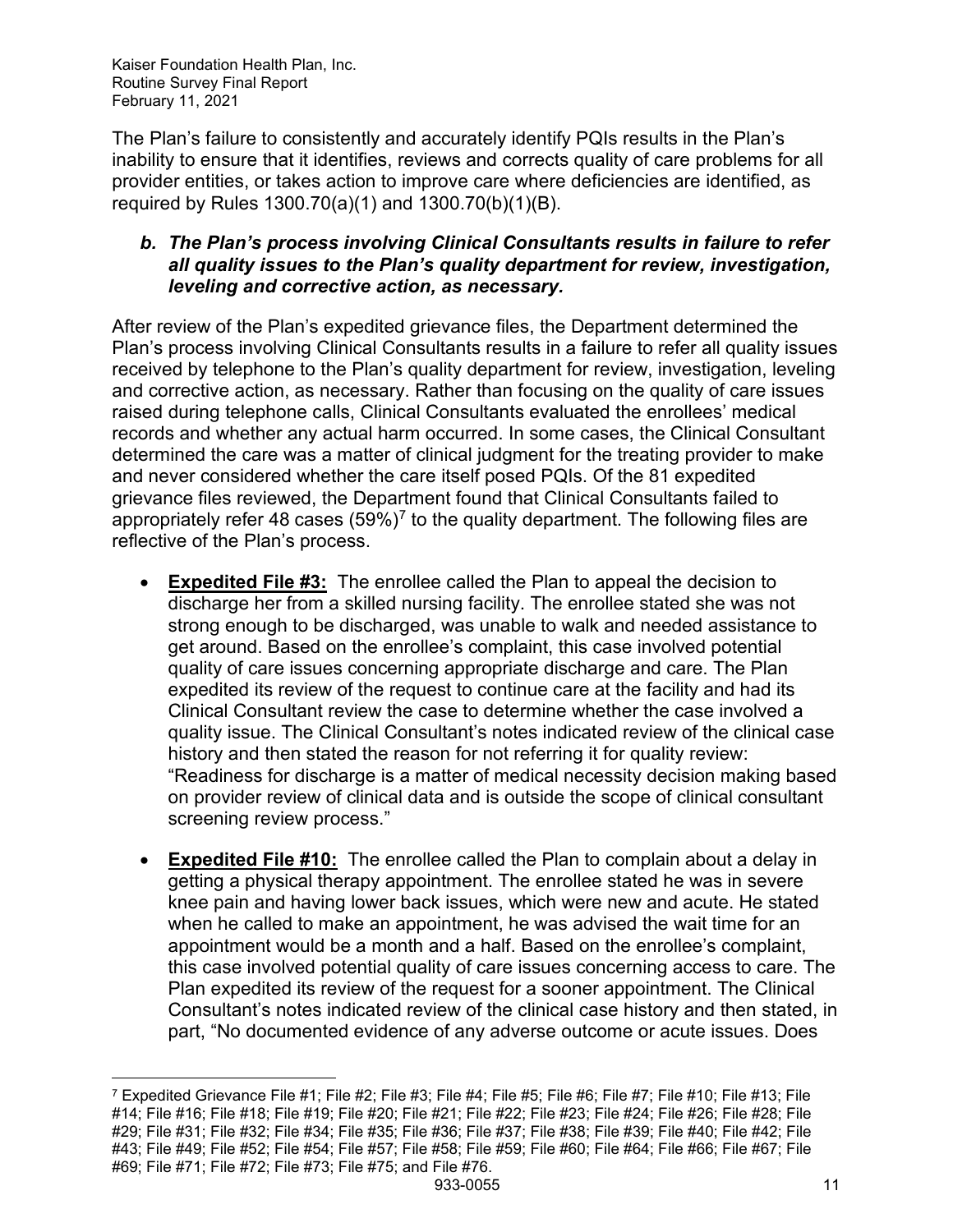The Plan's failure to consistently and accurately identify PQIs results in the Plan's inability to ensure that it identifies, reviews and corrects quality of care problems for all provider entities, or takes action to improve care where deficiencies are identified, as required by Rules 1300.70(a)(1) and 1300.70(b)(1)(B).

### *b. The Plan's process involving Clinical Consultants results in failure to refer all quality issues to the Plan's quality department for review, investigation, leveling and corrective action, as necessary.*

After review of the Plan's expedited grievance files, the Department determined the Plan's process involving Clinical Consultants results in a failure to refer all quality issues received by telephone to the Plan's quality department for review, investigation, leveling and corrective action, as necessary. Rather than focusing on the quality of care issues raised during telephone calls, Clinical Consultants evaluated the enrollees' medical records and whether any actual harm occurred. In some cases, the Clinical Consultant determined the care was a matter of clinical judgment for the treating provider to make and never considered whether the care itself posed PQIs. Of the 81 expedited grievance files reviewed, the Department found that Clinical Consultants failed to appropriately refer 48 cases (59%)[7] to the quality department. The following files are reflective of the Plan's process.

- **Expedited File #3:** The enrollee called the Plan to appeal the decision to discharge her from a skilled nursing facility. The enrollee stated she was not strong enough to be discharged, was unable to walk and needed assistance to get around. Based on the enrollee's complaint, this case involved potential quality of care issues concerning appropriate discharge and care. The Plan expedited its review of the request to continue care at the facility and had its Clinical Consultant review the case to determine whether the case involved a quality issue. The Clinical Consultant's notes indicated review of the clinical case history and then stated the reason for not referring it for quality review: "Readiness for discharge is a matter of medical necessity decision making based on provider review of clinical data and is outside the scope of clinical consultant screening review process."
- **Expedited File #10:** The enrollee called the Plan to complain about a delay in getting a physical therapy appointment. The enrollee stated he was in severe knee pain and having lower back issues, which were new and acute. He stated when he called to make an appointment, he was advised the wait time for an appointment would be a month and a half. Based on the enrollee's complaint, this case involved potential quality of care issues concerning access to care. The Plan expedited its review of the request for a sooner appointment. The Clinical Consultant's notes indicated review of the clinical case history and then stated, in part, "No documented evidence of any adverse outcome or acute issues. Does

[7] Expedited Grievance File #1; File #2; File #3; File #4; File #5; File #6; File #7; File #10; File #13; File #14; File #16; File #18; File #19; File #20; File #21; File #22; File #23; File #24; File #26; File #28; File #29; File #31; File #32; File #34; File #35; File #36; File #37; File #38; File #39; File #40; File #42; File #43; File #49; File #52; File #54; File #57; File #58; File #59; File #60; File #64; File #66; File #67; File #69; File #71; File #72; File #73; File #75; and File #76.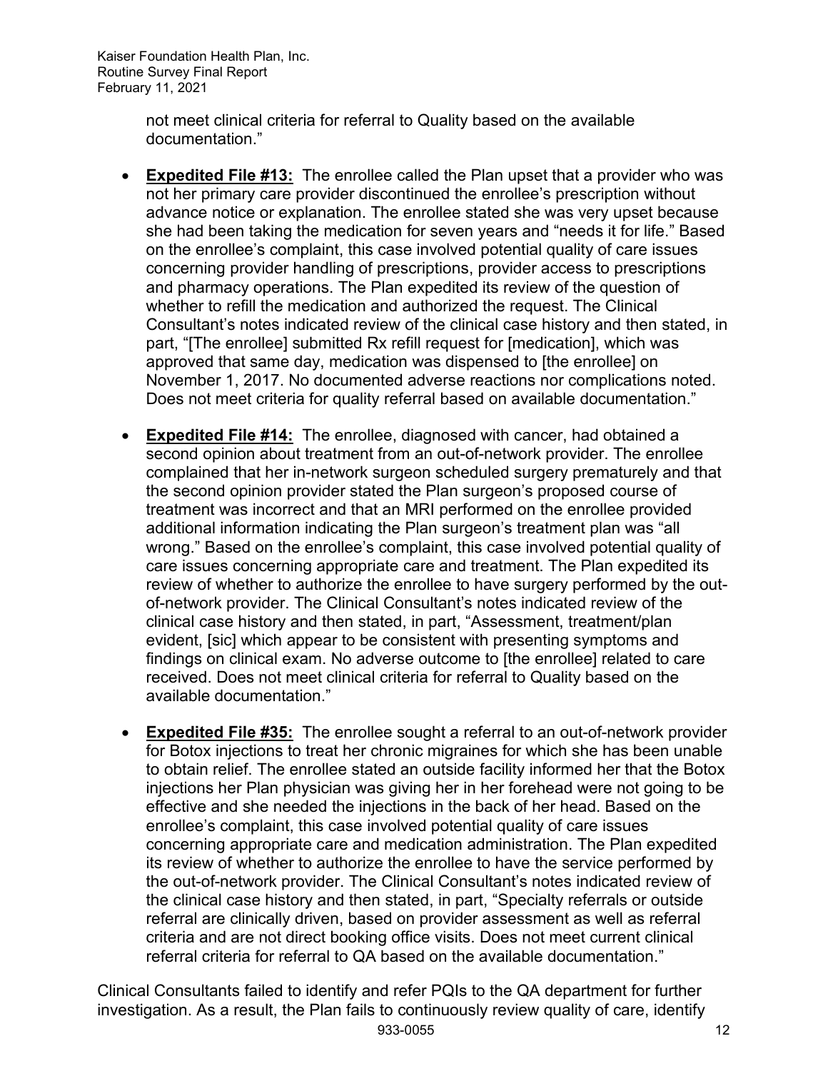not meet clinical criteria for referral to Quality based on the available documentation."

- **Expedited File #13:** The enrollee called the Plan upset that a provider who was not her primary care provider discontinued the enrollee's prescription without advance notice or explanation. The enrollee stated she was very upset because she had been taking the medication for seven years and "needs it for life." Based on the enrollee's complaint, this case involved potential quality of care issues concerning provider handling of prescriptions, provider access to prescriptions and pharmacy operations. The Plan expedited its review of the question of whether to refill the medication and authorized the request. The Clinical Consultant's notes indicated review of the clinical case history and then stated, in part, "[The enrollee] submitted Rx refill request for [medication], which was approved that same day, medication was dispensed to [the enrollee] on November 1, 2017. No documented adverse reactions nor complications noted. Does not meet criteria for quality referral based on available documentation."

- **Expedited File #14:** The enrollee, diagnosed with cancer, had obtained a second opinion about treatment from an out-of-network provider. The enrollee complained that her in-network surgeon scheduled surgery prematurely and that the second opinion provider stated the Plan surgeon's proposed course of treatment was incorrect and that an MRI performed on the enrollee provided additional information indicating the Plan surgeon's treatment plan was "all wrong." Based on the enrollee's complaint, this case involved potential quality of care issues concerning appropriate care and treatment. The Plan expedited its review of whether to authorize the enrollee to have surgery performed by the out-of-network provider. The Clinical Consultant's notes indicated review of the clinical case history and then stated, in part, "Assessment, treatment/plan evident, [sic] which appear to be consistent with presenting symptoms and findings on clinical exam. No adverse outcome to [the enrollee] related to care received. Does not meet clinical criteria for referral to Quality based on the available documentation."

- **Expedited File #35:** The enrollee sought a referral to an out-of-network provider for Botox injections to treat her chronic migraines for which she has been unable to obtain relief. The enrollee stated an outside facility informed her that the Botox injections her Plan physician was giving her in her forehead were not going to be effective and she needed the injections in the back of her head. Based on the enrollee's complaint, this case involved potential quality of care issues concerning appropriate care and medication administration. The Plan expedited its review of whether to authorize the enrollee to have the service performed by the out-of-network provider. The Clinical Consultant's notes indicated review of the clinical case history and then stated, in part, "Specialty referrals or outside referral are clinically driven, based on provider assessment as well as referral criteria and are not direct booking office visits. Does not meet current clinical referral criteria for referral to QA based on the available documentation."

Clinical Consultants failed to identify and refer PQIs to the QA department for further investigation. As a result, the Plan fails to continuously review quality of care, identify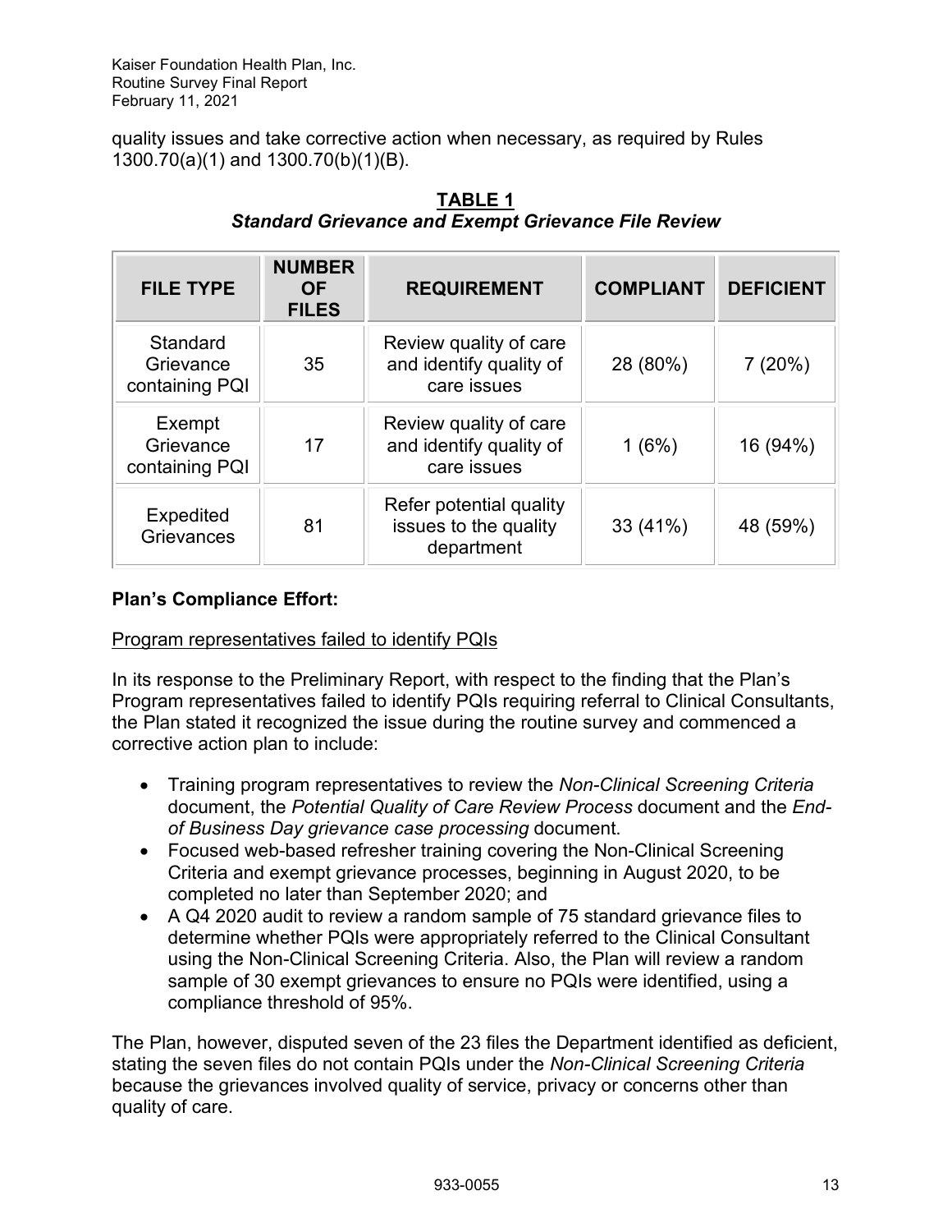quality issues and take corrective action when necessary, as required by Rules 1300.70(a)(1) and 1300.70(b)(1)(B).

**TABLE 1**
***Standard Grievance and Exempt Grievance File Review***

| FILE TYPE | NUMBER OF FILES | REQUIREMENT | COMPLIANT | DEFICIENT |
|---|---|---|---|---|
| Standard Grievance containing PQI | 35 | Review quality of care and identify quality of care issues | 28 (80%) | 7 (20%) |
| Exempt Grievance containing PQI | 17 | Review quality of care and identify quality of care issues | 1 (6%) | 16 (94%) |
| Expedited Grievances | 81 | Refer potential quality issues to the quality department | 33 (41%) | 48 (59%) |

**Plan's Compliance Effort:**

Program representatives failed to identify PQIs

In its response to the Preliminary Report, with respect to the finding that the Plan's Program representatives failed to identify PQIs requiring referral to Clinical Consultants, the Plan stated it recognized the issue during the routine survey and commenced a corrective action plan to include:

- Training program representatives to review the *Non-Clinical Screening Criteria* document, the *Potential Quality of Care Review Process* document and the *End-of Business Day grievance case processing* document.
- Focused web-based refresher training covering the Non-Clinical Screening Criteria and exempt grievance processes, beginning in August 2020, to be completed no later than September 2020; and
- A Q4 2020 audit to review a random sample of 75 standard grievance files to determine whether PQIs were appropriately referred to the Clinical Consultant using the Non-Clinical Screening Criteria. Also, the Plan will review a random sample of 30 exempt grievances to ensure no PQIs were identified, using a compliance threshold of 95%.

The Plan, however, disputed seven of the 23 files the Department identified as deficient, stating the seven files do not contain PQIs under the *Non-Clinical Screening Criteria* because the grievances involved quality of service, privacy or concerns other than quality of care.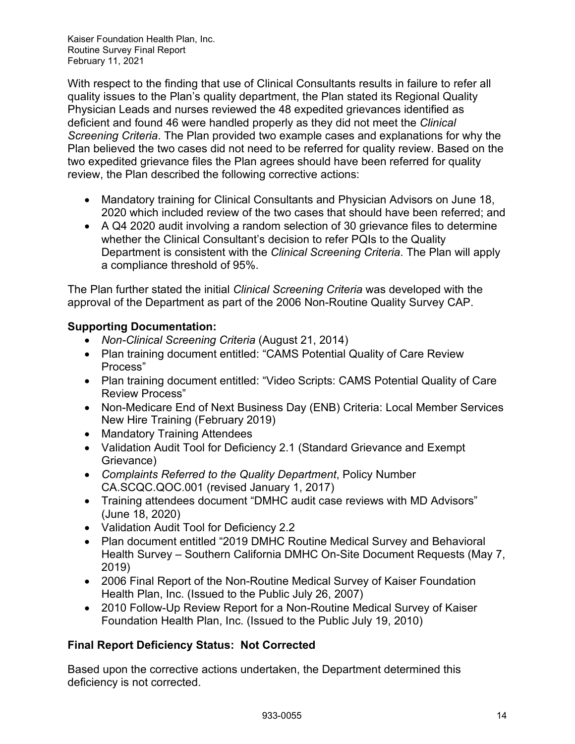With respect to the finding that use of Clinical Consultants results in failure to refer all quality issues to the Plan's quality department, the Plan stated its Regional Quality Physician Leads and nurses reviewed the 48 expedited grievances identified as deficient and found 46 were handled properly as they did not meet the *Clinical Screening Criteria*. The Plan provided two example cases and explanations for why the Plan believed the two cases did not need to be referred for quality review. Based on the two expedited grievance files the Plan agrees should have been referred for quality review, the Plan described the following corrective actions:

- Mandatory training for Clinical Consultants and Physician Advisors on June 18, 2020 which included review of the two cases that should have been referred; and
- A Q4 2020 audit involving a random selection of 30 grievance files to determine whether the Clinical Consultant's decision to refer PQIs to the Quality Department is consistent with the *Clinical Screening Criteria*. The Plan will apply a compliance threshold of 95%.

The Plan further stated the initial *Clinical Screening Criteria* was developed with the approval of the Department as part of the 2006 Non-Routine Quality Survey CAP.

**Supporting Documentation:**

- *Non-Clinical Screening Criteria* (August 21, 2014)
- Plan training document entitled: "CAMS Potential Quality of Care Review Process"
- Plan training document entitled: "Video Scripts: CAMS Potential Quality of Care Review Process"
- Non-Medicare End of Next Business Day (ENB) Criteria: Local Member Services New Hire Training (February 2019)
- Mandatory Training Attendees
- Validation Audit Tool for Deficiency 2.1 (Standard Grievance and Exempt Grievance)
- *Complaints Referred to the Quality Department*, Policy Number CA.SCQC.QOC.001 (revised January 1, 2017)
- Training attendees document "DMHC audit case reviews with MD Advisors" (June 18, 2020)
- Validation Audit Tool for Deficiency 2.2
- Plan document entitled "2019 DMHC Routine Medical Survey and Behavioral Health Survey – Southern California DMHC On-Site Document Requests (May 7, 2019)
- 2006 Final Report of the Non-Routine Medical Survey of Kaiser Foundation Health Plan, Inc. (Issued to the Public July 26, 2007)
- 2010 Follow-Up Review Report for a Non-Routine Medical Survey of Kaiser Foundation Health Plan, Inc. (Issued to the Public July 19, 2010)

**Final Report Deficiency Status: Not Corrected**

Based upon the corrective actions undertaken, the Department determined this deficiency is not corrected.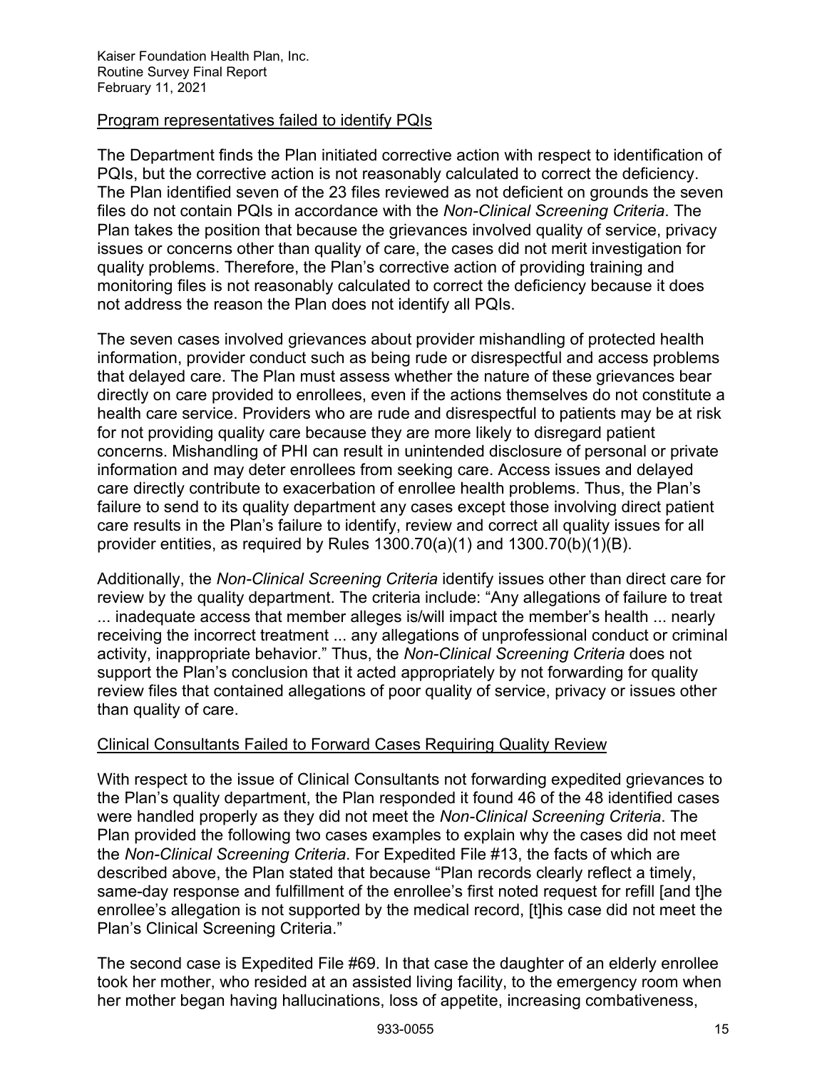Program representatives failed to identify PQIs

The Department finds the Plan initiated corrective action with respect to identification of PQIs, but the corrective action is not reasonably calculated to correct the deficiency. The Plan identified seven of the 23 files reviewed as not deficient on grounds the seven files do not contain PQIs in accordance with the *Non-Clinical Screening Criteria*. The Plan takes the position that because the grievances involved quality of service, privacy issues or concerns other than quality of care, the cases did not merit investigation for quality problems. Therefore, the Plan's corrective action of providing training and monitoring files is not reasonably calculated to correct the deficiency because it does not address the reason the Plan does not identify all PQIs.

The seven cases involved grievances about provider mishandling of protected health information, provider conduct such as being rude or disrespectful and access problems that delayed care. The Plan must assess whether the nature of these grievances bear directly on care provided to enrollees, even if the actions themselves do not constitute a health care service. Providers who are rude and disrespectful to patients may be at risk for not providing quality care because they are more likely to disregard patient concerns. Mishandling of PHI can result in unintended disclosure of personal or private information and may deter enrollees from seeking care. Access issues and delayed care directly contribute to exacerbation of enrollee health problems. Thus, the Plan's failure to send to its quality department any cases except those involving direct patient care results in the Plan's failure to identify, review and correct all quality issues for all provider entities, as required by Rules 1300.70(a)(1) and 1300.70(b)(1)(B).

Additionally, the *Non-Clinical Screening Criteria* identify issues other than direct care for review by the quality department. The criteria include: "Any allegations of failure to treat ... inadequate access that member alleges is/will impact the member's health ... nearly receiving the incorrect treatment ... any allegations of unprofessional conduct or criminal activity, inappropriate behavior." Thus, the *Non-Clinical Screening Criteria* does not support the Plan's conclusion that it acted appropriately by not forwarding for quality review files that contained allegations of poor quality of service, privacy or issues other than quality of care.

Clinical Consultants Failed to Forward Cases Requiring Quality Review

With respect to the issue of Clinical Consultants not forwarding expedited grievances to the Plan's quality department, the Plan responded it found 46 of the 48 identified cases were handled properly as they did not meet the *Non-Clinical Screening Criteria*. The Plan provided the following two cases examples to explain why the cases did not meet the *Non-Clinical Screening Criteria*. For Expedited File #13, the facts of which are described above, the Plan stated that because "Plan records clearly reflect a timely, same-day response and fulfillment of the enrollee's first noted request for refill [and t]he enrollee's allegation is not supported by the medical record, [t]his case did not meet the Plan's Clinical Screening Criteria."

The second case is Expedited File #69. In that case the daughter of an elderly enrollee took her mother, who resided at an assisted living facility, to the emergency room when her mother began having hallucinations, loss of appetite, increasing combativeness,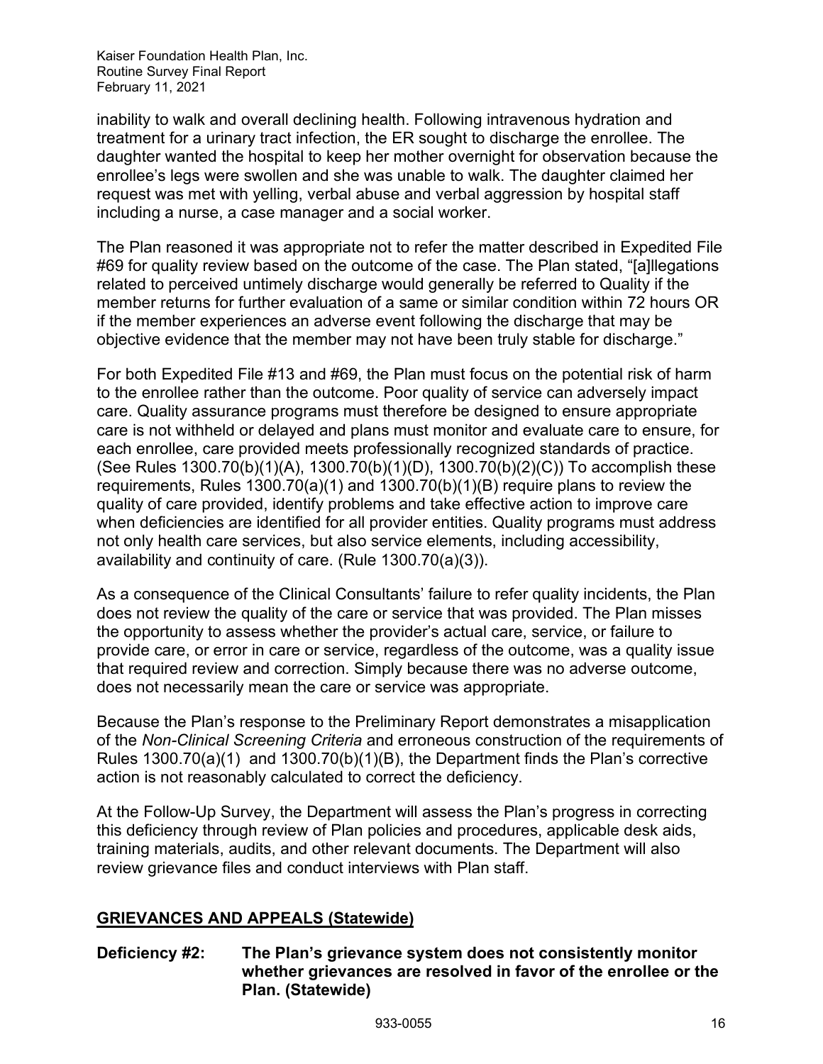inability to walk and overall declining health. Following intravenous hydration and treatment for a urinary tract infection, the ER sought to discharge the enrollee. The daughter wanted the hospital to keep her mother overnight for observation because the enrollee's legs were swollen and she was unable to walk. The daughter claimed her request was met with yelling, verbal abuse and verbal aggression by hospital staff including a nurse, a case manager and a social worker.

The Plan reasoned it was appropriate not to refer the matter described in Expedited File #69 for quality review based on the outcome of the case. The Plan stated, "[a]llegations related to perceived untimely discharge would generally be referred to Quality if the member returns for further evaluation of a same or similar condition within 72 hours OR if the member experiences an adverse event following the discharge that may be objective evidence that the member may not have been truly stable for discharge."

For both Expedited File #13 and #69, the Plan must focus on the potential risk of harm to the enrollee rather than the outcome. Poor quality of service can adversely impact care. Quality assurance programs must therefore be designed to ensure appropriate care is not withheld or delayed and plans must monitor and evaluate care to ensure, for each enrollee, care provided meets professionally recognized standards of practice. (See Rules 1300.70(b)(1)(A), 1300.70(b)(1)(D), 1300.70(b)(2)(C)) To accomplish these requirements, Rules 1300.70(a)(1) and 1300.70(b)(1)(B) require plans to review the quality of care provided, identify problems and take effective action to improve care when deficiencies are identified for all provider entities. Quality programs must address not only health care services, but also service elements, including accessibility, availability and continuity of care. (Rule 1300.70(a)(3)).

As a consequence of the Clinical Consultants' failure to refer quality incidents, the Plan does not review the quality of the care or service that was provided. The Plan misses the opportunity to assess whether the provider's actual care, service, or failure to provide care, or error in care or service, regardless of the outcome, was a quality issue that required review and correction. Simply because there was no adverse outcome, does not necessarily mean the care or service was appropriate.

Because the Plan's response to the Preliminary Report demonstrates a misapplication of the *Non-Clinical Screening Criteria* and erroneous construction of the requirements of Rules 1300.70(a)(1) and 1300.70(b)(1)(B), the Department finds the Plan's corrective action is not reasonably calculated to correct the deficiency.

At the Follow-Up Survey, the Department will assess the Plan's progress in correcting this deficiency through review of Plan policies and procedures, applicable desk aids, training materials, audits, and other relevant documents. The Department will also review grievance files and conduct interviews with Plan staff.

## GRIEVANCES AND APPEALS (Statewide)

**Deficiency #2: The Plan's grievance system does not consistently monitor whether grievances are resolved in favor of the enrollee or the Plan. (Statewide)**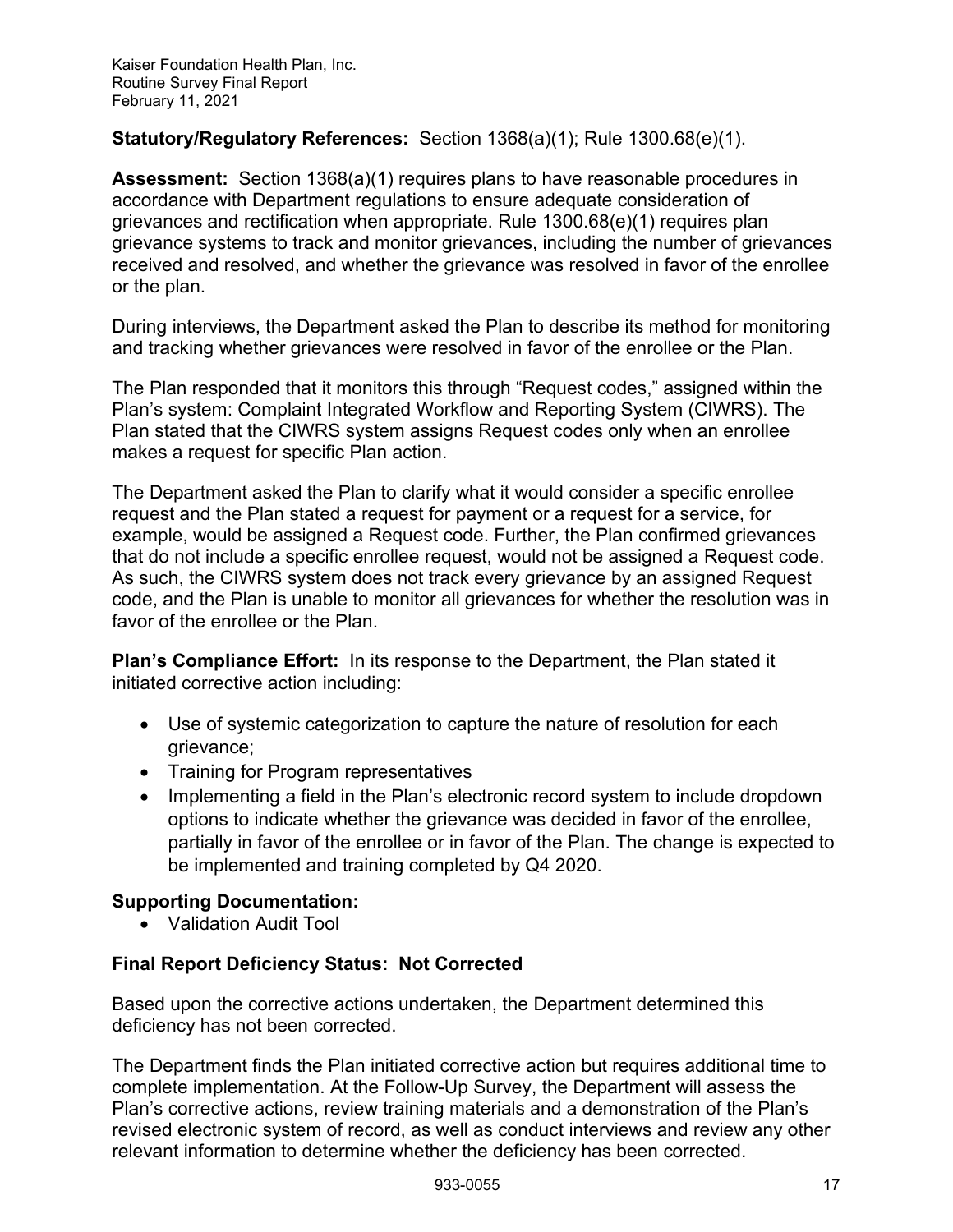**Statutory/Regulatory References:** Section 1368(a)(1); Rule 1300.68(e)(1).

**Assessment:** Section 1368(a)(1) requires plans to have reasonable procedures in accordance with Department regulations to ensure adequate consideration of grievances and rectification when appropriate. Rule 1300.68(e)(1) requires plan grievance systems to track and monitor grievances, including the number of grievances received and resolved, and whether the grievance was resolved in favor of the enrollee or the plan.

During interviews, the Department asked the Plan to describe its method for monitoring and tracking whether grievances were resolved in favor of the enrollee or the Plan.

The Plan responded that it monitors this through "Request codes," assigned within the Plan's system: Complaint Integrated Workflow and Reporting System (CIWRS). The Plan stated that the CIWRS system assigns Request codes only when an enrollee makes a request for specific Plan action.

The Department asked the Plan to clarify what it would consider a specific enrollee request and the Plan stated a request for payment or a request for a service, for example, would be assigned a Request code. Further, the Plan confirmed grievances that do not include a specific enrollee request, would not be assigned a Request code. As such, the CIWRS system does not track every grievance by an assigned Request code, and the Plan is unable to monitor all grievances for whether the resolution was in favor of the enrollee or the Plan.

**Plan's Compliance Effort:** In its response to the Department, the Plan stated it initiated corrective action including:

- Use of systemic categorization to capture the nature of resolution for each grievance;
- Training for Program representatives
- Implementing a field in the Plan's electronic record system to include dropdown options to indicate whether the grievance was decided in favor of the enrollee, partially in favor of the enrollee or in favor of the Plan. The change is expected to be implemented and training completed by Q4 2020.

**Supporting Documentation:**

- Validation Audit Tool

**Final Report Deficiency Status: Not Corrected**

Based upon the corrective actions undertaken, the Department determined this deficiency has not been corrected.

The Department finds the Plan initiated corrective action but requires additional time to complete implementation. At the Follow-Up Survey, the Department will assess the Plan's corrective actions, review training materials and a demonstration of the Plan's revised electronic system of record, as well as conduct interviews and review any other relevant information to determine whether the deficiency has been corrected.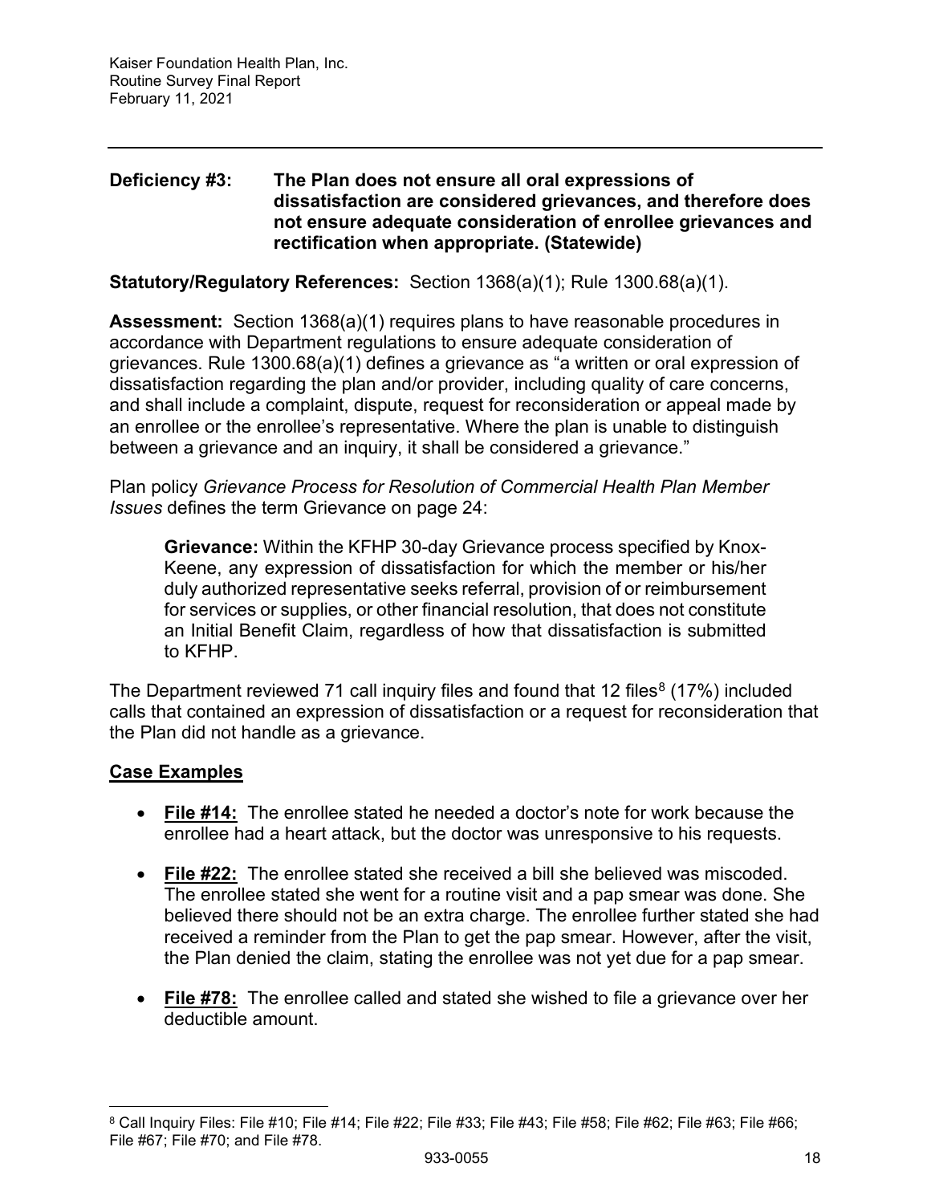**Deficiency #3: The Plan does not ensure all oral expressions of dissatisfaction are considered grievances, and therefore does not ensure adequate consideration of enrollee grievances and rectification when appropriate. (Statewide)**

**Statutory/Regulatory References:** Section 1368(a)(1); Rule 1300.68(a)(1).

**Assessment:** Section 1368(a)(1) requires plans to have reasonable procedures in accordance with Department regulations to ensure adequate consideration of grievances. Rule 1300.68(a)(1) defines a grievance as "a written or oral expression of dissatisfaction regarding the plan and/or provider, including quality of care concerns, and shall include a complaint, dispute, request for reconsideration or appeal made by an enrollee or the enrollee's representative. Where the plan is unable to distinguish between a grievance and an inquiry, it shall be considered a grievance."

Plan policy *Grievance Process for Resolution of Commercial Health Plan Member Issues* defines the term Grievance on page 24:

> **Grievance:** Within the KFHP 30-day Grievance process specified by Knox-Keene, any expression of dissatisfaction for which the member or his/her duly authorized representative seeks referral, provision of or reimbursement for services or supplies, or other financial resolution, that does not constitute an Initial Benefit Claim, regardless of how that dissatisfaction is submitted to KFHP.

The Department reviewed 71 call inquiry files and found that 12 files[8] (17%) included calls that contained an expression of dissatisfaction or a request for reconsideration that the Plan did not handle as a grievance.

**Case Examples**

- **File #14:** The enrollee stated he needed a doctor's note for work because the enrollee had a heart attack, but the doctor was unresponsive to his requests.
- **File #22:** The enrollee stated she received a bill she believed was miscoded. The enrollee stated she went for a routine visit and a pap smear was done. She believed there should not be an extra charge. The enrollee further stated she had received a reminder from the Plan to get the pap smear. However, after the visit, the Plan denied the claim, stating the enrollee was not yet due for a pap smear.
- **File #78:** The enrollee called and stated she wished to file a grievance over her deductible amount.

[8] Call Inquiry Files: File #10; File #14; File #22; File #33; File #43; File #58; File #62; File #63; File #66; File #67; File #70; and File #78.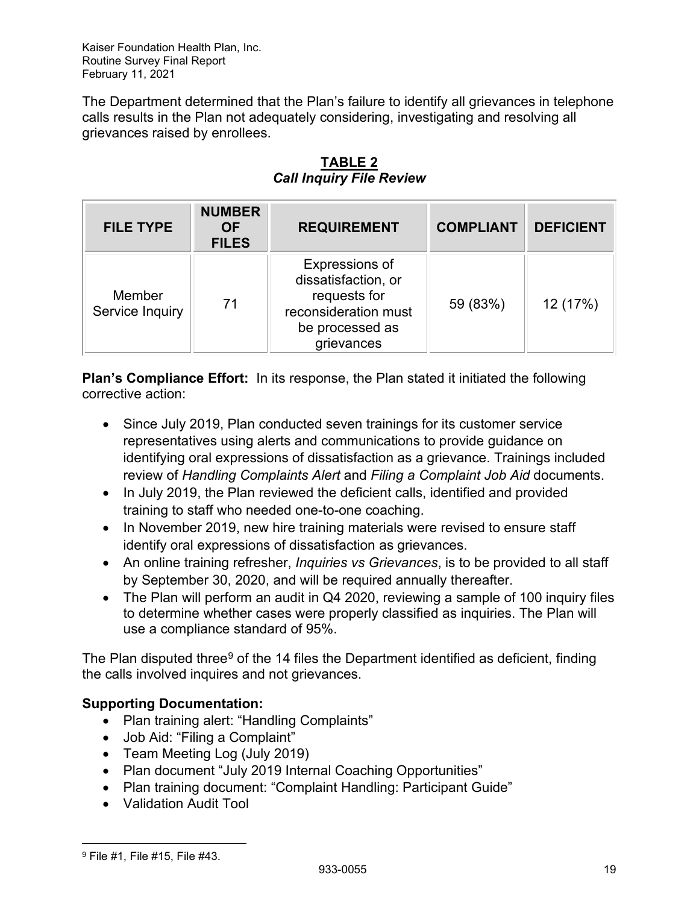The Department determined that the Plan's failure to identify all grievances in telephone calls results in the Plan not adequately considering, investigating and resolving all grievances raised by enrollees.

**TABLE 2**
***Call Inquiry File Review***

| FILE TYPE | NUMBER OF FILES | REQUIREMENT | COMPLIANT | DEFICIENT |
|---|---|---|---|---|
| Member Service Inquiry | 71 | Expressions of dissatisfaction, or requests for reconsideration must be processed as grievances | 59 (83%) | 12 (17%) |

**Plan's Compliance Effort:** In its response, the Plan stated it initiated the following corrective action:

- Since July 2019, Plan conducted seven trainings for its customer service representatives using alerts and communications to provide guidance on identifying oral expressions of dissatisfaction as a grievance. Trainings included review of *Handling Complaints Alert* and *Filing a Complaint Job Aid* documents.
- In July 2019, the Plan reviewed the deficient calls, identified and provided training to staff who needed one-to-one coaching.
- In November 2019, new hire training materials were revised to ensure staff identify oral expressions of dissatisfaction as grievances.
- An online training refresher, *Inquiries vs Grievances*, is to be provided to all staff by September 30, 2020, and will be required annually thereafter.
- The Plan will perform an audit in Q4 2020, reviewing a sample of 100 inquiry files to determine whether cases were properly classified as inquiries. The Plan will use a compliance standard of 95%.

The Plan disputed three[9] of the 14 files the Department identified as deficient, finding the calls involved inquires and not grievances.

**Supporting Documentation:**

- Plan training alert: "Handling Complaints"
- Job Aid: "Filing a Complaint"
- Team Meeting Log (July 2019)
- Plan document "July 2019 Internal Coaching Opportunities"
- Plan training document: "Complaint Handling: Participant Guide"
- Validation Audit Tool

[9] File #1, File #15, File #43.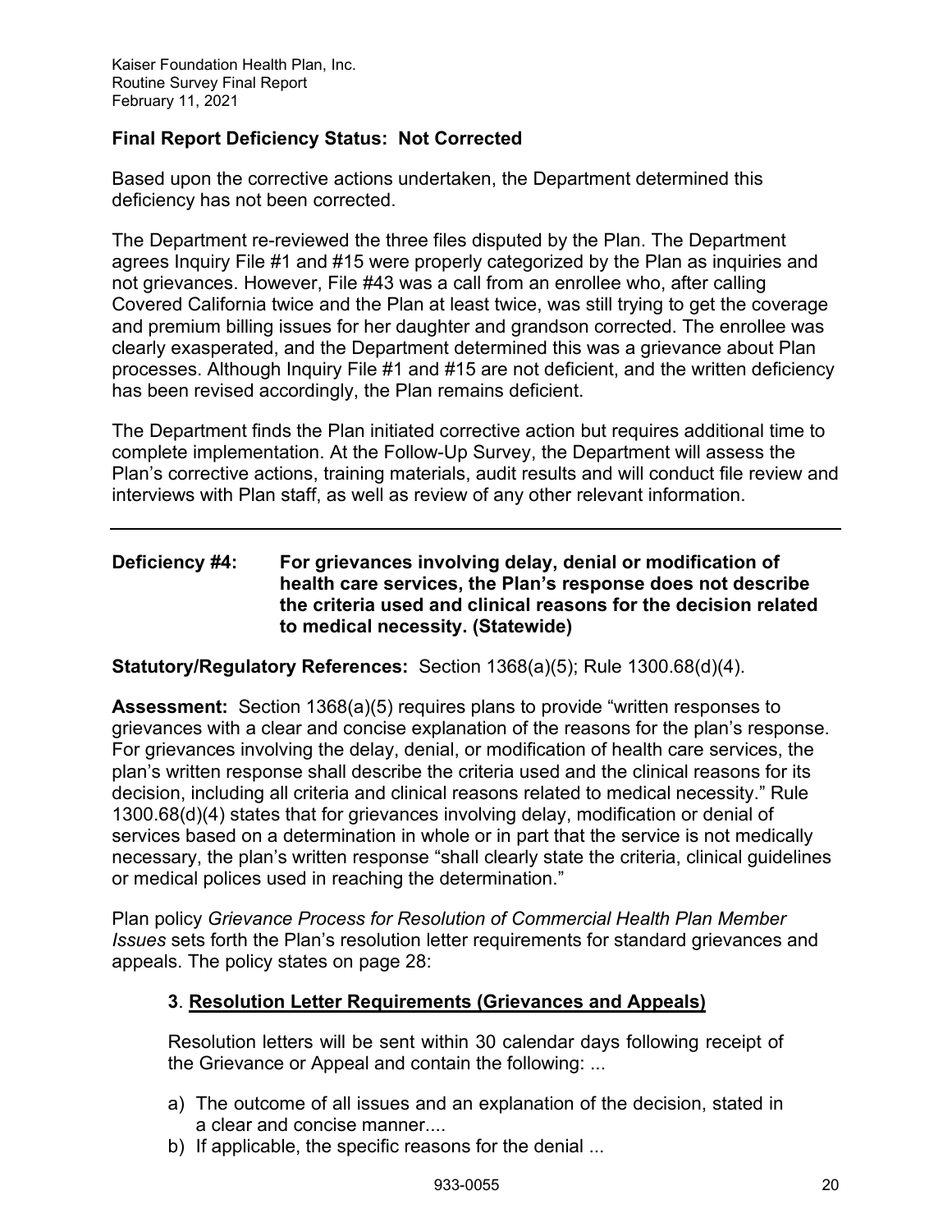**Final Report Deficiency Status: Not Corrected**

Based upon the corrective actions undertaken, the Department determined this deficiency has not been corrected.

The Department re-reviewed the three files disputed by the Plan. The Department agrees Inquiry File #1 and #15 were properly categorized by the Plan as inquiries and not grievances. However, File #43 was a call from an enrollee who, after calling Covered California twice and the Plan at least twice, was still trying to get the coverage and premium billing issues for her daughter and grandson corrected. The enrollee was clearly exasperated, and the Department determined this was a grievance about Plan processes. Although Inquiry File #1 and #15 are not deficient, and the written deficiency has been revised accordingly, the Plan remains deficient.

The Department finds the Plan initiated corrective action but requires additional time to complete implementation. At the Follow-Up Survey, the Department will assess the Plan's corrective actions, training materials, audit results and will conduct file review and interviews with Plan staff, as well as review of any other relevant information.

---

**Deficiency #4: For grievances involving delay, denial or modification of health care services, the Plan's response does not describe the criteria used and clinical reasons for the decision related to medical necessity. (Statewide)**

**Statutory/Regulatory References:** Section 1368(a)(5); Rule 1300.68(d)(4).

**Assessment:** Section 1368(a)(5) requires plans to provide "written responses to grievances with a clear and concise explanation of the reasons for the plan's response. For grievances involving the delay, denial, or modification of health care services, the plan's written response shall describe the criteria used and the clinical reasons for its decision, including all criteria and clinical reasons related to medical necessity." Rule 1300.68(d)(4) states that for grievances involving delay, modification or denial of services based on a determination in whole or in part that the service is not medically necessary, the plan's written response "shall clearly state the criteria, clinical guidelines or medical polices used in reaching the determination."

Plan policy *Grievance Process for Resolution of Commercial Health Plan Member Issues* sets forth the Plan's resolution letter requirements for standard grievances and appeals. The policy states on page 28:

> **3**. **<u>Resolution Letter Requirements (Grievances and Appeals)</u>**
>
> Resolution letters will be sent within 30 calendar days following receipt of the Grievance or Appeal and contain the following: ...
>
> a) The outcome of all issues and an explanation of the decision, stated in a clear and concise manner....
> b) If applicable, the specific reasons for the denial ...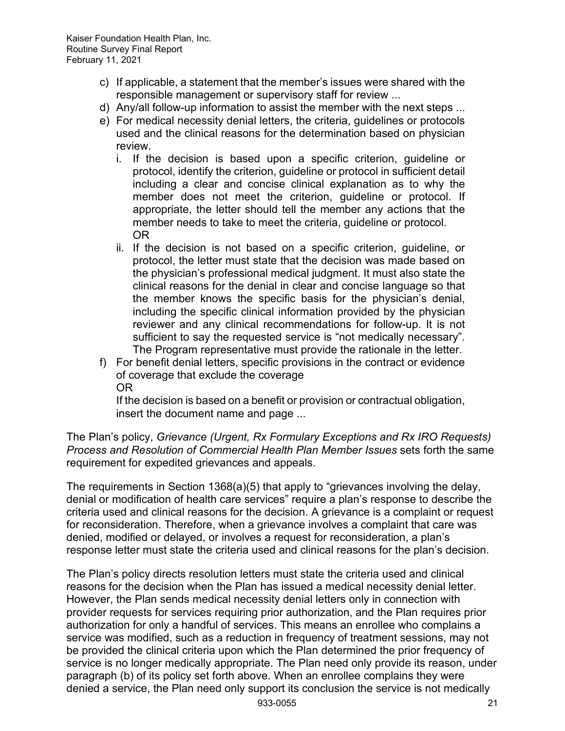c) If applicable, a statement that the member's issues were shared with the responsible management or supervisory staff for review ...
d) Any/all follow-up information to assist the member with the next steps ...
e) For medical necessity denial letters, the criteria, guidelines or protocols used and the clinical reasons for the determination based on physician review.
   i. If the decision is based upon a specific criterion, guideline or protocol, identify the criterion, guideline or protocol in sufficient detail including a clear and concise clinical explanation as to why the member does not meet the criterion, guideline or protocol. If appropriate, the letter should tell the member any actions that the member needs to take to meet the criteria, guideline or protocol.
   OR
   ii. If the decision is not based on a specific criterion, guideline, or protocol, the letter must state that the decision was made based on the physician's professional medical judgment. It must also state the clinical reasons for the denial in clear and concise language so that the member knows the specific basis for the physician's denial, including the specific clinical information provided by the physician reviewer and any clinical recommendations for follow-up. It is not sufficient to say the requested service is "not medically necessary". The Program representative must provide the rationale in the letter.
f) For benefit denial letters, specific provisions in the contract or evidence of coverage that exclude the coverage
   OR
   If the decision is based on a benefit or provision or contractual obligation, insert the document name and page ...

The Plan's policy, *Grievance (Urgent, Rx Formulary Exceptions and Rx IRO Requests) Process and Resolution of Commercial Health Plan Member Issues* sets forth the same requirement for expedited grievances and appeals.

The requirements in Section 1368(a)(5) that apply to "grievances involving the delay, denial or modification of health care services" require a plan's response to describe the criteria used and clinical reasons for the decision. A grievance is a complaint or request for reconsideration. Therefore, when a grievance involves a complaint that care was denied, modified or delayed, or involves a request for reconsideration, a plan's response letter must state the criteria used and clinical reasons for the plan's decision.

The Plan's policy directs resolution letters must state the criteria used and clinical reasons for the decision when the Plan has issued a medical necessity denial letter. However, the Plan sends medical necessity denial letters only in connection with provider requests for services requiring prior authorization, and the Plan requires prior authorization for only a handful of services. This means an enrollee who complains a service was modified, such as a reduction in frequency of treatment sessions, may not be provided the clinical criteria upon which the Plan determined the prior frequency of service is no longer medically appropriate. The Plan need only provide its reason, under paragraph (b) of its policy set forth above. When an enrollee complains they were denied a service, the Plan need only support its conclusion the service is not medically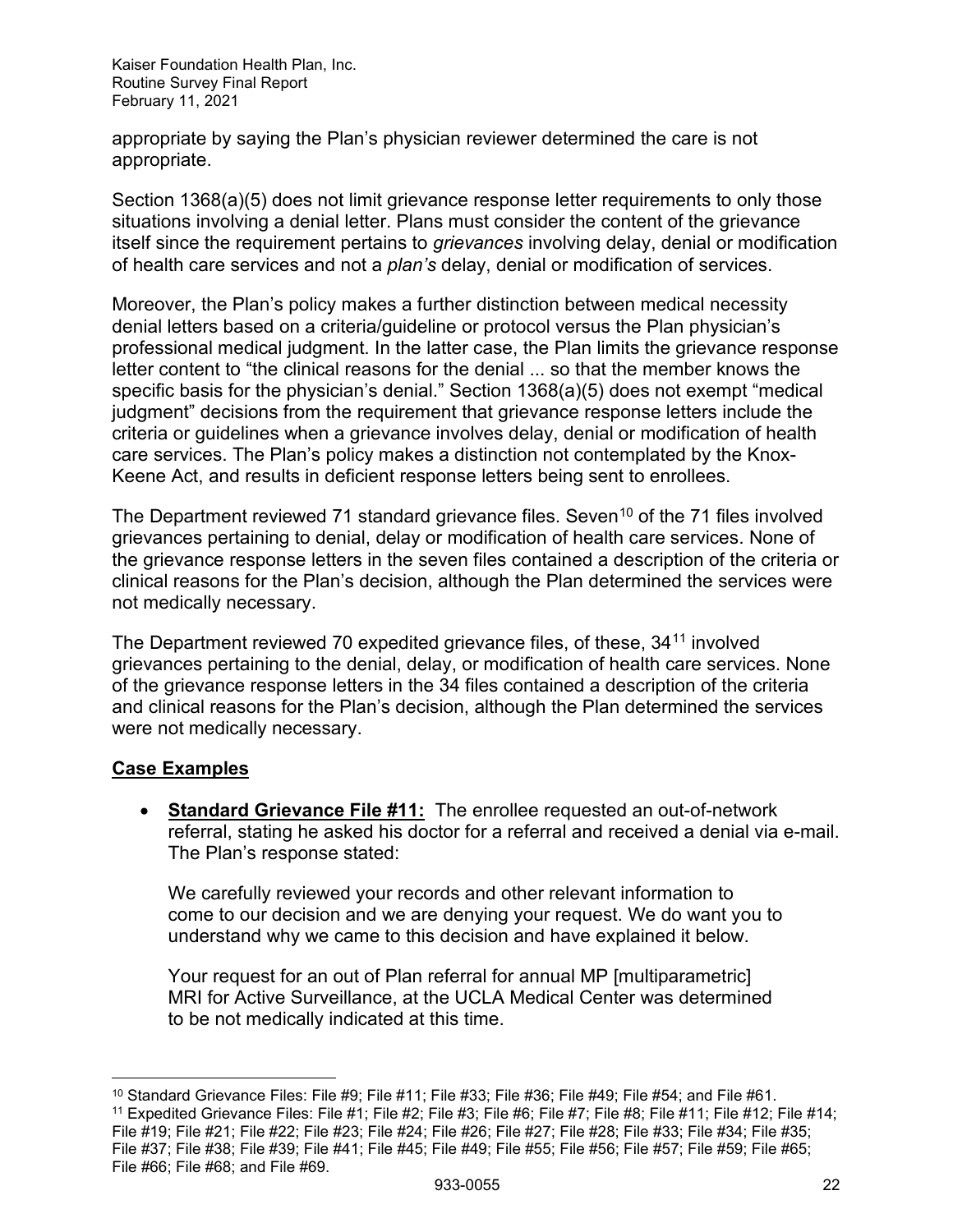appropriate by saying the Plan's physician reviewer determined the care is not appropriate.

Section 1368(a)(5) does not limit grievance response letter requirements to only those situations involving a denial letter. Plans must consider the content of the grievance itself since the requirement pertains to *grievances* involving delay, denial or modification of health care services and not a *plan's* delay, denial or modification of services.

Moreover, the Plan's policy makes a further distinction between medical necessity denial letters based on a criteria/guideline or protocol versus the Plan physician's professional medical judgment. In the latter case, the Plan limits the grievance response letter content to "the clinical reasons for the denial ... so that the member knows the specific basis for the physician's denial." Section 1368(a)(5) does not exempt "medical judgment" decisions from the requirement that grievance response letters include the criteria or guidelines when a grievance involves delay, denial or modification of health care services. The Plan's policy makes a distinction not contemplated by the Knox-Keene Act, and results in deficient response letters being sent to enrollees.

The Department reviewed 71 standard grievance files. Seven[10] of the 71 files involved grievances pertaining to denial, delay or modification of health care services. None of the grievance response letters in the seven files contained a description of the criteria or clinical reasons for the Plan's decision, although the Plan determined the services were not medically necessary.

The Department reviewed 70 expedited grievance files, of these, 34[11] involved grievances pertaining to the denial, delay, or modification of health care services. None of the grievance response letters in the 34 files contained a description of the criteria and clinical reasons for the Plan's decision, although the Plan determined the services were not medically necessary.

**Case Examples**

- **Standard Grievance File #11:** The enrollee requested an out-of-network referral, stating he asked his doctor for a referral and received a denial via e-mail. The Plan's response stated:

  We carefully reviewed your records and other relevant information to come to our decision and we are denying your request. We do want you to understand why we came to this decision and have explained it below.

  Your request for an out of Plan referral for annual MP [multiparametric] MRI for Active Surveillance, at the UCLA Medical Center was determined to be not medically indicated at this time.

---

[10] Standard Grievance Files: File #9; File #11; File #33; File #36; File #49; File #54; and File #61.

[11] Expedited Grievance Files: File #1; File #2; File #3; File #6; File #7; File #8; File #11; File #12; File #14; File #19; File #21; File #22; File #23; File #24; File #26; File #27; File #28; File #33; File #34; File #35; File #37; File #38; File #39; File #41; File #45; File #49; File #55; File #56; File #57; File #59; File #65; File #66; File #68; and File #69.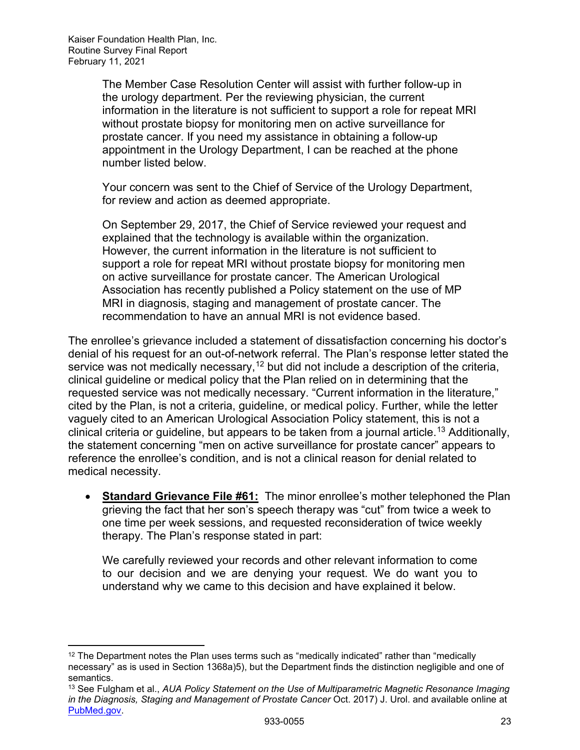> The Member Case Resolution Center will assist with further follow-up in the urology department. Per the reviewing physician, the current information in the literature is not sufficient to support a role for repeat MRI without prostate biopsy for monitoring men on active surveillance for prostate cancer. If you need my assistance in obtaining a follow-up appointment in the Urology Department, I can be reached at the phone number listed below.
>
> Your concern was sent to the Chief of Service of the Urology Department, for review and action as deemed appropriate.
>
> On September 29, 2017, the Chief of Service reviewed your request and explained that the technology is available within the organization. However, the current information in the literature is not sufficient to support a role for repeat MRI without prostate biopsy for monitoring men on active surveillance for prostate cancer. The American Urological Association has recently published a Policy statement on the use of MP MRI in diagnosis, staging and management of prostate cancer. The recommendation to have an annual MRI is not evidence based.

The enrollee's grievance included a statement of dissatisfaction concerning his doctor's denial of his request for an out-of-network referral. The Plan's response letter stated the service was not medically necessary,[12] but did not include a description of the criteria, clinical guideline or medical policy that the Plan relied on in determining that the requested service was not medically necessary. "Current information in the literature," cited by the Plan, is not a criteria, guideline, or medical policy. Further, while the letter vaguely cited to an American Urological Association Policy statement, this is not a clinical criteria or guideline, but appears to be taken from a journal article.[13] Additionally, the statement concerning "men on active surveillance for prostate cancer" appears to reference the enrollee's condition, and is not a clinical reason for denial related to medical necessity.

- **Standard Grievance File #61:** The minor enrollee's mother telephoned the Plan grieving the fact that her son's speech therapy was "cut" from twice a week to one time per week sessions, and requested reconsideration of twice weekly therapy. The Plan's response stated in part:

> We carefully reviewed your records and other relevant information to come to our decision and we are denying your request. We do want you to understand why we came to this decision and have explained it below.

---

[12] The Department notes the Plan uses terms such as "medically indicated" rather than "medically necessary" as is used in Section 1368a)5), but the Department finds the distinction negligible and one of semantics.

[13] See Fulgham et al., *AUA Policy Statement on the Use of Multiparametric Magnetic Resonance Imaging in the Diagnosis, Staging and Management of Prostate Cancer* Oct. 2017) J. Urol. and available online at PubMed.gov.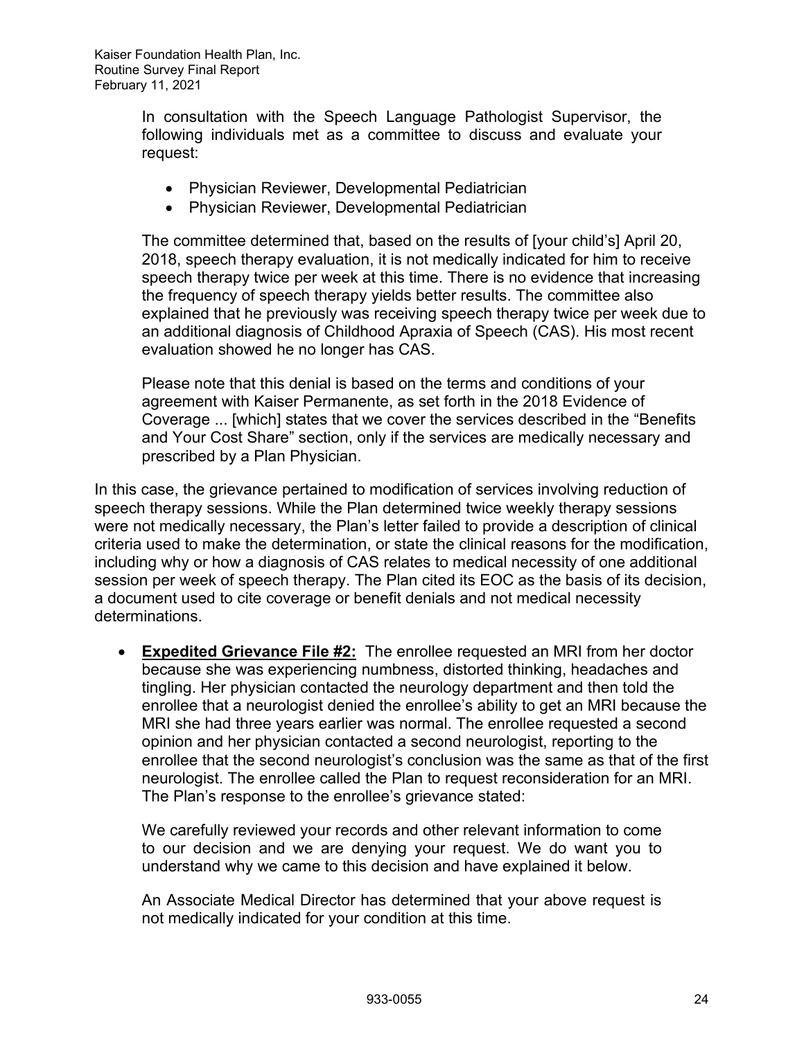> In consultation with the Speech Language Pathologist Supervisor, the following individuals met as a committee to discuss and evaluate your request:
>
> - Physician Reviewer, Developmental Pediatrician
> - Physician Reviewer, Developmental Pediatrician
>
> The committee determined that, based on the results of [your child's] April 20, 2018, speech therapy evaluation, it is not medically indicated for him to receive speech therapy twice per week at this time. There is no evidence that increasing the frequency of speech therapy yields better results. The committee also explained that he previously was receiving speech therapy twice per week due to an additional diagnosis of Childhood Apraxia of Speech (CAS). His most recent evaluation showed he no longer has CAS.
>
> Please note that this denial is based on the terms and conditions of your agreement with Kaiser Permanente, as set forth in the 2018 Evidence of Coverage ... [which] states that we cover the services described in the "Benefits and Your Cost Share" section, only if the services are medically necessary and prescribed by a Plan Physician.

In this case, the grievance pertained to modification of services involving reduction of speech therapy sessions. While the Plan determined twice weekly therapy sessions were not medically necessary, the Plan's letter failed to provide a description of clinical criteria used to make the determination, or state the clinical reasons for the modification, including why or how a diagnosis of CAS relates to medical necessity of one additional session per week of speech therapy. The Plan cited its EOC as the basis of its decision, a document used to cite coverage or benefit denials and not medical necessity determinations.

- **Expedited Grievance File #2:** The enrollee requested an MRI from her doctor because she was experiencing numbness, distorted thinking, headaches and tingling. Her physician contacted the neurology department and then told the enrollee that a neurologist denied the enrollee's ability to get an MRI because the MRI she had three years earlier was normal. The enrollee requested a second opinion and her physician contacted a second neurologist, reporting to the enrollee that the second neurologist's conclusion was the same as that of the first neurologist. The enrollee called the Plan to request reconsideration for an MRI. The Plan's response to the enrollee's grievance stated:

> We carefully reviewed your records and other relevant information to come to our decision and we are denying your request. We do want you to understand why we came to this decision and have explained it below.
>
> An Associate Medical Director has determined that your above request is not medically indicated for your condition at this time.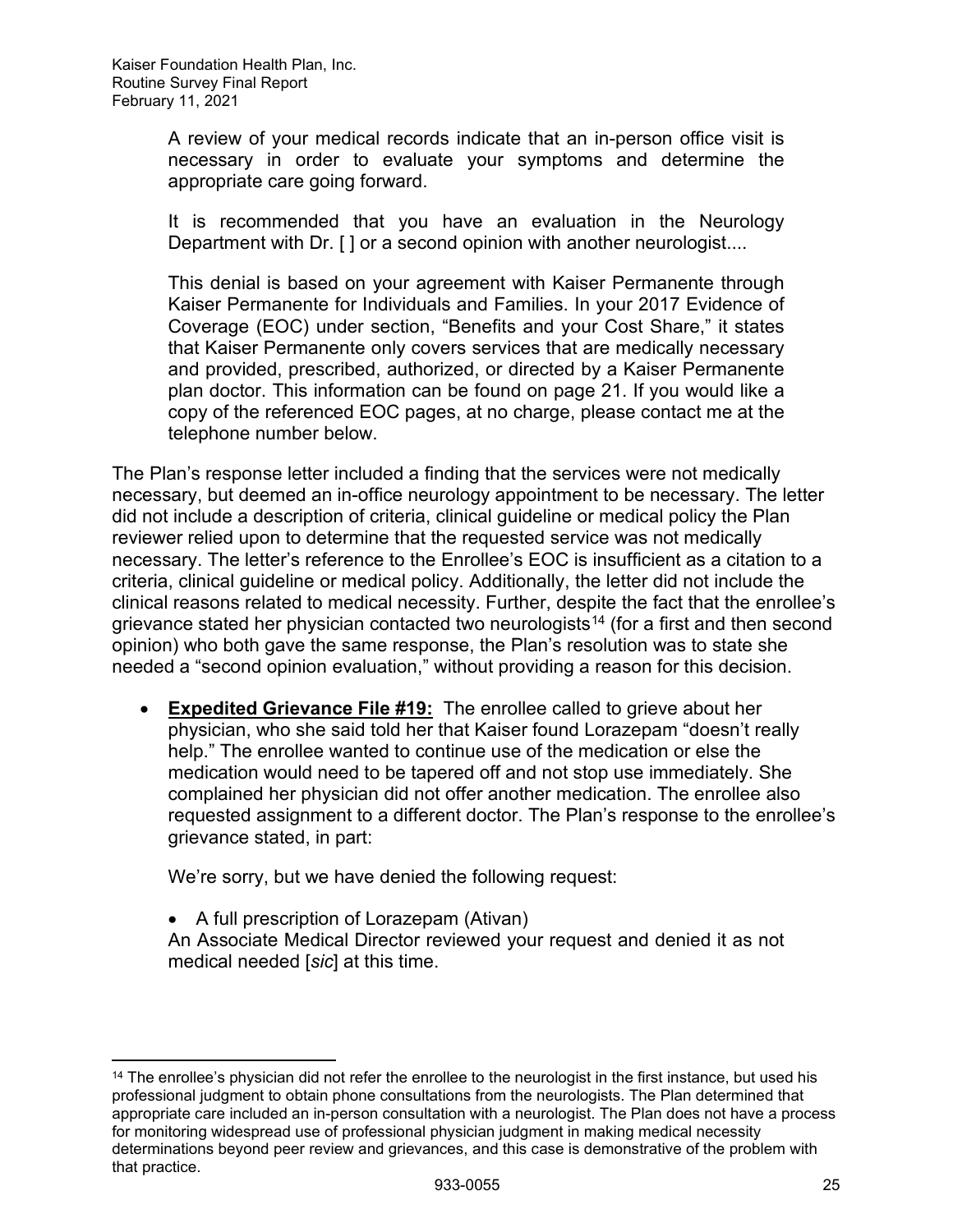> A review of your medical records indicate that an in-person office visit is necessary in order to evaluate your symptoms and determine the appropriate care going forward.
>
> It is recommended that you have an evaluation in the Neurology Department with Dr. [ ] or a second opinion with another neurologist....
>
> This denial is based on your agreement with Kaiser Permanente through Kaiser Permanente for Individuals and Families. In your 2017 Evidence of Coverage (EOC) under section, "Benefits and your Cost Share," it states that Kaiser Permanente only covers services that are medically necessary and provided, prescribed, authorized, or directed by a Kaiser Permanente plan doctor. This information can be found on page 21. If you would like a copy of the referenced EOC pages, at no charge, please contact me at the telephone number below.

The Plan's response letter included a finding that the services were not medically necessary, but deemed an in-office neurology appointment to be necessary. The letter did not include a description of criteria, clinical guideline or medical policy the Plan reviewer relied upon to determine that the requested service was not medically necessary. The letter's reference to the Enrollee's EOC is insufficient as a citation to a criteria, clinical guideline or medical policy. Additionally, the letter did not include the clinical reasons related to medical necessity. Further, despite the fact that the enrollee's grievance stated her physician contacted two neurologists[14] (for a first and then second opinion) who both gave the same response, the Plan's resolution was to state she needed a "second opinion evaluation," without providing a reason for this decision.

- **Expedited Grievance File #19:** The enrollee called to grieve about her physician, who she said told her that Kaiser found Lorazepam "doesn't really help." The enrollee wanted to continue use of the medication or else the medication would need to be tapered off and not stop use immediately. She complained her physician did not offer another medication. The enrollee also requested assignment to a different doctor. The Plan's response to the enrollee's grievance stated, in part:

> We're sorry, but we have denied the following request:
>
> - A full prescription of Lorazepam (Ativan)
>
> An Associate Medical Director reviewed your request and denied it as not medical needed [*sic*] at this time.

[14] The enrollee's physician did not refer the enrollee to the neurologist in the first instance, but used his professional judgment to obtain phone consultations from the neurologists. The Plan determined that appropriate care included an in-person consultation with a neurologist. The Plan does not have a process for monitoring widespread use of professional physician judgment in making medical necessity determinations beyond peer review and grievances, and this case is demonstrative of the problem with that practice.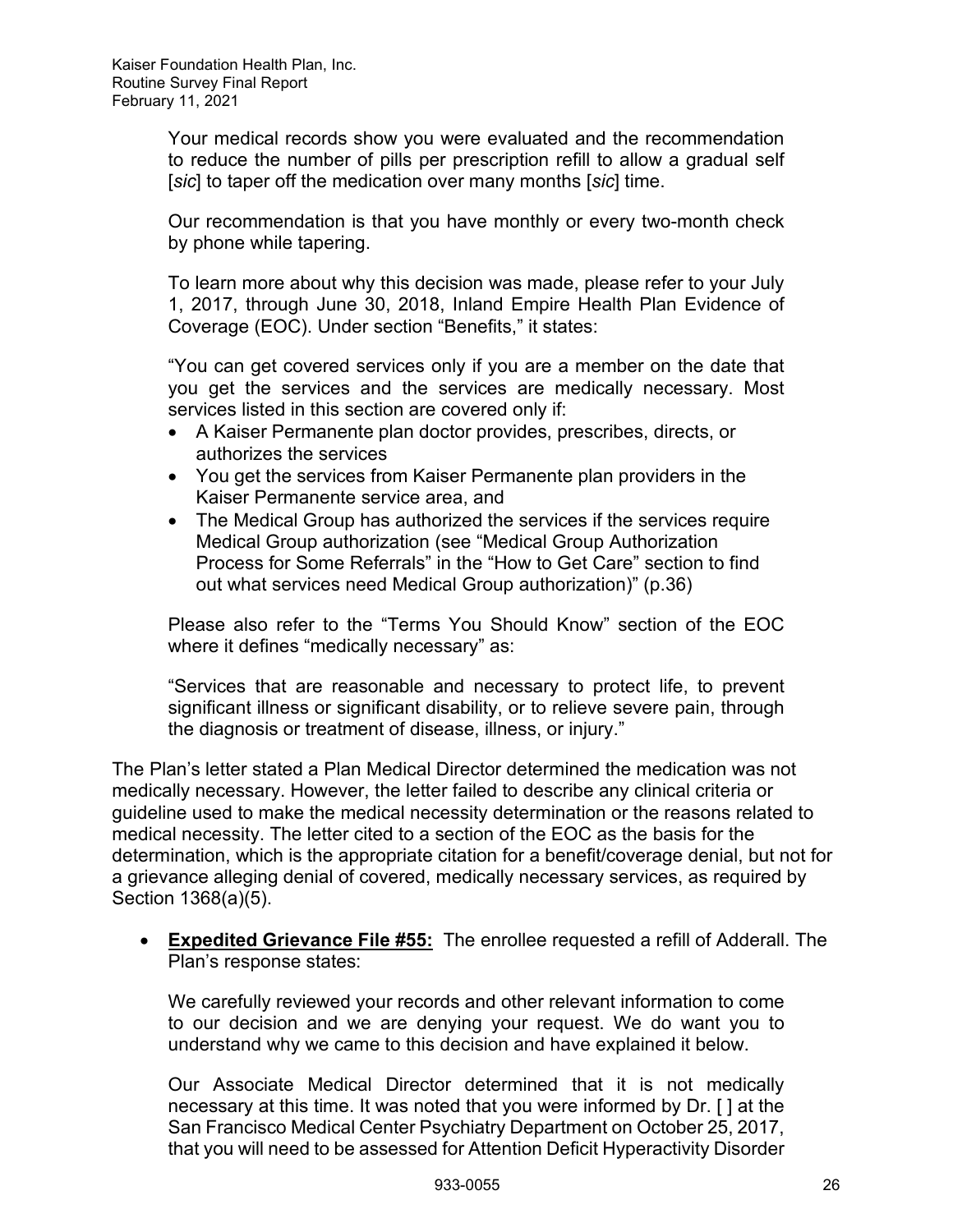Your medical records show you were evaluated and the recommendation to reduce the number of pills per prescription refill to allow a gradual self [*sic*] to taper off the medication over many months [*sic*] time.

Our recommendation is that you have monthly or every two-month check by phone while tapering.

To learn more about why this decision was made, please refer to your July 1, 2017, through June 30, 2018, Inland Empire Health Plan Evidence of Coverage (EOC). Under section "Benefits," it states:

"You can get covered services only if you are a member on the date that you get the services and the services are medically necessary. Most services listed in this section are covered only if:

- A Kaiser Permanente plan doctor provides, prescribes, directs, or authorizes the services
- You get the services from Kaiser Permanente plan providers in the Kaiser Permanente service area, and
- The Medical Group has authorized the services if the services require Medical Group authorization (see "Medical Group Authorization Process for Some Referrals" in the "How to Get Care" section to find out what services need Medical Group authorization)" (p.36)

Please also refer to the "Terms You Should Know" section of the EOC where it defines "medically necessary" as:

"Services that are reasonable and necessary to protect life, to prevent significant illness or significant disability, or to relieve severe pain, through the diagnosis or treatment of disease, illness, or injury."

The Plan's letter stated a Plan Medical Director determined the medication was not medically necessary. However, the letter failed to describe any clinical criteria or guideline used to make the medical necessity determination or the reasons related to medical necessity. The letter cited to a section of the EOC as the basis for the determination, which is the appropriate citation for a benefit/coverage denial, but not for a grievance alleging denial of covered, medically necessary services, as required by Section 1368(a)(5).

- **<u>Expedited Grievance File #55:</u>** The enrollee requested a refill of Adderall. The Plan's response states:

  We carefully reviewed your records and other relevant information to come to our decision and we are denying your request. We do want you to understand why we came to this decision and have explained it below.

  Our Associate Medical Director determined that it is not medically necessary at this time. It was noted that you were informed by Dr. [ ] at the San Francisco Medical Center Psychiatry Department on October 25, 2017, that you will need to be assessed for Attention Deficit Hyperactivity Disorder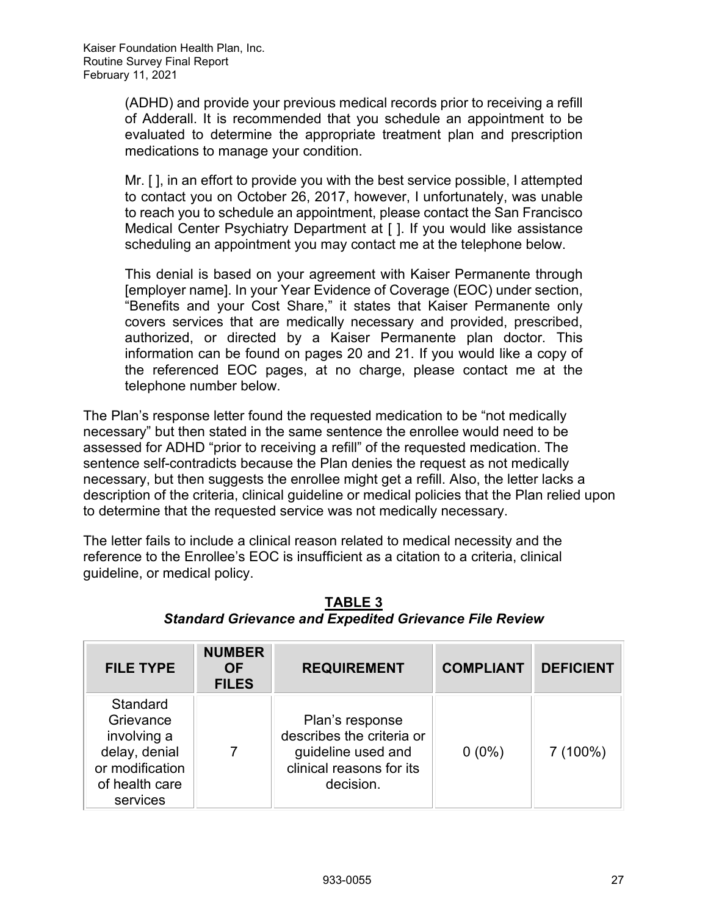> (ADHD) and provide your previous medical records prior to receiving a refill of Adderall. It is recommended that you schedule an appointment to be evaluated to determine the appropriate treatment plan and prescription medications to manage your condition.
>
> Mr. [ ], in an effort to provide you with the best service possible, I attempted to contact you on October 26, 2017, however, I unfortunately, was unable to reach you to schedule an appointment, please contact the San Francisco Medical Center Psychiatry Department at [ ]. If you would like assistance scheduling an appointment you may contact me at the telephone below.
>
> This denial is based on your agreement with Kaiser Permanente through [employer name]. In your Year Evidence of Coverage (EOC) under section, "Benefits and your Cost Share," it states that Kaiser Permanente only covers services that are medically necessary and provided, prescribed, authorized, or directed by a Kaiser Permanente plan doctor. This information can be found on pages 20 and 21. If you would like a copy of the referenced EOC pages, at no charge, please contact me at the telephone number below.

The Plan's response letter found the requested medication to be "not medically necessary" but then stated in the same sentence the enrollee would need to be assessed for ADHD "prior to receiving a refill" of the requested medication. The sentence self-contradicts because the Plan denies the request as not medically necessary, but then suggests the enrollee might get a refill. Also, the letter lacks a description of the criteria, clinical guideline or medical policies that the Plan relied upon to determine that the requested service was not medically necessary.

The letter fails to include a clinical reason related to medical necessity and the reference to the Enrollee's EOC is insufficient as a citation to a criteria, clinical guideline, or medical policy.

**TABLE 3**

***Standard Grievance and Expedited Grievance File Review***

| FILE TYPE | NUMBER OF FILES | REQUIREMENT | COMPLIANT | DEFICIENT |
|---|---|---|---|---|
| Standard Grievance involving a delay, denial or modification of health care services | 7 | Plan's response describes the criteria or guideline used and clinical reasons for its decision. | 0 (0%) | 7 (100%) |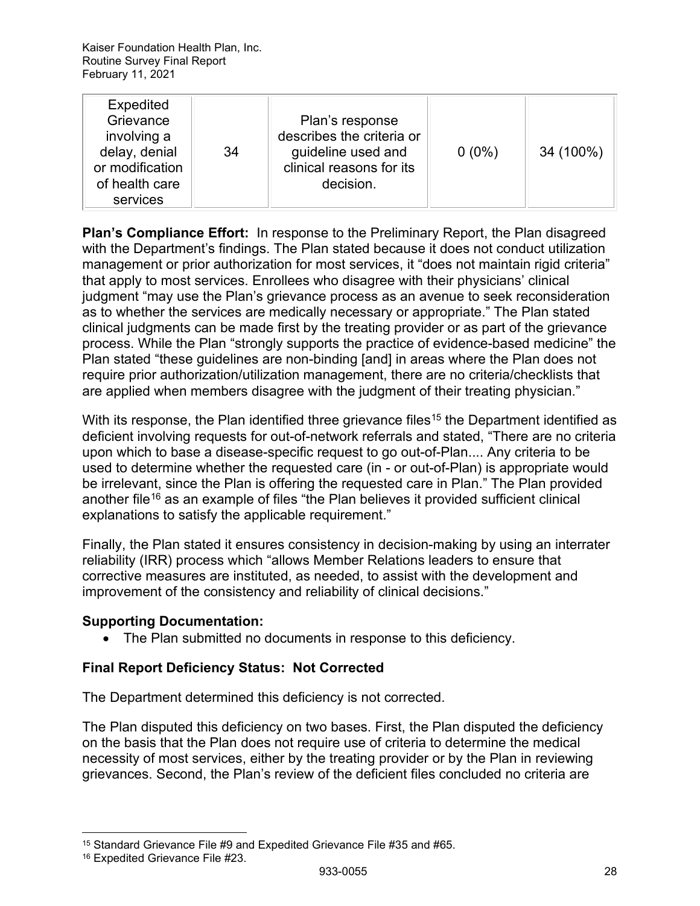| Expedited Grievance involving a delay, denial or modification of health care services | 34 | Plan's response describes the criteria or guideline used and clinical reasons for its decision. | 0 (0%) | 34 (100%) |
|---|---|---|---|---|

**Plan's Compliance Effort:** In response to the Preliminary Report, the Plan disagreed with the Department's findings. The Plan stated because it does not conduct utilization management or prior authorization for most services, it "does not maintain rigid criteria" that apply to most services. Enrollees who disagree with their physicians' clinical judgment "may use the Plan's grievance process as an avenue to seek reconsideration as to whether the services are medically necessary or appropriate." The Plan stated clinical judgments can be made first by the treating provider or as part of the grievance process. While the Plan "strongly supports the practice of evidence-based medicine" the Plan stated "these guidelines are non-binding [and] in areas where the Plan does not require prior authorization/utilization management, there are no criteria/checklists that are applied when members disagree with the judgment of their treating physician."

With its response, the Plan identified three grievance files[15] the Department identified as deficient involving requests for out-of-network referrals and stated, "There are no criteria upon which to base a disease-specific request to go out-of-Plan.... Any criteria to be used to determine whether the requested care (in - or out-of-Plan) is appropriate would be irrelevant, since the Plan is offering the requested care in Plan." The Plan provided another file[16] as an example of files "the Plan believes it provided sufficient clinical explanations to satisfy the applicable requirement."

Finally, the Plan stated it ensures consistency in decision-making by using an interrater reliability (IRR) process which "allows Member Relations leaders to ensure that corrective measures are instituted, as needed, to assist with the development and improvement of the consistency and reliability of clinical decisions."

**Supporting Documentation:**

- The Plan submitted no documents in response to this deficiency.

**Final Report Deficiency Status: Not Corrected**

The Department determined this deficiency is not corrected.

The Plan disputed this deficiency on two bases. First, the Plan disputed the deficiency on the basis that the Plan does not require use of criteria to determine the medical necessity of most services, either by the treating provider or by the Plan in reviewing grievances. Second, the Plan's review of the deficient files concluded no criteria are

[15] Standard Grievance File #9 and Expedited Grievance File #35 and #65.

[16] Expedited Grievance File #23.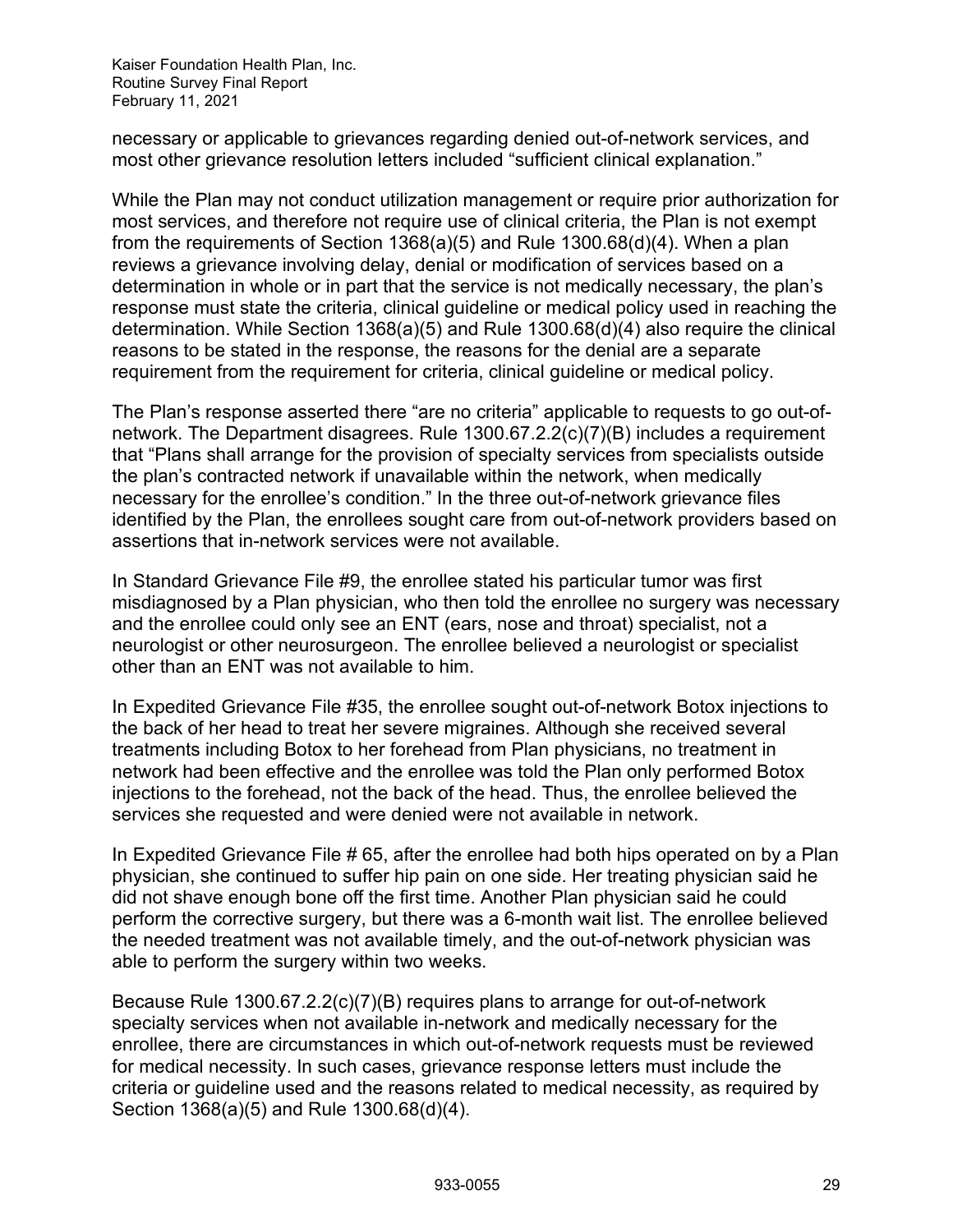necessary or applicable to grievances regarding denied out-of-network services, and most other grievance resolution letters included "sufficient clinical explanation."

While the Plan may not conduct utilization management or require prior authorization for most services, and therefore not require use of clinical criteria, the Plan is not exempt from the requirements of Section 1368(a)(5) and Rule 1300.68(d)(4). When a plan reviews a grievance involving delay, denial or modification of services based on a determination in whole or in part that the service is not medically necessary, the plan's response must state the criteria, clinical guideline or medical policy used in reaching the determination. While Section 1368(a)(5) and Rule 1300.68(d)(4) also require the clinical reasons to be stated in the response, the reasons for the denial are a separate requirement from the requirement for criteria, clinical guideline or medical policy.

The Plan's response asserted there "are no criteria" applicable to requests to go out-of-network. The Department disagrees. Rule 1300.67.2.2(c)(7)(B) includes a requirement that "Plans shall arrange for the provision of specialty services from specialists outside the plan's contracted network if unavailable within the network, when medically necessary for the enrollee's condition." In the three out-of-network grievance files identified by the Plan, the enrollees sought care from out-of-network providers based on assertions that in-network services were not available.

In Standard Grievance File #9, the enrollee stated his particular tumor was first misdiagnosed by a Plan physician, who then told the enrollee no surgery was necessary and the enrollee could only see an ENT (ears, nose and throat) specialist, not a neurologist or other neurosurgeon. The enrollee believed a neurologist or specialist other than an ENT was not available to him.

In Expedited Grievance File #35, the enrollee sought out-of-network Botox injections to the back of her head to treat her severe migraines. Although she received several treatments including Botox to her forehead from Plan physicians, no treatment in network had been effective and the enrollee was told the Plan only performed Botox injections to the forehead, not the back of the head. Thus, the enrollee believed the services she requested and were denied were not available in network.

In Expedited Grievance File # 65, after the enrollee had both hips operated on by a Plan physician, she continued to suffer hip pain on one side. Her treating physician said he did not shave enough bone off the first time. Another Plan physician said he could perform the corrective surgery, but there was a 6-month wait list. The enrollee believed the needed treatment was not available timely, and the out-of-network physician was able to perform the surgery within two weeks.

Because Rule 1300.67.2.2(c)(7)(B) requires plans to arrange for out-of-network specialty services when not available in-network and medically necessary for the enrollee, there are circumstances in which out-of-network requests must be reviewed for medical necessity. In such cases, grievance response letters must include the criteria or guideline used and the reasons related to medical necessity, as required by Section 1368(a)(5) and Rule 1300.68(d)(4).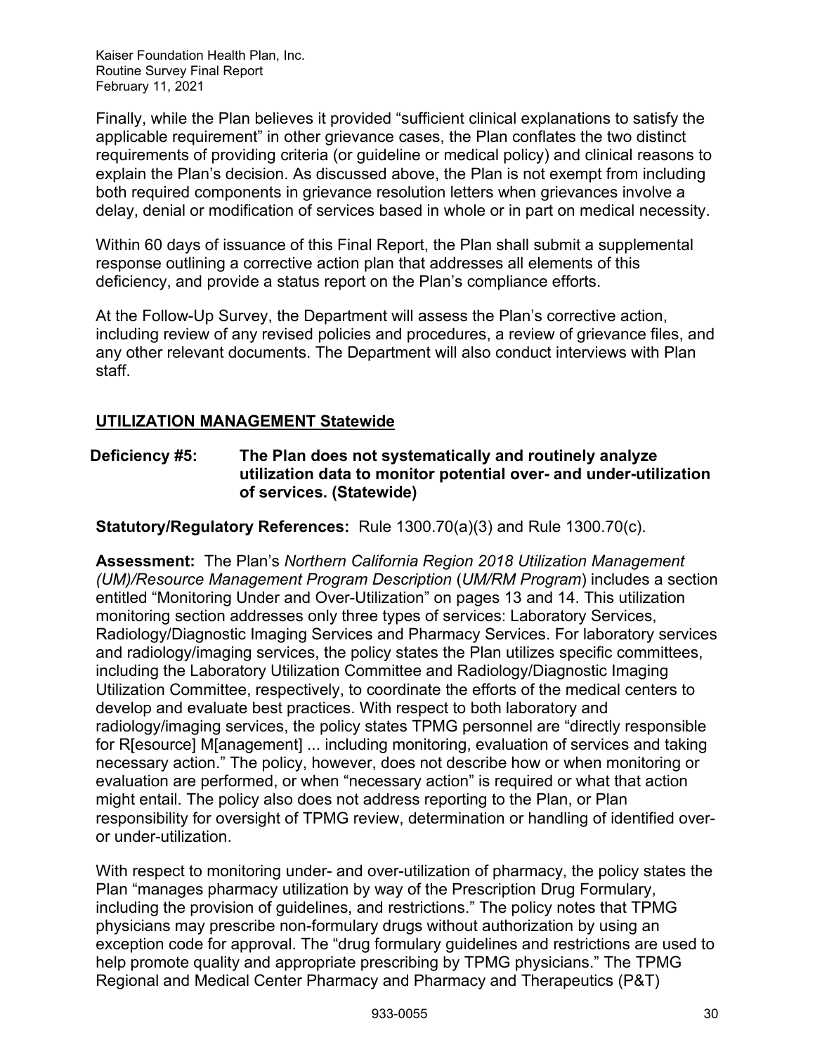Finally, while the Plan believes it provided "sufficient clinical explanations to satisfy the applicable requirement" in other grievance cases, the Plan conflates the two distinct requirements of providing criteria (or guideline or medical policy) and clinical reasons to explain the Plan's decision. As discussed above, the Plan is not exempt from including both required components in grievance resolution letters when grievances involve a delay, denial or modification of services based in whole or in part on medical necessity.

Within 60 days of issuance of this Final Report, the Plan shall submit a supplemental response outlining a corrective action plan that addresses all elements of this deficiency, and provide a status report on the Plan's compliance efforts.

At the Follow-Up Survey, the Department will assess the Plan's corrective action, including review of any revised policies and procedures, a review of grievance files, and any other relevant documents. The Department will also conduct interviews with Plan staff.

## UTILIZATION MANAGEMENT Statewide

**Deficiency #5: The Plan does not systematically and routinely analyze utilization data to monitor potential over- and under-utilization of services. (Statewide)**

**Statutory/Regulatory References:** Rule 1300.70(a)(3) and Rule 1300.70(c).

**Assessment:** The Plan's *Northern California Region 2018 Utilization Management (UM)/Resource Management Program Description* (*UM/RM Program*) includes a section entitled "Monitoring Under and Over-Utilization" on pages 13 and 14. This utilization monitoring section addresses only three types of services: Laboratory Services, Radiology/Diagnostic Imaging Services and Pharmacy Services. For laboratory services and radiology/imaging services, the policy states the Plan utilizes specific committees, including the Laboratory Utilization Committee and Radiology/Diagnostic Imaging Utilization Committee, respectively, to coordinate the efforts of the medical centers to develop and evaluate best practices. With respect to both laboratory and radiology/imaging services, the policy states TPMG personnel are "directly responsible for R[esource] M[anagement] ... including monitoring, evaluation of services and taking necessary action." The policy, however, does not describe how or when monitoring or evaluation are performed, or when "necessary action" is required or what that action might entail. The policy also does not address reporting to the Plan, or Plan responsibility for oversight of TPMG review, determination or handling of identified over- or under-utilization.

With respect to monitoring under- and over-utilization of pharmacy, the policy states the Plan "manages pharmacy utilization by way of the Prescription Drug Formulary, including the provision of guidelines, and restrictions." The policy notes that TPMG physicians may prescribe non-formulary drugs without authorization by using an exception code for approval. The "drug formulary guidelines and restrictions are used to help promote quality and appropriate prescribing by TPMG physicians." The TPMG Regional and Medical Center Pharmacy and Pharmacy and Therapeutics (P&T)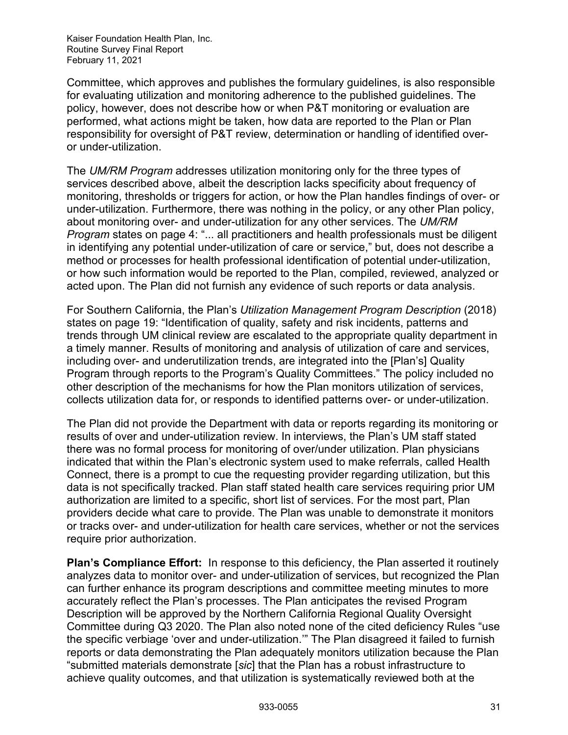Committee, which approves and publishes the formulary guidelines, is also responsible for evaluating utilization and monitoring adherence to the published guidelines. The policy, however, does not describe how or when P&T monitoring or evaluation are performed, what actions might be taken, how data are reported to the Plan or Plan responsibility for oversight of P&T review, determination or handling of identified over- or under-utilization.

The *UM/RM Program* addresses utilization monitoring only for the three types of services described above, albeit the description lacks specificity about frequency of monitoring, thresholds or triggers for action, or how the Plan handles findings of over- or under-utilization. Furthermore, there was nothing in the policy, or any other Plan policy, about monitoring over- and under-utilization for any other services. The *UM/RM Program* states on page 4: "... all practitioners and health professionals must be diligent in identifying any potential under-utilization of care or service," but, does not describe a method or processes for health professional identification of potential under-utilization, or how such information would be reported to the Plan, compiled, reviewed, analyzed or acted upon. The Plan did not furnish any evidence of such reports or data analysis.

For Southern California, the Plan's *Utilization Management Program Description* (2018) states on page 19: "Identification of quality, safety and risk incidents, patterns and trends through UM clinical review are escalated to the appropriate quality department in a timely manner. Results of monitoring and analysis of utilization of care and services, including over- and underutilization trends, are integrated into the [Plan's] Quality Program through reports to the Program's Quality Committees." The policy included no other description of the mechanisms for how the Plan monitors utilization of services, collects utilization data for, or responds to identified patterns over- or under-utilization.

The Plan did not provide the Department with data or reports regarding its monitoring or results of over and under-utilization review. In interviews, the Plan's UM staff stated there was no formal process for monitoring of over/under utilization. Plan physicians indicated that within the Plan's electronic system used to make referrals, called Health Connect, there is a prompt to cue the requesting provider regarding utilization, but this data is not specifically tracked. Plan staff stated health care services requiring prior UM authorization are limited to a specific, short list of services. For the most part, Plan providers decide what care to provide. The Plan was unable to demonstrate it monitors or tracks over- and under-utilization for health care services, whether or not the services require prior authorization.

**Plan's Compliance Effort:** In response to this deficiency, the Plan asserted it routinely analyzes data to monitor over- and under-utilization of services, but recognized the Plan can further enhance its program descriptions and committee meeting minutes to more accurately reflect the Plan's processes. The Plan anticipates the revised Program Description will be approved by the Northern California Regional Quality Oversight Committee during Q3 2020. The Plan also noted none of the cited deficiency Rules "use the specific verbiage 'over and under-utilization.'" The Plan disagreed it failed to furnish reports or data demonstrating the Plan adequately monitors utilization because the Plan "submitted materials demonstrate [*sic*] that the Plan has a robust infrastructure to achieve quality outcomes, and that utilization is systematically reviewed both at the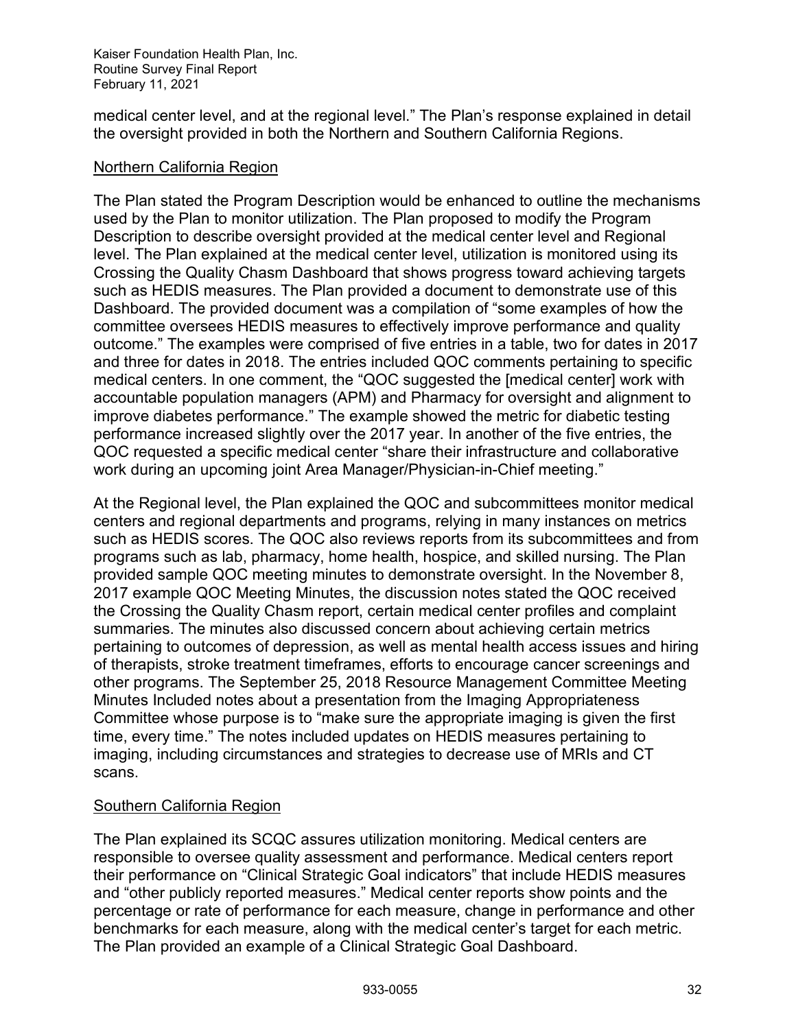medical center level, and at the regional level." The Plan's response explained in detail the oversight provided in both the Northern and Southern California Regions.

### Northern California Region

The Plan stated the Program Description would be enhanced to outline the mechanisms used by the Plan to monitor utilization. The Plan proposed to modify the Program Description to describe oversight provided at the medical center level and Regional level. The Plan explained at the medical center level, utilization is monitored using its Crossing the Quality Chasm Dashboard that shows progress toward achieving targets such as HEDIS measures. The Plan provided a document to demonstrate use of this Dashboard. The provided document was a compilation of "some examples of how the committee oversees HEDIS measures to effectively improve performance and quality outcome." The examples were comprised of five entries in a table, two for dates in 2017 and three for dates in 2018. The entries included QOC comments pertaining to specific medical centers. In one comment, the "QOC suggested the [medical center] work with accountable population managers (APM) and Pharmacy for oversight and alignment to improve diabetes performance." The example showed the metric for diabetic testing performance increased slightly over the 2017 year. In another of the five entries, the QOC requested a specific medical center "share their infrastructure and collaborative work during an upcoming joint Area Manager/Physician-in-Chief meeting."

At the Regional level, the Plan explained the QOC and subcommittees monitor medical centers and regional departments and programs, relying in many instances on metrics such as HEDIS scores. The QOC also reviews reports from its subcommittees and from programs such as lab, pharmacy, home health, hospice, and skilled nursing. The Plan provided sample QOC meeting minutes to demonstrate oversight. In the November 8, 2017 example QOC Meeting Minutes, the discussion notes stated the QOC received the Crossing the Quality Chasm report, certain medical center profiles and complaint summaries. The minutes also discussed concern about achieving certain metrics pertaining to outcomes of depression, as well as mental health access issues and hiring of therapists, stroke treatment timeframes, efforts to encourage cancer screenings and other programs. The September 25, 2018 Resource Management Committee Meeting Minutes Included notes about a presentation from the Imaging Appropriateness Committee whose purpose is to "make sure the appropriate imaging is given the first time, every time." The notes included updates on HEDIS measures pertaining to imaging, including circumstances and strategies to decrease use of MRIs and CT scans.

### Southern California Region

The Plan explained its SCQC assures utilization monitoring. Medical centers are responsible to oversee quality assessment and performance. Medical centers report their performance on "Clinical Strategic Goal indicators" that include HEDIS measures and "other publicly reported measures." Medical center reports show points and the percentage or rate of performance for each measure, change in performance and other benchmarks for each measure, along with the medical center's target for each metric. The Plan provided an example of a Clinical Strategic Goal Dashboard.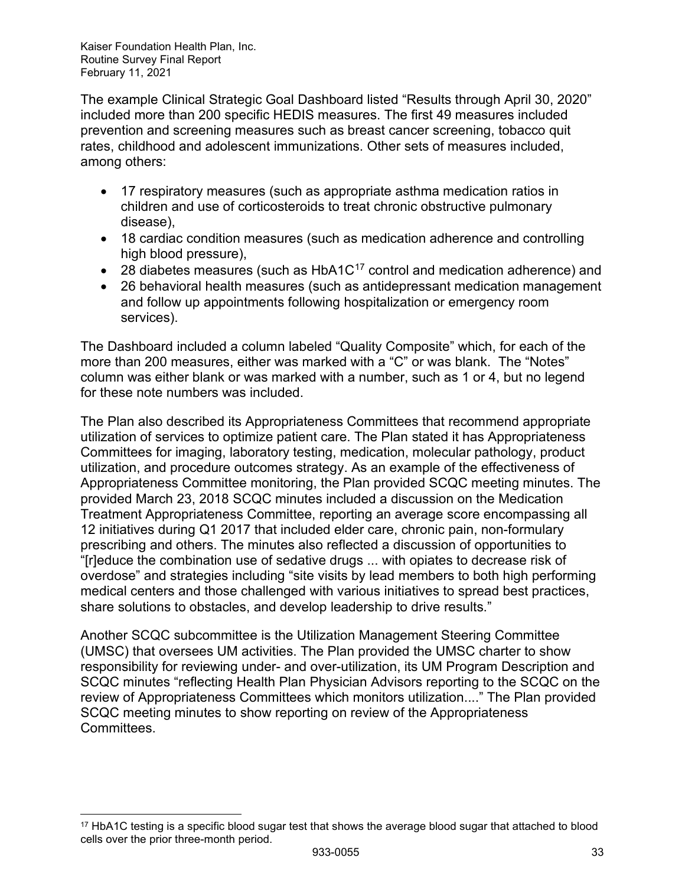The example Clinical Strategic Goal Dashboard listed "Results through April 30, 2020" included more than 200 specific HEDIS measures. The first 49 measures included prevention and screening measures such as breast cancer screening, tobacco quit rates, childhood and adolescent immunizations. Other sets of measures included, among others:

- 17 respiratory measures (such as appropriate asthma medication ratios in children and use of corticosteroids to treat chronic obstructive pulmonary disease),
- 18 cardiac condition measures (such as medication adherence and controlling high blood pressure),
- 28 diabetes measures (such as HbA1C[17] control and medication adherence) and
- 26 behavioral health measures (such as antidepressant medication management and follow up appointments following hospitalization or emergency room services).

The Dashboard included a column labeled "Quality Composite" which, for each of the more than 200 measures, either was marked with a "C" or was blank. The "Notes" column was either blank or was marked with a number, such as 1 or 4, but no legend for these note numbers was included.

The Plan also described its Appropriateness Committees that recommend appropriate utilization of services to optimize patient care. The Plan stated it has Appropriateness Committees for imaging, laboratory testing, medication, molecular pathology, product utilization, and procedure outcomes strategy. As an example of the effectiveness of Appropriateness Committee monitoring, the Plan provided SCQC meeting minutes. The provided March 23, 2018 SCQC minutes included a discussion on the Medication Treatment Appropriateness Committee, reporting an average score encompassing all 12 initiatives during Q1 2017 that included elder care, chronic pain, non-formulary prescribing and others. The minutes also reflected a discussion of opportunities to "[r]educe the combination use of sedative drugs ... with opiates to decrease risk of overdose" and strategies including "site visits by lead members to both high performing medical centers and those challenged with various initiatives to spread best practices, share solutions to obstacles, and develop leadership to drive results."

Another SCQC subcommittee is the Utilization Management Steering Committee (UMSC) that oversees UM activities. The Plan provided the UMSC charter to show responsibility for reviewing under- and over-utilization, its UM Program Description and SCQC minutes "reflecting Health Plan Physician Advisors reporting to the SCQC on the review of Appropriateness Committees which monitors utilization...." The Plan provided SCQC meeting minutes to show reporting on review of the Appropriateness Committees.

[17] HbA1C testing is a specific blood sugar test that shows the average blood sugar that attached to blood cells over the prior three-month period.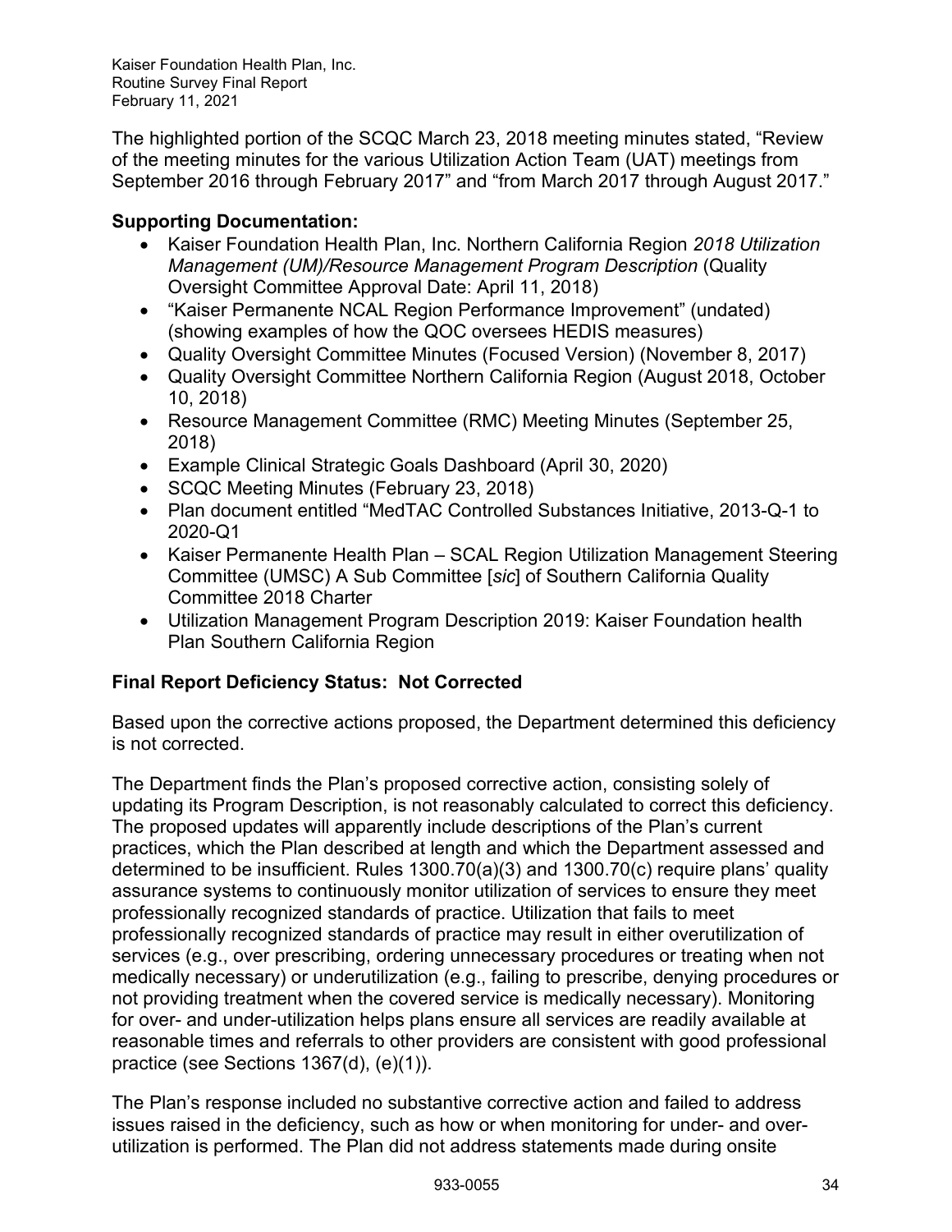The highlighted portion of the SCQC March 23, 2018 meeting minutes stated, "Review of the meeting minutes for the various Utilization Action Team (UAT) meetings from September 2016 through February 2017" and "from March 2017 through August 2017."

**Supporting Documentation:**

- Kaiser Foundation Health Plan, Inc. Northern California Region *2018 Utilization Management (UM)/Resource Management Program Description* (Quality Oversight Committee Approval Date: April 11, 2018)
- "Kaiser Permanente NCAL Region Performance Improvement" (undated) (showing examples of how the QOC oversees HEDIS measures)
- Quality Oversight Committee Minutes (Focused Version) (November 8, 2017)
- Quality Oversight Committee Northern California Region (August 2018, October 10, 2018)
- Resource Management Committee (RMC) Meeting Minutes (September 25, 2018)
- Example Clinical Strategic Goals Dashboard (April 30, 2020)
- SCQC Meeting Minutes (February 23, 2018)
- Plan document entitled "MedTAC Controlled Substances Initiative, 2013-Q-1 to 2020-Q1
- Kaiser Permanente Health Plan – SCAL Region Utilization Management Steering Committee (UMSC) A Sub Committee [*sic*] of Southern California Quality Committee 2018 Charter
- Utilization Management Program Description 2019: Kaiser Foundation health Plan Southern California Region

**Final Report Deficiency Status: Not Corrected**

Based upon the corrective actions proposed, the Department determined this deficiency is not corrected.

The Department finds the Plan's proposed corrective action, consisting solely of updating its Program Description, is not reasonably calculated to correct this deficiency. The proposed updates will apparently include descriptions of the Plan's current practices, which the Plan described at length and which the Department assessed and determined to be insufficient. Rules 1300.70(a)(3) and 1300.70(c) require plans' quality assurance systems to continuously monitor utilization of services to ensure they meet professionally recognized standards of practice. Utilization that fails to meet professionally recognized standards of practice may result in either overutilization of services (e.g., over prescribing, ordering unnecessary procedures or treating when not medically necessary) or underutilization (e.g., failing to prescribe, denying procedures or not providing treatment when the covered service is medically necessary). Monitoring for over- and under-utilization helps plans ensure all services are readily available at reasonable times and referrals to other providers are consistent with good professional practice (see Sections 1367(d), (e)(1)).

The Plan's response included no substantive corrective action and failed to address issues raised in the deficiency, such as how or when monitoring for under- and over-utilization is performed. The Plan did not address statements made during onsite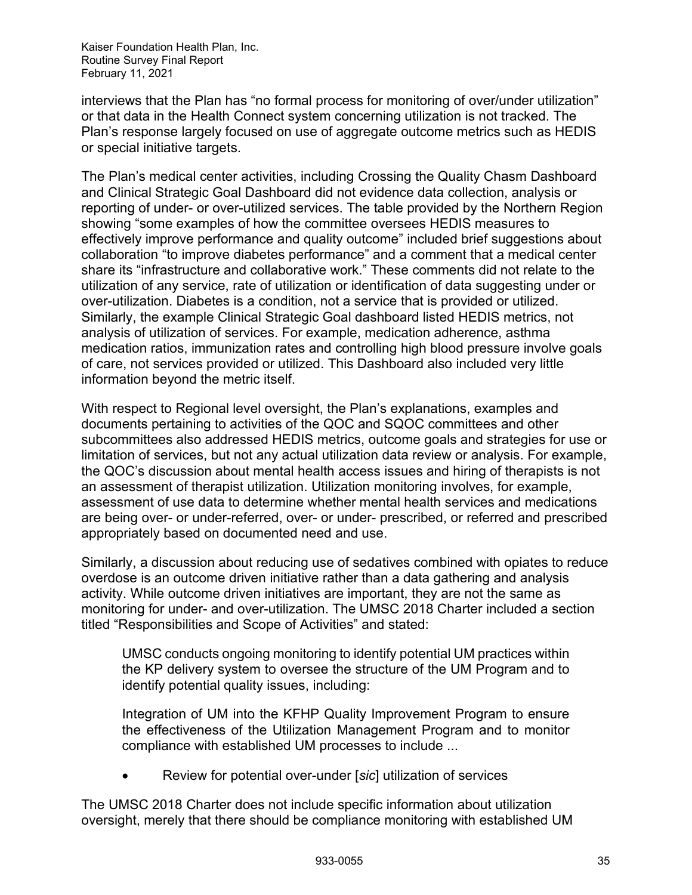interviews that the Plan has "no formal process for monitoring of over/under utilization" or that data in the Health Connect system concerning utilization is not tracked. The Plan's response largely focused on use of aggregate outcome metrics such as HEDIS or special initiative targets.

The Plan's medical center activities, including Crossing the Quality Chasm Dashboard and Clinical Strategic Goal Dashboard did not evidence data collection, analysis or reporting of under- or over-utilized services. The table provided by the Northern Region showing "some examples of how the committee oversees HEDIS measures to effectively improve performance and quality outcome" included brief suggestions about collaboration "to improve diabetes performance" and a comment that a medical center share its "infrastructure and collaborative work." These comments did not relate to the utilization of any service, rate of utilization or identification of data suggesting under or over-utilization. Diabetes is a condition, not a service that is provided or utilized. Similarly, the example Clinical Strategic Goal dashboard listed HEDIS metrics, not analysis of utilization of services. For example, medication adherence, asthma medication ratios, immunization rates and controlling high blood pressure involve goals of care, not services provided or utilized. This Dashboard also included very little information beyond the metric itself.

With respect to Regional level oversight, the Plan's explanations, examples and documents pertaining to activities of the QOC and SQOC committees and other subcommittees also addressed HEDIS metrics, outcome goals and strategies for use or limitation of services, but not any actual utilization data review or analysis. For example, the QOC's discussion about mental health access issues and hiring of therapists is not an assessment of therapist utilization. Utilization monitoring involves, for example, assessment of use data to determine whether mental health services and medications are being over- or under-referred, over- or under- prescribed, or referred and prescribed appropriately based on documented need and use.

Similarly, a discussion about reducing use of sedatives combined with opiates to reduce overdose is an outcome driven initiative rather than a data gathering and analysis activity. While outcome driven initiatives are important, they are not the same as monitoring for under- and over-utilization. The UMSC 2018 Charter included a section titled "Responsibilities and Scope of Activities" and stated:

> UMSC conducts ongoing monitoring to identify potential UM practices within the KP delivery system to oversee the structure of the UM Program and to identify potential quality issues, including:
>
> Integration of UM into the KFHP Quality Improvement Program to ensure the effectiveness of the Utilization Management Program and to monitor compliance with established UM processes to include ...
>
> - Review for potential over-under [*sic*] utilization of services

The UMSC 2018 Charter does not include specific information about utilization oversight, merely that there should be compliance monitoring with established UM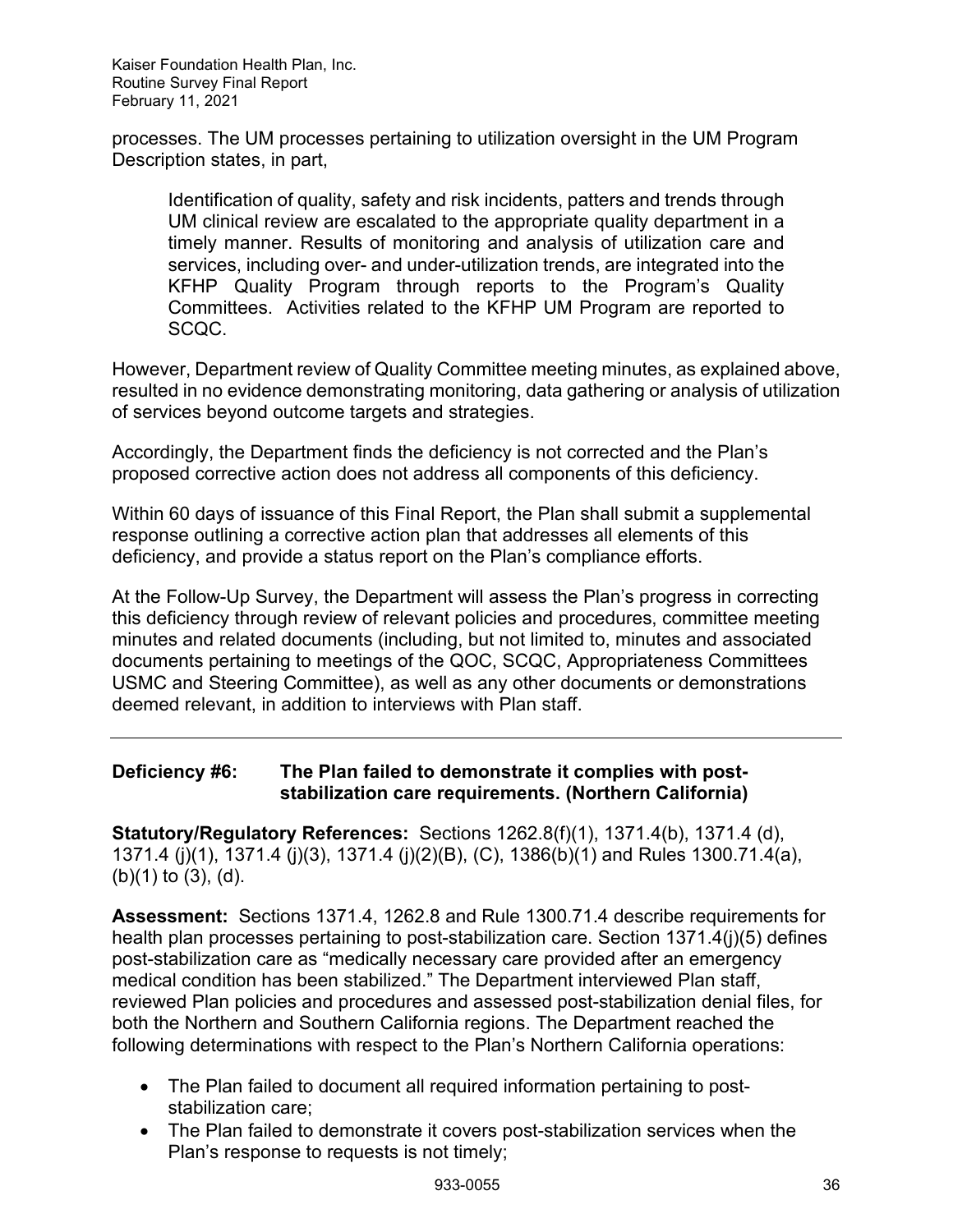processes. The UM processes pertaining to utilization oversight in the UM Program Description states, in part,

> Identification of quality, safety and risk incidents, patters and trends through UM clinical review are escalated to the appropriate quality department in a timely manner. Results of monitoring and analysis of utilization care and services, including over- and under-utilization trends, are integrated into the KFHP Quality Program through reports to the Program's Quality Committees. Activities related to the KFHP UM Program are reported to SCQC.

However, Department review of Quality Committee meeting minutes, as explained above, resulted in no evidence demonstrating monitoring, data gathering or analysis of utilization of services beyond outcome targets and strategies.

Accordingly, the Department finds the deficiency is not corrected and the Plan's proposed corrective action does not address all components of this deficiency.

Within 60 days of issuance of this Final Report, the Plan shall submit a supplemental response outlining a corrective action plan that addresses all elements of this deficiency, and provide a status report on the Plan's compliance efforts.

At the Follow-Up Survey, the Department will assess the Plan's progress in correcting this deficiency through review of relevant policies and procedures, committee meeting minutes and related documents (including, but not limited to, minutes and associated documents pertaining to meetings of the QOC, SCQC, Appropriateness Committees USMC and Steering Committee), as well as any other documents or demonstrations deemed relevant, in addition to interviews with Plan staff.

---

**Deficiency #6: The Plan failed to demonstrate it complies with post-stabilization care requirements. (Northern California)**

**Statutory/Regulatory References:** Sections 1262.8(f)(1), 1371.4(b), 1371.4 (d), 1371.4 (j)(1), 1371.4 (j)(3), 1371.4 (j)(2)(B), (C), 1386(b)(1) and Rules 1300.71.4(a), (b)(1) to (3), (d).

**Assessment:** Sections 1371.4, 1262.8 and Rule 1300.71.4 describe requirements for health plan processes pertaining to post-stabilization care. Section 1371.4(j)(5) defines post-stabilization care as "medically necessary care provided after an emergency medical condition has been stabilized." The Department interviewed Plan staff, reviewed Plan policies and procedures and assessed post-stabilization denial files, for both the Northern and Southern California regions. The Department reached the following determinations with respect to the Plan's Northern California operations:

- The Plan failed to document all required information pertaining to post-stabilization care;
- The Plan failed to demonstrate it covers post-stabilization services when the Plan's response to requests is not timely;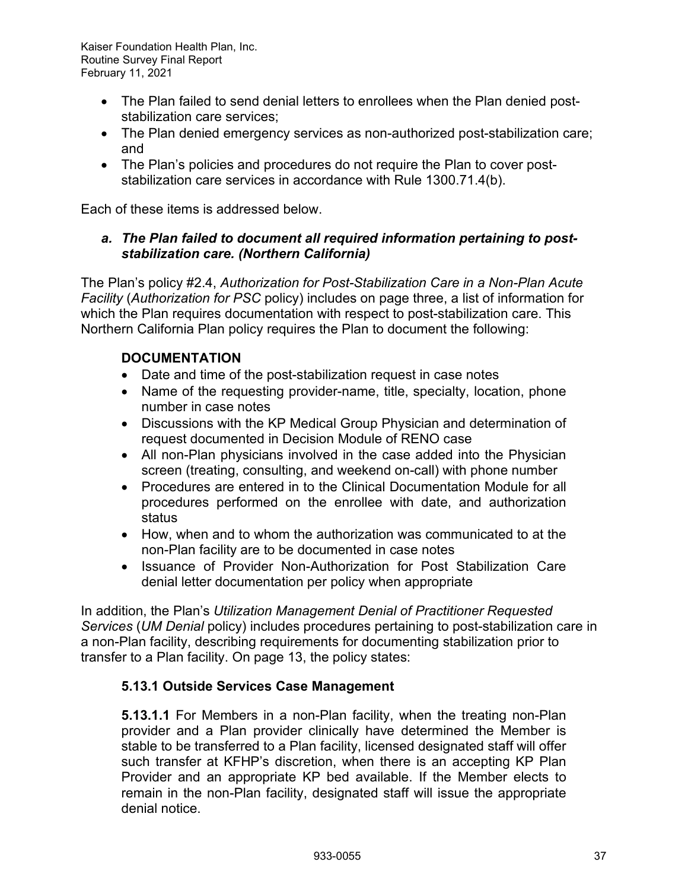- The Plan failed to send denial letters to enrollees when the Plan denied post-stabilization care services;
- The Plan denied emergency services as non-authorized post-stabilization care; and
- The Plan's policies and procedures do not require the Plan to cover post-stabilization care services in accordance with Rule 1300.71.4(b).

Each of these items is addressed below.

### *a. The Plan failed to document all required information pertaining to post-stabilization care. (Northern California)*

The Plan's policy #2.4, *Authorization for Post-Stabilization Care in a Non-Plan Acute Facility* (*Authorization for PSC* policy) includes on page three, a list of information for which the Plan requires documentation with respect to post-stabilization care. This Northern California Plan policy requires the Plan to document the following:

**DOCUMENTATION**

- Date and time of the post-stabilization request in case notes
- Name of the requesting provider-name, title, specialty, location, phone number in case notes
- Discussions with the KP Medical Group Physician and determination of request documented in Decision Module of RENO case
- All non-Plan physicians involved in the case added into the Physician screen (treating, consulting, and weekend on-call) with phone number
- Procedures are entered in to the Clinical Documentation Module for all procedures performed on the enrollee with date, and authorization status
- How, when and to whom the authorization was communicated to at the non-Plan facility are to be documented in case notes
- Issuance of Provider Non-Authorization for Post Stabilization Care denial letter documentation per policy when appropriate

In addition, the Plan's *Utilization Management Denial of Practitioner Requested Services* (*UM Denial* policy) includes procedures pertaining to post-stabilization care in a non-Plan facility, describing requirements for documenting stabilization prior to transfer to a Plan facility. On page 13, the policy states:

**5.13.1 Outside Services Case Management**

**5.13.1.1** For Members in a non-Plan facility, when the treating non-Plan provider and a Plan provider clinically have determined the Member is stable to be transferred to a Plan facility, licensed designated staff will offer such transfer at KFHP's discretion, when there is an accepting KP Plan Provider and an appropriate KP bed available. If the Member elects to remain in the non-Plan facility, designated staff will issue the appropriate denial notice.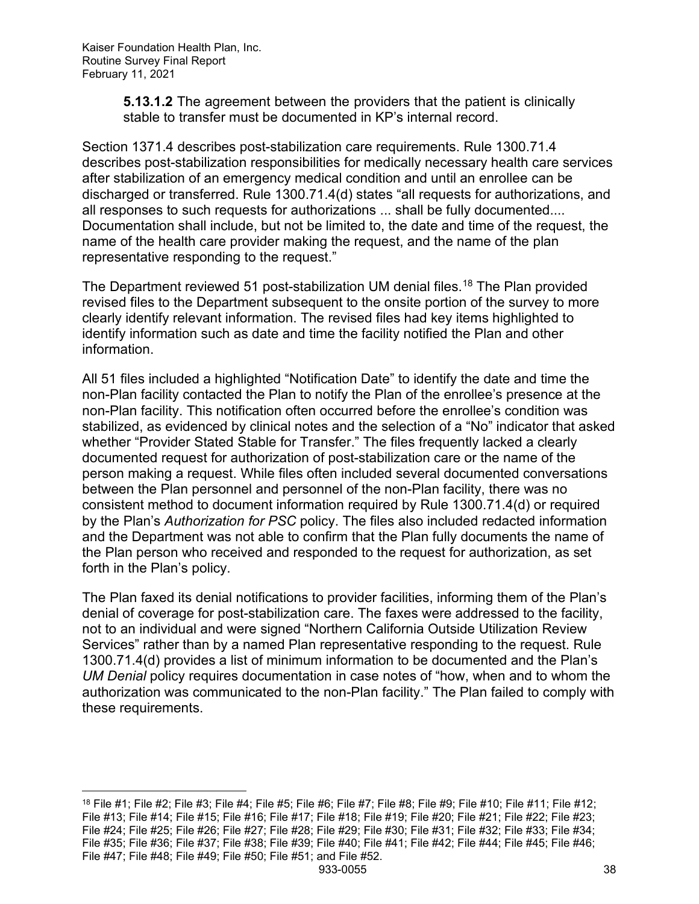**5.13.1.2** The agreement between the providers that the patient is clinically stable to transfer must be documented in KP's internal record.

Section 1371.4 describes post-stabilization care requirements. Rule 1300.71.4 describes post-stabilization responsibilities for medically necessary health care services after stabilization of an emergency medical condition and until an enrollee can be discharged or transferred. Rule 1300.71.4(d) states "all requests for authorizations, and all responses to such requests for authorizations ... shall be fully documented.... Documentation shall include, but not be limited to, the date and time of the request, the name of the health care provider making the request, and the name of the plan representative responding to the request."

The Department reviewed 51 post-stabilization UM denial files.[18] The Plan provided revised files to the Department subsequent to the onsite portion of the survey to more clearly identify relevant information. The revised files had key items highlighted to identify information such as date and time the facility notified the Plan and other information.

All 51 files included a highlighted "Notification Date" to identify the date and time the non-Plan facility contacted the Plan to notify the Plan of the enrollee's presence at the non-Plan facility. This notification often occurred before the enrollee's condition was stabilized, as evidenced by clinical notes and the selection of a "No" indicator that asked whether "Provider Stated Stable for Transfer." The files frequently lacked a clearly documented request for authorization of post-stabilization care or the name of the person making a request. While files often included several documented conversations between the Plan personnel and personnel of the non-Plan facility, there was no consistent method to document information required by Rule 1300.71.4(d) or required by the Plan's *Authorization for PSC* policy. The files also included redacted information and the Department was not able to confirm that the Plan fully documents the name of the Plan person who received and responded to the request for authorization, as set forth in the Plan's policy.

The Plan faxed its denial notifications to provider facilities, informing them of the Plan's denial of coverage for post-stabilization care. The faxes were addressed to the facility, not to an individual and were signed "Northern California Outside Utilization Review Services" rather than by a named Plan representative responding to the request. Rule 1300.71.4(d) provides a list of minimum information to be documented and the Plan's *UM Denial* policy requires documentation in case notes of "how, when and to whom the authorization was communicated to the non-Plan facility." The Plan failed to comply with these requirements.

[18] File #1; File #2; File #3; File #4; File #5; File #6; File #7; File #8; File #9; File #10; File #11; File #12; File #13; File #14; File #15; File #16; File #17; File #18; File #19; File #20; File #21; File #22; File #23; File #24; File #25; File #26; File #27; File #28; File #29; File #30; File #31; File #32; File #33; File #34; File #35; File #36; File #37; File #38; File #39; File #40; File #41; File #42; File #44; File #45; File #46; File #47; File #48; File #49; File #50; File #51; and File #52.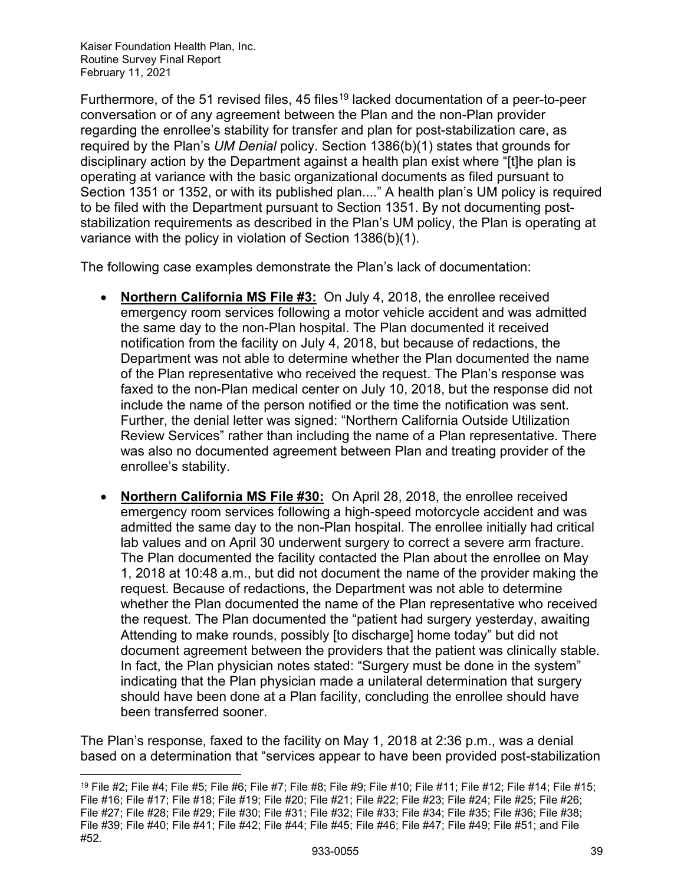Furthermore, of the 51 revised files, 45 files[19] lacked documentation of a peer-to-peer conversation or of any agreement between the Plan and the non-Plan provider regarding the enrollee's stability for transfer and plan for post-stabilization care, as required by the Plan's *UM Denial* policy. Section 1386(b)(1) states that grounds for disciplinary action by the Department against a health plan exist where "[t]he plan is operating at variance with the basic organizational documents as filed pursuant to Section 1351 or 1352, or with its published plan...." A health plan's UM policy is required to be filed with the Department pursuant to Section 1351. By not documenting post-stabilization requirements as described in the Plan's UM policy, the Plan is operating at variance with the policy in violation of Section 1386(b)(1).

The following case examples demonstrate the Plan's lack of documentation:

- **Northern California MS File #3:** On July 4, 2018, the enrollee received emergency room services following a motor vehicle accident and was admitted the same day to the non-Plan hospital. The Plan documented it received notification from the facility on July 4, 2018, but because of redactions, the Department was not able to determine whether the Plan documented the name of the Plan representative who received the request. The Plan's response was faxed to the non-Plan medical center on July 10, 2018, but the response did not include the name of the person notified or the time the notification was sent. Further, the denial letter was signed: "Northern California Outside Utilization Review Services" rather than including the name of a Plan representative. There was also no documented agreement between Plan and treating provider of the enrollee's stability.
- **Northern California MS File #30:** On April 28, 2018, the enrollee received emergency room services following a high-speed motorcycle accident and was admitted the same day to the non-Plan hospital. The enrollee initially had critical lab values and on April 30 underwent surgery to correct a severe arm fracture. The Plan documented the facility contacted the Plan about the enrollee on May 1, 2018 at 10:48 a.m., but did not document the name of the provider making the request. Because of redactions, the Department was not able to determine whether the Plan documented the name of the Plan representative who received the request. The Plan documented the "patient had surgery yesterday, awaiting Attending to make rounds, possibly [to discharge] home today" but did not document agreement between the providers that the patient was clinically stable. In fact, the Plan physician notes stated: "Surgery must be done in the system" indicating that the Plan physician made a unilateral determination that surgery should have been done at a Plan facility, concluding the enrollee should have been transferred sooner.

The Plan's response, faxed to the facility on May 1, 2018 at 2:36 p.m., was a denial based on a determination that "services appear to have been provided post-stabilization

[19] File #2; File #4; File #5; File #6; File #7; File #8; File #9; File #10; File #11; File #12; File #14; File #15; File #16; File #17; File #18; File #19; File #20; File #21; File #22; File #23; File #24; File #25; File #26; File #27; File #28; File #29; File #30; File #31; File #32; File #33; File #34; File #35; File #36; File #38; File #39; File #40; File #41; File #42; File #44; File #45; File #46; File #47; File #49; File #51; and File #52.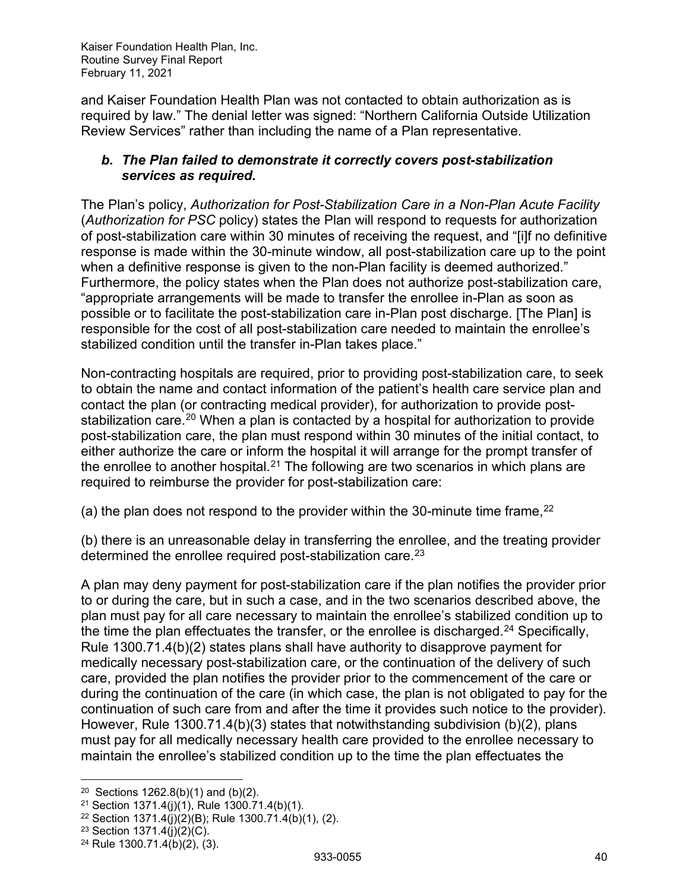and Kaiser Foundation Health Plan was not contacted to obtain authorization as is required by law." The denial letter was signed: "Northern California Outside Utilization Review Services" rather than including the name of a Plan representative.

### *b. The Plan failed to demonstrate it correctly covers post-stabilization services as required.*

The Plan's policy, *Authorization for Post-Stabilization Care in a Non-Plan Acute Facility* (*Authorization for PSC* policy) states the Plan will respond to requests for authorization of post-stabilization care within 30 minutes of receiving the request, and "[i]f no definitive response is made within the 30-minute window, all post-stabilization care up to the point when a definitive response is given to the non-Plan facility is deemed authorized." Furthermore, the policy states when the Plan does not authorize post-stabilization care, "appropriate arrangements will be made to transfer the enrollee in-Plan as soon as possible or to facilitate the post-stabilization care in-Plan post discharge. [The Plan] is responsible for the cost of all post-stabilization care needed to maintain the enrollee's stabilized condition until the transfer in-Plan takes place."

Non-contracting hospitals are required, prior to providing post-stabilization care, to seek to obtain the name and contact information of the patient's health care service plan and contact the plan (or contracting medical provider), for authorization to provide post-stabilization care.[20] When a plan is contacted by a hospital for authorization to provide post-stabilization care, the plan must respond within 30 minutes of the initial contact, to either authorize the care or inform the hospital it will arrange for the prompt transfer of the enrollee to another hospital.[21] The following are two scenarios in which plans are required to reimburse the provider for post-stabilization care:

(a) the plan does not respond to the provider within the 30-minute time frame,[22]

(b) there is an unreasonable delay in transferring the enrollee, and the treating provider determined the enrollee required post-stabilization care.[23]

A plan may deny payment for post-stabilization care if the plan notifies the provider prior to or during the care, but in such a case, and in the two scenarios described above, the plan must pay for all care necessary to maintain the enrollee's stabilized condition up to the time the plan effectuates the transfer, or the enrollee is discharged.[24] Specifically, Rule 1300.71.4(b)(2) states plans shall have authority to disapprove payment for medically necessary post-stabilization care, or the continuation of the delivery of such care, provided the plan notifies the provider prior to the commencement of the care or during the continuation of the care (in which case, the plan is not obligated to pay for the continuation of such care from and after the time it provides such notice to the provider). However, Rule 1300.71.4(b)(3) states that notwithstanding subdivision (b)(2), plans must pay for all medically necessary health care provided to the enrollee necessary to maintain the enrollee's stabilized condition up to the time the plan effectuates the

---

[20] Sections 1262.8(b)(1) and (b)(2).

[21] Section 1371.4(j)(1), Rule 1300.71.4(b)(1).

[22] Section 1371.4(j)(2)(B); Rule 1300.71.4(b)(1), (2).

[23] Section 1371.4(j)(2)(C).

[24] Rule 1300.71.4(b)(2), (3).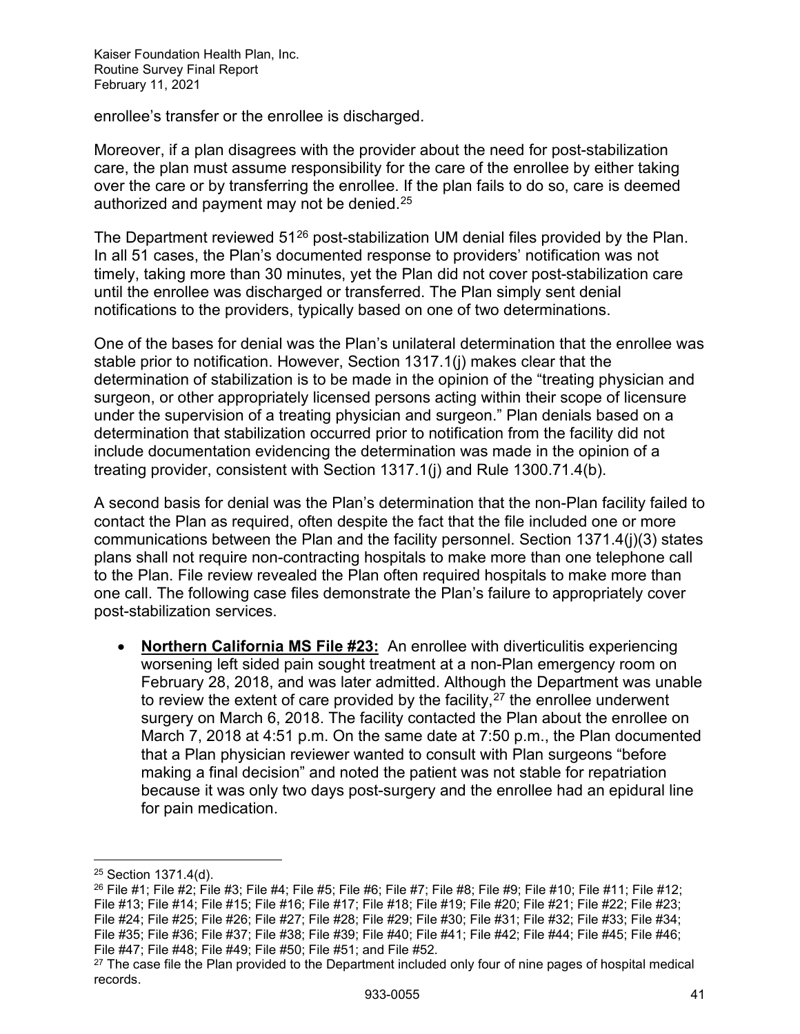enrollee's transfer or the enrollee is discharged.

Moreover, if a plan disagrees with the provider about the need for post-stabilization care, the plan must assume responsibility for the care of the enrollee by either taking over the care or by transferring the enrollee. If the plan fails to do so, care is deemed authorized and payment may not be denied.[25]

The Department reviewed 51[26] post-stabilization UM denial files provided by the Plan. In all 51 cases, the Plan's documented response to providers' notification was not timely, taking more than 30 minutes, yet the Plan did not cover post-stabilization care until the enrollee was discharged or transferred. The Plan simply sent denial notifications to the providers, typically based on one of two determinations.

One of the bases for denial was the Plan's unilateral determination that the enrollee was stable prior to notification. However, Section 1317.1(j) makes clear that the determination of stabilization is to be made in the opinion of the "treating physician and surgeon, or other appropriately licensed persons acting within their scope of licensure under the supervision of a treating physician and surgeon." Plan denials based on a determination that stabilization occurred prior to notification from the facility did not include documentation evidencing the determination was made in the opinion of a treating provider, consistent with Section 1317.1(j) and Rule 1300.71.4(b).

A second basis for denial was the Plan's determination that the non-Plan facility failed to contact the Plan as required, often despite the fact that the file included one or more communications between the Plan and the facility personnel. Section 1371.4(j)(3) states plans shall not require non-contracting hospitals to make more than one telephone call to the Plan. File review revealed the Plan often required hospitals to make more than one call. The following case files demonstrate the Plan's failure to appropriately cover post-stabilization services.

- **Northern California MS File #23:** An enrollee with diverticulitis experiencing worsening left sided pain sought treatment at a non-Plan emergency room on February 28, 2018, and was later admitted. Although the Department was unable to review the extent of care provided by the facility,[27] the enrollee underwent surgery on March 6, 2018. The facility contacted the Plan about the enrollee on March 7, 2018 at 4:51 p.m. On the same date at 7:50 p.m., the Plan documented that a Plan physician reviewer wanted to consult with Plan surgeons "before making a final decision" and noted the patient was not stable for repatriation because it was only two days post-surgery and the enrollee had an epidural line for pain medication.

---

[25] Section 1371.4(d).

[26] File #1; File #2; File #3; File #4; File #5; File #6; File #7; File #8; File #9; File #10; File #11; File #12; File #13; File #14; File #15; File #16; File #17; File #18; File #19; File #20; File #21; File #22; File #23; File #24; File #25; File #26; File #27; File #28; File #29; File #30; File #31; File #32; File #33; File #34; File #35; File #36; File #37; File #38; File #39; File #40; File #41; File #42; File #44; File #45; File #46; File #47; File #48; File #49; File #50; File #51; and File #52.

[27] The case file the Plan provided to the Department included only four of nine pages of hospital medical records.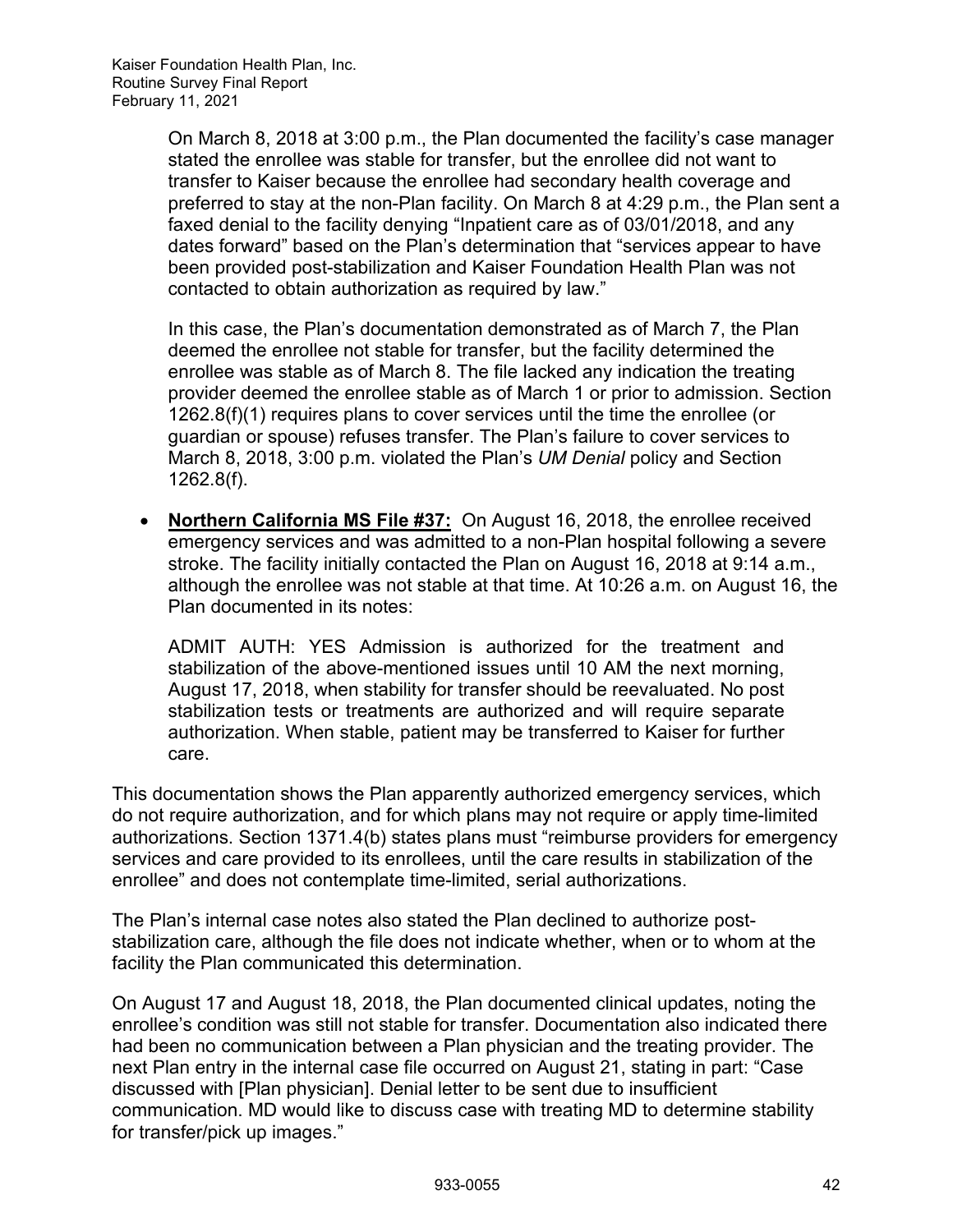On March 8, 2018 at 3:00 p.m., the Plan documented the facility's case manager stated the enrollee was stable for transfer, but the enrollee did not want to transfer to Kaiser because the enrollee had secondary health coverage and preferred to stay at the non-Plan facility. On March 8 at 4:29 p.m., the Plan sent a faxed denial to the facility denying "Inpatient care as of 03/01/2018, and any dates forward" based on the Plan's determination that "services appear to have been provided post-stabilization and Kaiser Foundation Health Plan was not contacted to obtain authorization as required by law."

In this case, the Plan's documentation demonstrated as of March 7, the Plan deemed the enrollee not stable for transfer, but the facility determined the enrollee was stable as of March 8. The file lacked any indication the treating provider deemed the enrollee stable as of March 1 or prior to admission. Section 1262.8(f)(1) requires plans to cover services until the time the enrollee (or guardian or spouse) refuses transfer. The Plan's failure to cover services to March 8, 2018, 3:00 p.m. violated the Plan's *UM Denial* policy and Section 1262.8(f).

- **Northern California MS File #37:** On August 16, 2018, the enrollee received emergency services and was admitted to a non-Plan hospital following a severe stroke. The facility initially contacted the Plan on August 16, 2018 at 9:14 a.m., although the enrollee was not stable at that time. At 10:26 a.m. on August 16, the Plan documented in its notes:

  ADMIT AUTH: YES Admission is authorized for the treatment and stabilization of the above-mentioned issues until 10 AM the next morning, August 17, 2018, when stability for transfer should be reevaluated. No post stabilization tests or treatments are authorized and will require separate authorization. When stable, patient may be transferred to Kaiser for further care.

This documentation shows the Plan apparently authorized emergency services, which do not require authorization, and for which plans may not require or apply time-limited authorizations. Section 1371.4(b) states plans must "reimburse providers for emergency services and care provided to its enrollees, until the care results in stabilization of the enrollee" and does not contemplate time-limited, serial authorizations.

The Plan's internal case notes also stated the Plan declined to authorize post-stabilization care, although the file does not indicate whether, when or to whom at the facility the Plan communicated this determination.

On August 17 and August 18, 2018, the Plan documented clinical updates, noting the enrollee's condition was still not stable for transfer. Documentation also indicated there had been no communication between a Plan physician and the treating provider. The next Plan entry in the internal case file occurred on August 21, stating in part: "Case discussed with [Plan physician]. Denial letter to be sent due to insufficient communication. MD would like to discuss case with treating MD to determine stability for transfer/pick up images."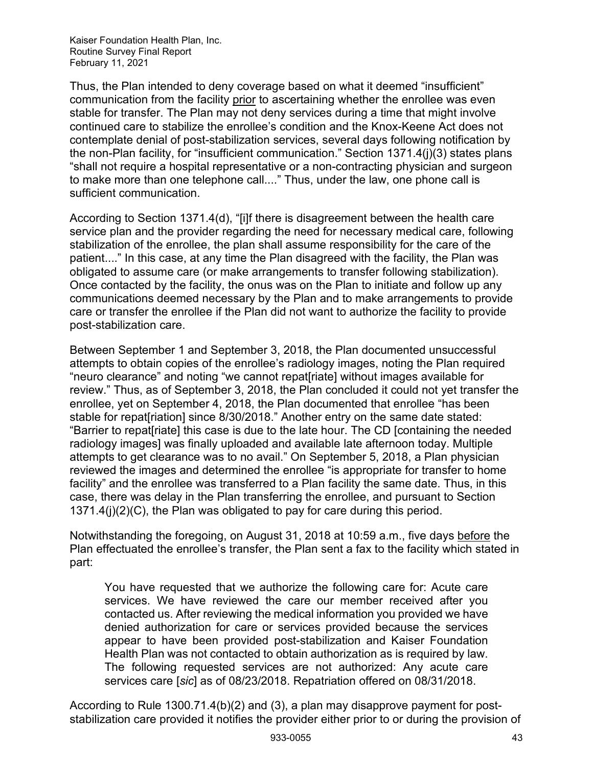Thus, the Plan intended to deny coverage based on what it deemed "insufficient" communication from the facility prior to ascertaining whether the enrollee was even stable for transfer. The Plan may not deny services during a time that might involve continued care to stabilize the enrollee's condition and the Knox-Keene Act does not contemplate denial of post-stabilization services, several days following notification by the non-Plan facility, for "insufficient communication." Section 1371.4(j)(3) states plans "shall not require a hospital representative or a non-contracting physician and surgeon to make more than one telephone call...." Thus, under the law, one phone call is sufficient communication.

According to Section 1371.4(d), "[i]f there is disagreement between the health care service plan and the provider regarding the need for necessary medical care, following stabilization of the enrollee, the plan shall assume responsibility for the care of the patient...." In this case, at any time the Plan disagreed with the facility, the Plan was obligated to assume care (or make arrangements to transfer following stabilization). Once contacted by the facility, the onus was on the Plan to initiate and follow up any communications deemed necessary by the Plan and to make arrangements to provide care or transfer the enrollee if the Plan did not want to authorize the facility to provide post-stabilization care.

Between September 1 and September 3, 2018, the Plan documented unsuccessful attempts to obtain copies of the enrollee's radiology images, noting the Plan required "neuro clearance" and noting "we cannot repat[riate] without images available for review." Thus, as of September 3, 2018, the Plan concluded it could not yet transfer the enrollee, yet on September 4, 2018, the Plan documented that enrollee "has been stable for repat[riation] since 8/30/2018." Another entry on the same date stated: "Barrier to repat[riate] this case is due to the late hour. The CD [containing the needed radiology images] was finally uploaded and available late afternoon today. Multiple attempts to get clearance was to no avail." On September 5, 2018, a Plan physician reviewed the images and determined the enrollee "is appropriate for transfer to home facility" and the enrollee was transferred to a Plan facility the same date. Thus, in this case, there was delay in the Plan transferring the enrollee, and pursuant to Section 1371.4(j)(2)(C), the Plan was obligated to pay for care during this period.

Notwithstanding the foregoing, on August 31, 2018 at 10:59 a.m., five days before the Plan effectuated the enrollee's transfer, the Plan sent a fax to the facility which stated in part:

> You have requested that we authorize the following care for: Acute care services. We have reviewed the care our member received after you contacted us. After reviewing the medical information you provided we have denied authorization for care or services provided because the services appear to have been provided post-stabilization and Kaiser Foundation Health Plan was not contacted to obtain authorization as is required by law. The following requested services are not authorized: Any acute care services care [*sic*] as of 08/23/2018. Repatriation offered on 08/31/2018.

According to Rule 1300.71.4(b)(2) and (3), a plan may disapprove payment for post-stabilization care provided it notifies the provider either prior to or during the provision of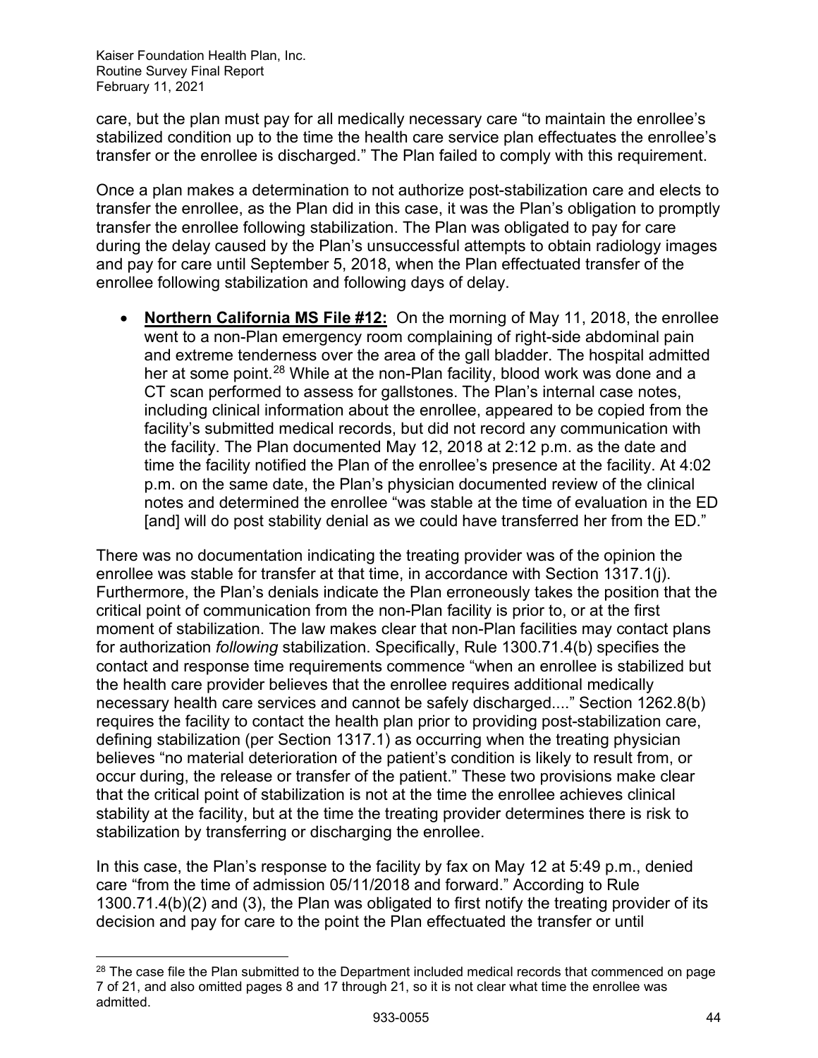care, but the plan must pay for all medically necessary care "to maintain the enrollee's stabilized condition up to the time the health care service plan effectuates the enrollee's transfer or the enrollee is discharged." The Plan failed to comply with this requirement.

Once a plan makes a determination to not authorize post-stabilization care and elects to transfer the enrollee, as the Plan did in this case, it was the Plan's obligation to promptly transfer the enrollee following stabilization. The Plan was obligated to pay for care during the delay caused by the Plan's unsuccessful attempts to obtain radiology images and pay for care until September 5, 2018, when the Plan effectuated transfer of the enrollee following stabilization and following days of delay.

- **Northern California MS File #12:** On the morning of May 11, 2018, the enrollee went to a non-Plan emergency room complaining of right-side abdominal pain and extreme tenderness over the area of the gall bladder. The hospital admitted her at some point.[28] While at the non-Plan facility, blood work was done and a CT scan performed to assess for gallstones. The Plan's internal case notes, including clinical information about the enrollee, appeared to be copied from the facility's submitted medical records, but did not record any communication with the facility. The Plan documented May 12, 2018 at 2:12 p.m. as the date and time the facility notified the Plan of the enrollee's presence at the facility. At 4:02 p.m. on the same date, the Plan's physician documented review of the clinical notes and determined the enrollee "was stable at the time of evaluation in the ED [and] will do post stability denial as we could have transferred her from the ED."

There was no documentation indicating the treating provider was of the opinion the enrollee was stable for transfer at that time, in accordance with Section 1317.1(j). Furthermore, the Plan's denials indicate the Plan erroneously takes the position that the critical point of communication from the non-Plan facility is prior to, or at the first moment of stabilization. The law makes clear that non-Plan facilities may contact plans for authorization *following* stabilization. Specifically, Rule 1300.71.4(b) specifies the contact and response time requirements commence "when an enrollee is stabilized but the health care provider believes that the enrollee requires additional medically necessary health care services and cannot be safely discharged...." Section 1262.8(b) requires the facility to contact the health plan prior to providing post-stabilization care, defining stabilization (per Section 1317.1) as occurring when the treating physician believes "no material deterioration of the patient's condition is likely to result from, or occur during, the release or transfer of the patient." These two provisions make clear that the critical point of stabilization is not at the time the enrollee achieves clinical stability at the facility, but at the time the treating provider determines there is risk to stabilization by transferring or discharging the enrollee.

In this case, the Plan's response to the facility by fax on May 12 at 5:49 p.m., denied care "from the time of admission 05/11/2018 and forward." According to Rule 1300.71.4(b)(2) and (3), the Plan was obligated to first notify the treating provider of its decision and pay for care to the point the Plan effectuated the transfer or until

[28] The case file the Plan submitted to the Department included medical records that commenced on page 7 of 21, and also omitted pages 8 and 17 through 21, so it is not clear what time the enrollee was admitted.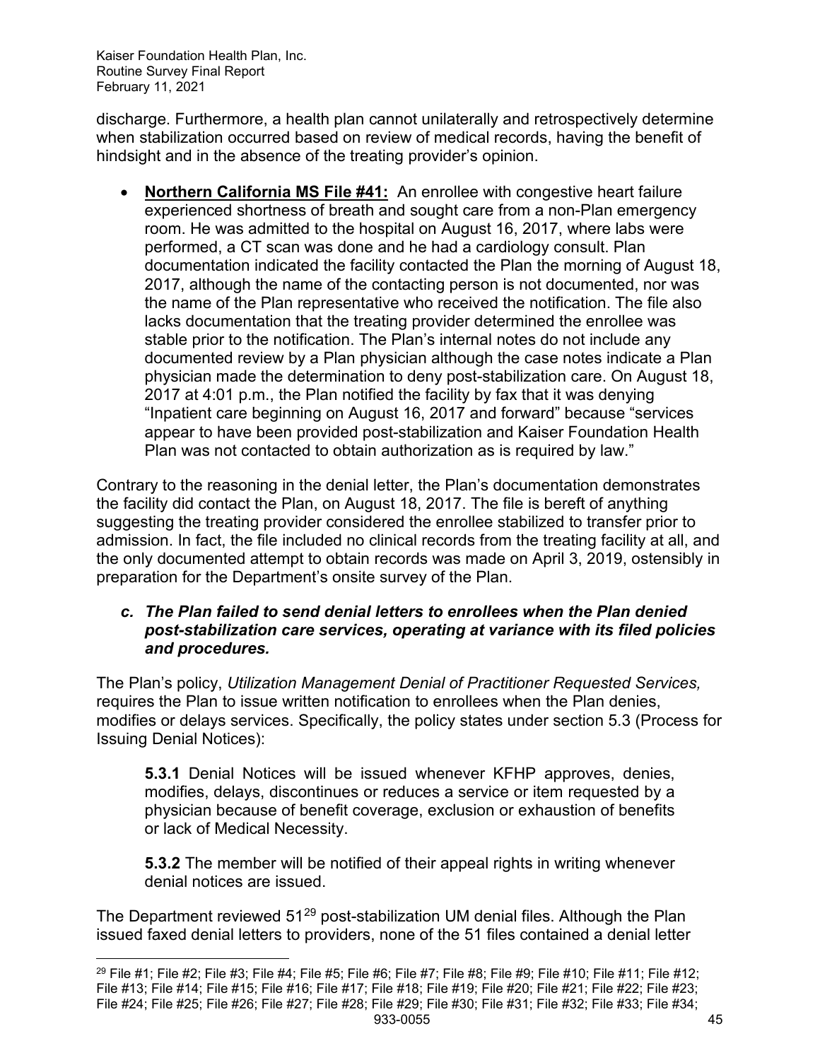discharge. Furthermore, a health plan cannot unilaterally and retrospectively determine when stabilization occurred based on review of medical records, having the benefit of hindsight and in the absence of the treating provider's opinion.

- **Northern California MS File #41:** An enrollee with congestive heart failure experienced shortness of breath and sought care from a non-Plan emergency room. He was admitted to the hospital on August 16, 2017, where labs were performed, a CT scan was done and he had a cardiology consult. Plan documentation indicated the facility contacted the Plan the morning of August 18, 2017, although the name of the contacting person is not documented, nor was the name of the Plan representative who received the notification. The file also lacks documentation that the treating provider determined the enrollee was stable prior to the notification. The Plan's internal notes do not include any documented review by a Plan physician although the case notes indicate a Plan physician made the determination to deny post-stabilization care. On August 18, 2017 at 4:01 p.m., the Plan notified the facility by fax that it was denying "Inpatient care beginning on August 16, 2017 and forward" because "services appear to have been provided post-stabilization and Kaiser Foundation Health Plan was not contacted to obtain authorization as is required by law."

Contrary to the reasoning in the denial letter, the Plan's documentation demonstrates the facility did contact the Plan, on August 18, 2017. The file is bereft of anything suggesting the treating provider considered the enrollee stabilized to transfer prior to admission. In fact, the file included no clinical records from the treating facility at all, and the only documented attempt to obtain records was made on April 3, 2019, ostensibly in preparation for the Department's onsite survey of the Plan.

### *c. The Plan failed to send denial letters to enrollees when the Plan denied post-stabilization care services, operating at variance with its filed policies and procedures.*

The Plan's policy, *Utilization Management Denial of Practitioner Requested Services,* requires the Plan to issue written notification to enrollees when the Plan denies, modifies or delays services. Specifically, the policy states under section 5.3 (Process for Issuing Denial Notices):

> **5.3.1** Denial Notices will be issued whenever KFHP approves, denies, modifies, delays, discontinues or reduces a service or item requested by a physician because of benefit coverage, exclusion or exhaustion of benefits or lack of Medical Necessity.
>
> **5.3.2** The member will be notified of their appeal rights in writing whenever denial notices are issued.

The Department reviewed 51[29] post-stabilization UM denial files. Although the Plan issued faxed denial letters to providers, none of the 51 files contained a denial letter

[29] File #1; File #2; File #3; File #4; File #5; File #6; File #7; File #8; File #9; File #10; File #11; File #12; File #13; File #14; File #15; File #16; File #17; File #18; File #19; File #20; File #21; File #22; File #23; File #24; File #25; File #26; File #27; File #28; File #29; File #30; File #31; File #32; File #33; File #34;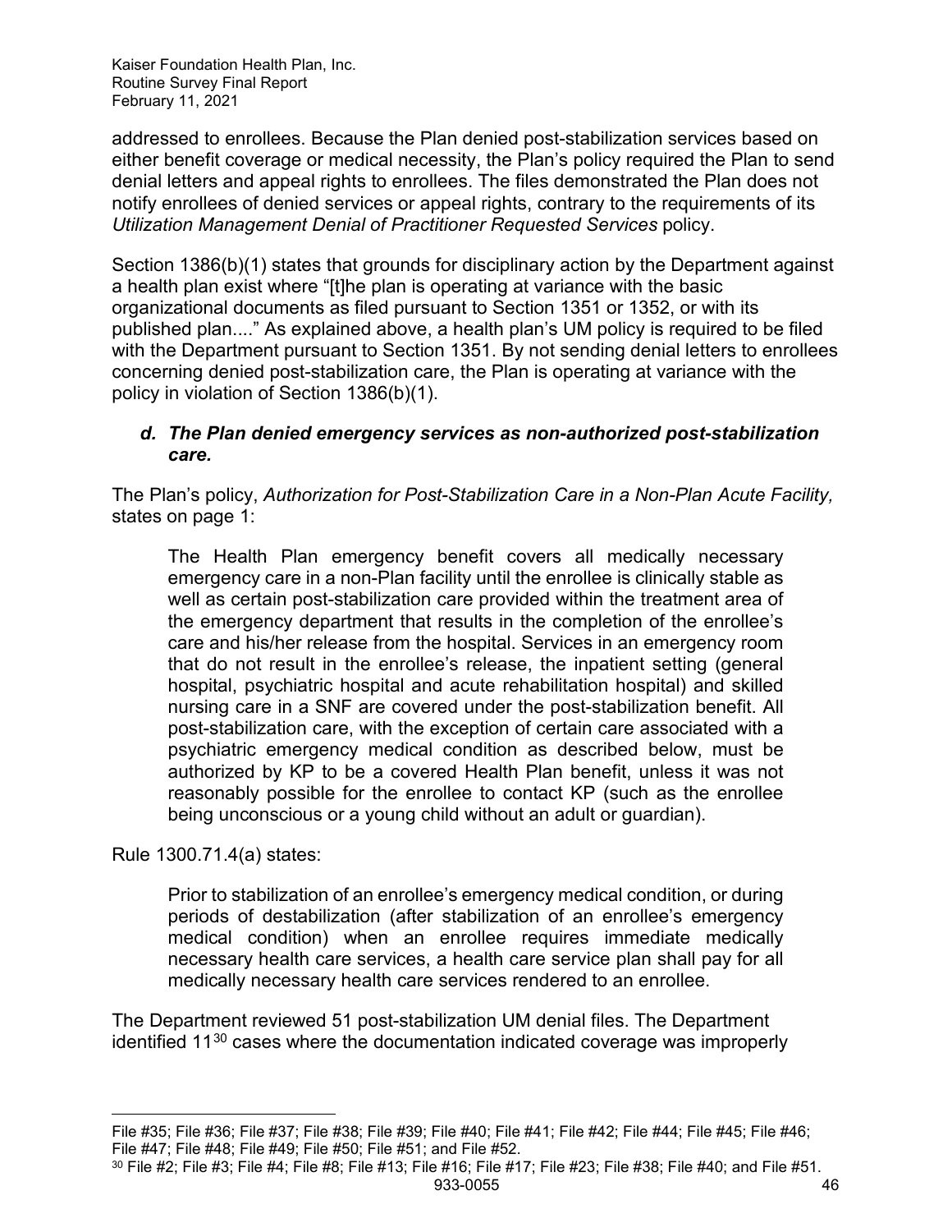addressed to enrollees. Because the Plan denied post-stabilization services based on either benefit coverage or medical necessity, the Plan's policy required the Plan to send denial letters and appeal rights to enrollees. The files demonstrated the Plan does not notify enrollees of denied services or appeal rights, contrary to the requirements of its *Utilization Management Denial of Practitioner Requested Services* policy.

Section 1386(b)(1) states that grounds for disciplinary action by the Department against a health plan exist where "[t]he plan is operating at variance with the basic organizational documents as filed pursuant to Section 1351 or 1352, or with its published plan...." As explained above, a health plan's UM policy is required to be filed with the Department pursuant to Section 1351. By not sending denial letters to enrollees concerning denied post-stabilization care, the Plan is operating at variance with the policy in violation of Section 1386(b)(1).

***d. The Plan denied emergency services as non-authorized post-stabilization care.***

The Plan's policy, *Authorization for Post-Stabilization Care in a Non-Plan Acute Facility,* states on page 1:

> The Health Plan emergency benefit covers all medically necessary emergency care in a non-Plan facility until the enrollee is clinically stable as well as certain post-stabilization care provided within the treatment area of the emergency department that results in the completion of the enrollee's care and his/her release from the hospital. Services in an emergency room that do not result in the enrollee's release, the inpatient setting (general hospital, psychiatric hospital and acute rehabilitation hospital) and skilled nursing care in a SNF are covered under the post-stabilization benefit. All post-stabilization care, with the exception of certain care associated with a psychiatric emergency medical condition as described below, must be authorized by KP to be a covered Health Plan benefit, unless it was not reasonably possible for the enrollee to contact KP (such as the enrollee being unconscious or a young child without an adult or guardian).

Rule 1300.71.4(a) states:

> Prior to stabilization of an enrollee's emergency medical condition, or during periods of destabilization (after stabilization of an enrollee's emergency medical condition) when an enrollee requires immediate medically necessary health care services, a health care service plan shall pay for all medically necessary health care services rendered to an enrollee.

The Department reviewed 51 post-stabilization UM denial files. The Department identified 11[30] cases where the documentation indicated coverage was improperly

---

File #35; File #36; File #37; File #38; File #39; File #40; File #41; File #42; File #44; File #45; File #46; File #47; File #48; File #49; File #50; File #51; and File #52.

[30] File #2; File #3; File #4; File #8; File #13; File #16; File #17; File #23; File #38; File #40; and File #51.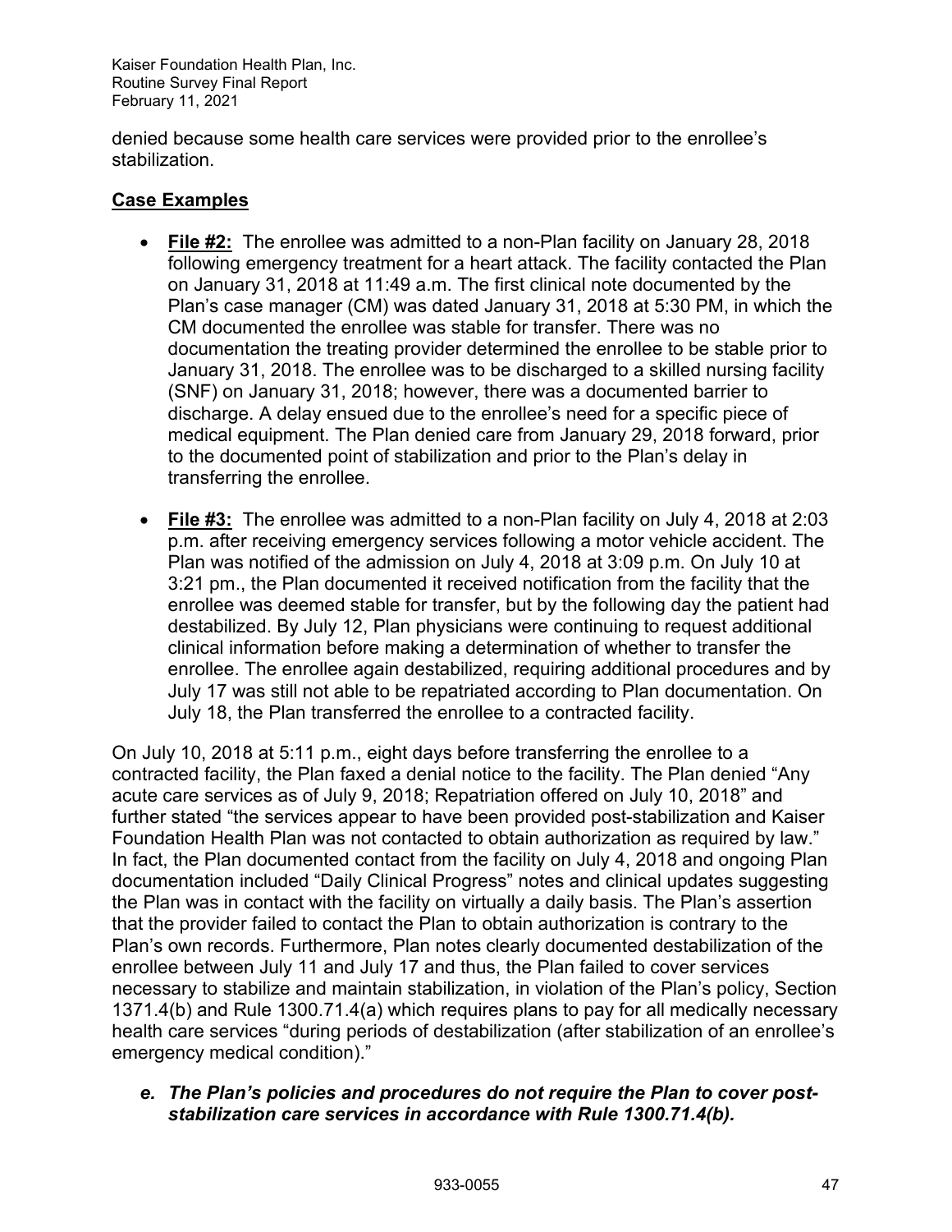denied because some health care services were provided prior to the enrollee's stabilization.

**Case Examples**

- **File #2:** The enrollee was admitted to a non-Plan facility on January 28, 2018 following emergency treatment for a heart attack. The facility contacted the Plan on January 31, 2018 at 11:49 a.m. The first clinical note documented by the Plan's case manager (CM) was dated January 31, 2018 at 5:30 PM, in which the CM documented the enrollee was stable for transfer. There was no documentation the treating provider determined the enrollee to be stable prior to January 31, 2018. The enrollee was to be discharged to a skilled nursing facility (SNF) on January 31, 2018; however, there was a documented barrier to discharge. A delay ensued due to the enrollee's need for a specific piece of medical equipment. The Plan denied care from January 29, 2018 forward, prior to the documented point of stabilization and prior to the Plan's delay in transferring the enrollee.

- **File #3:** The enrollee was admitted to a non-Plan facility on July 4, 2018 at 2:03 p.m. after receiving emergency services following a motor vehicle accident. The Plan was notified of the admission on July 4, 2018 at 3:09 p.m. On July 10 at 3:21 pm., the Plan documented it received notification from the facility that the enrollee was deemed stable for transfer, but by the following day the patient had destabilized. By July 12, Plan physicians were continuing to request additional clinical information before making a determination of whether to transfer the enrollee. The enrollee again destabilized, requiring additional procedures and by July 17 was still not able to be repatriated according to Plan documentation. On July 18, the Plan transferred the enrollee to a contracted facility.

On July 10, 2018 at 5:11 p.m., eight days before transferring the enrollee to a contracted facility, the Plan faxed a denial notice to the facility. The Plan denied "Any acute care services as of July 9, 2018; Repatriation offered on July 10, 2018" and further stated "the services appear to have been provided post-stabilization and Kaiser Foundation Health Plan was not contacted to obtain authorization as required by law." In fact, the Plan documented contact from the facility on July 4, 2018 and ongoing Plan documentation included "Daily Clinical Progress" notes and clinical updates suggesting the Plan was in contact with the facility on virtually a daily basis. The Plan's assertion that the provider failed to contact the Plan to obtain authorization is contrary to the Plan's own records. Furthermore, Plan notes clearly documented destabilization of the enrollee between July 11 and July 17 and thus, the Plan failed to cover services necessary to stabilize and maintain stabilization, in violation of the Plan's policy, Section 1371.4(b) and Rule 1300.71.4(a) which requires plans to pay for all medically necessary health care services "during periods of destabilization (after stabilization of an enrollee's emergency medical condition)."

***e. The Plan's policies and procedures do not require the Plan to cover post-stabilization care services in accordance with Rule 1300.71.4(b).***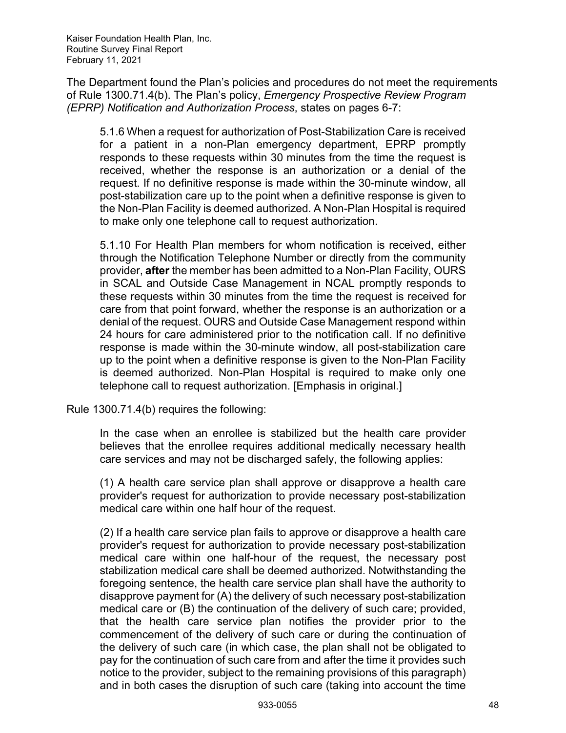The Department found the Plan's policies and procedures do not meet the requirements of Rule 1300.71.4(b). The Plan's policy, *Emergency Prospective Review Program (EPRP) Notification and Authorization Process*, states on pages 6-7:

> 5.1.6 When a request for authorization of Post-Stabilization Care is received for a patient in a non-Plan emergency department, EPRP promptly responds to these requests within 30 minutes from the time the request is received, whether the response is an authorization or a denial of the request. If no definitive response is made within the 30-minute window, all post-stabilization care up to the point when a definitive response is given to the Non-Plan Facility is deemed authorized. A Non-Plan Hospital is required to make only one telephone call to request authorization.
>
> 5.1.10 For Health Plan members for whom notification is received, either through the Notification Telephone Number or directly from the community provider, **after** the member has been admitted to a Non-Plan Facility, OURS in SCAL and Outside Case Management in NCAL promptly responds to these requests within 30 minutes from the time the request is received for care from that point forward, whether the response is an authorization or a denial of the request. OURS and Outside Case Management respond within 24 hours for care administered prior to the notification call. If no definitive response is made within the 30-minute window, all post-stabilization care up to the point when a definitive response is given to the Non-Plan Facility is deemed authorized. Non-Plan Hospital is required to make only one telephone call to request authorization. [Emphasis in original.]

Rule 1300.71.4(b) requires the following:

> In the case when an enrollee is stabilized but the health care provider believes that the enrollee requires additional medically necessary health care services and may not be discharged safely, the following applies:
>
> (1) A health care service plan shall approve or disapprove a health care provider's request for authorization to provide necessary post-stabilization medical care within one half hour of the request.
>
> (2) If a health care service plan fails to approve or disapprove a health care provider's request for authorization to provide necessary post-stabilization medical care within one half-hour of the request, the necessary post stabilization medical care shall be deemed authorized. Notwithstanding the foregoing sentence, the health care service plan shall have the authority to disapprove payment for (A) the delivery of such necessary post-stabilization medical care or (B) the continuation of the delivery of such care; provided, that the health care service plan notifies the provider prior to the commencement of the delivery of such care or during the continuation of the delivery of such care (in which case, the plan shall not be obligated to pay for the continuation of such care from and after the time it provides such notice to the provider, subject to the remaining provisions of this paragraph) and in both cases the disruption of such care (taking into account the time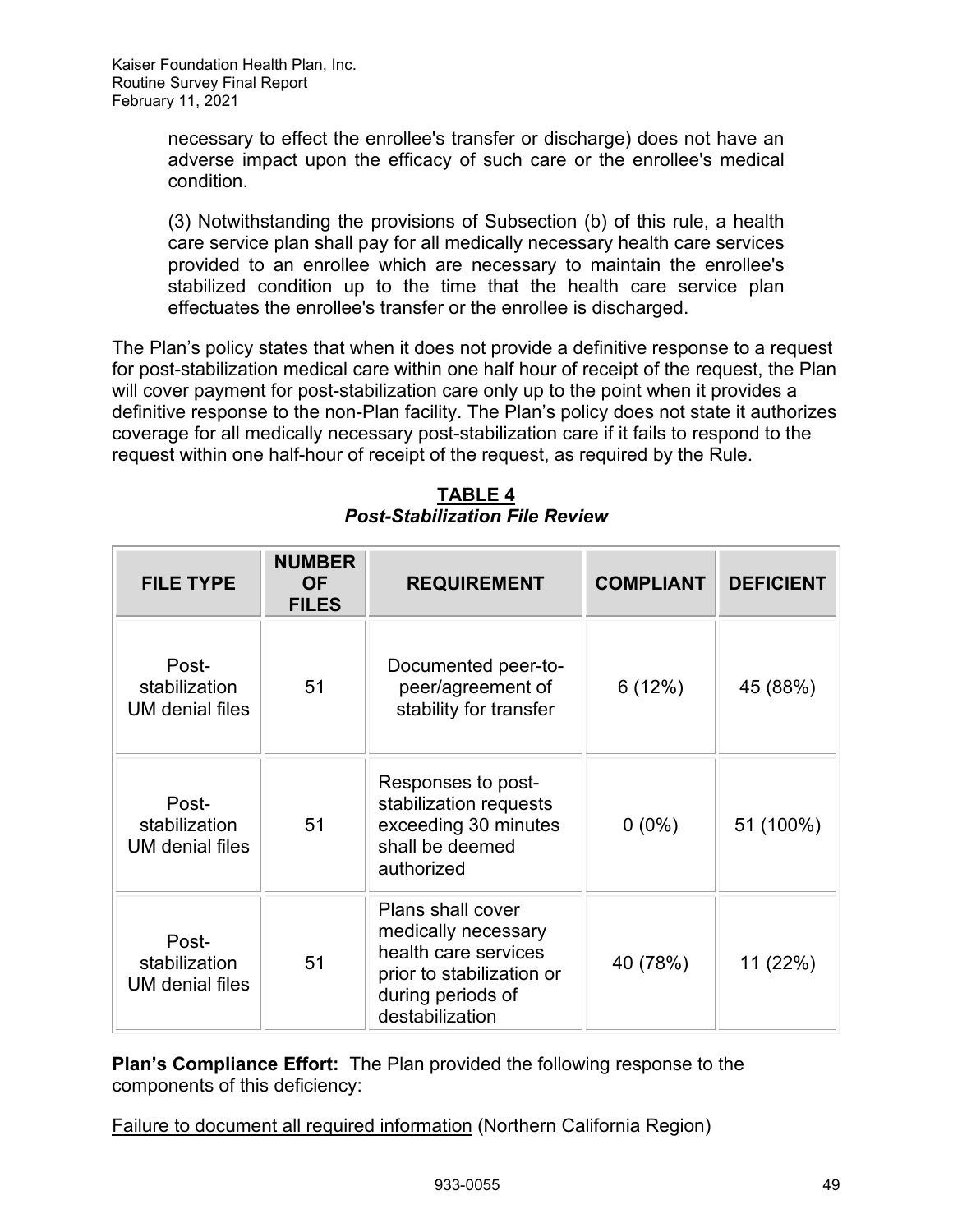necessary to effect the enrollee's transfer or discharge) does not have an adverse impact upon the efficacy of such care or the enrollee's medical condition.

(3) Notwithstanding the provisions of Subsection (b) of this rule, a health care service plan shall pay for all medically necessary health care services provided to an enrollee which are necessary to maintain the enrollee's stabilized condition up to the time that the health care service plan effectuates the enrollee's transfer or the enrollee is discharged.

The Plan's policy states that when it does not provide a definitive response to a request for post-stabilization medical care within one half hour of receipt of the request, the Plan will cover payment for post-stabilization care only up to the point when it provides a definitive response to the non-Plan facility. The Plan's policy does not state it authorizes coverage for all medically necessary post-stabilization care if it fails to respond to the request within one half-hour of receipt of the request, as required by the Rule.

**TABLE 4**
***Post-Stabilization File Review***

| FILE TYPE | NUMBER OF FILES | REQUIREMENT | COMPLIANT | DEFICIENT |
|---|---|---|---|---|
| Post-stabilization UM denial files | 51 | Documented peer-to-peer/agreement of stability for transfer | 6 (12%) | 45 (88%) |
| Post-stabilization UM denial files | 51 | Responses to post-stabilization requests exceeding 30 minutes shall be deemed authorized | 0 (0%) | 51 (100%) |
| Post-stabilization UM denial files | 51 | Plans shall cover medically necessary health care services prior to stabilization or during periods of destabilization | 40 (78%) | 11 (22%) |

**Plan's Compliance Effort:** The Plan provided the following response to the components of this deficiency:

Failure to document all required information (Northern California Region)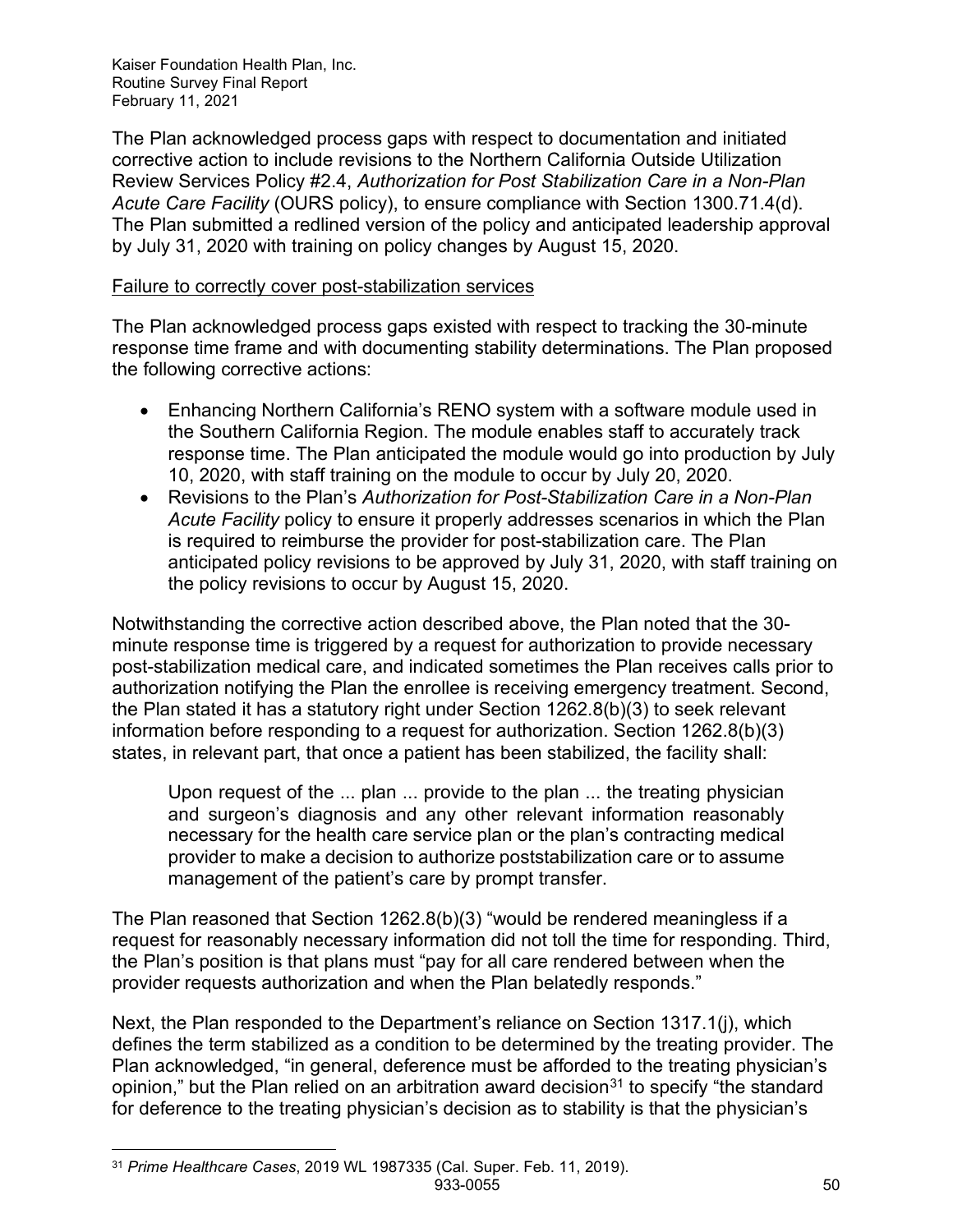The Plan acknowledged process gaps with respect to documentation and initiated corrective action to include revisions to the Northern California Outside Utilization Review Services Policy #2.4, *Authorization for Post Stabilization Care in a Non-Plan Acute Care Facility* (OURS policy), to ensure compliance with Section 1300.71.4(d). The Plan submitted a redlined version of the policy and anticipated leadership approval by July 31, 2020 with training on policy changes by August 15, 2020.

<u>Failure to correctly cover post-stabilization services</u>

The Plan acknowledged process gaps existed with respect to tracking the 30-minute response time frame and with documenting stability determinations. The Plan proposed the following corrective actions:

- Enhancing Northern California's RENO system with a software module used in the Southern California Region. The module enables staff to accurately track response time. The Plan anticipated the module would go into production by July 10, 2020, with staff training on the module to occur by July 20, 2020.
- Revisions to the Plan's *Authorization for Post-Stabilization Care in a Non-Plan Acute Facility* policy to ensure it properly addresses scenarios in which the Plan is required to reimburse the provider for post-stabilization care. The Plan anticipated policy revisions to be approved by July 31, 2020, with staff training on the policy revisions to occur by August 15, 2020.

Notwithstanding the corrective action described above, the Plan noted that the 30-minute response time is triggered by a request for authorization to provide necessary post-stabilization medical care, and indicated sometimes the Plan receives calls prior to authorization notifying the Plan the enrollee is receiving emergency treatment. Second, the Plan stated it has a statutory right under Section 1262.8(b)(3) to seek relevant information before responding to a request for authorization. Section 1262.8(b)(3) states, in relevant part, that once a patient has been stabilized, the facility shall:

> Upon request of the ... plan ... provide to the plan ... the treating physician and surgeon's diagnosis and any other relevant information reasonably necessary for the health care service plan or the plan's contracting medical provider to make a decision to authorize poststabilization care or to assume management of the patient's care by prompt transfer.

The Plan reasoned that Section 1262.8(b)(3) "would be rendered meaningless if a request for reasonably necessary information did not toll the time for responding. Third, the Plan's position is that plans must "pay for all care rendered between when the provider requests authorization and when the Plan belatedly responds."

Next, the Plan responded to the Department's reliance on Section 1317.1(j), which defines the term stabilized as a condition to be determined by the treating provider. The Plan acknowledged, "in general, deference must be afforded to the treating physician's opinion," but the Plan relied on an arbitration award decision[31] to specify "the standard for deference to the treating physician's decision as to stability is that the physician's

[31] *Prime Healthcare Cases*, 2019 WL 1987335 (Cal. Super. Feb. 11, 2019).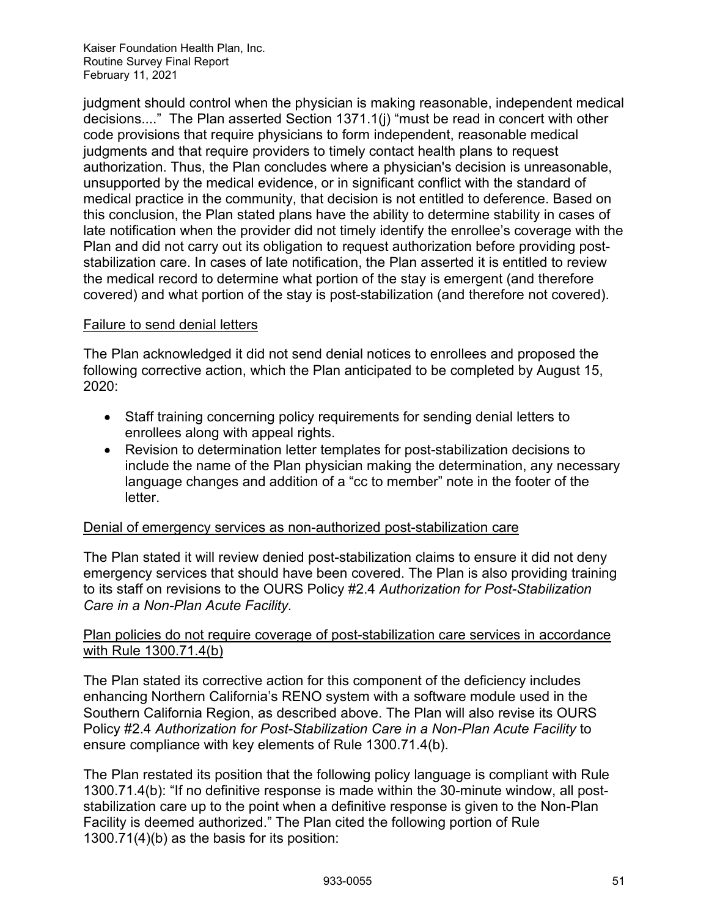judgment should control when the physician is making reasonable, independent medical decisions...." The Plan asserted Section 1371.1(j) "must be read in concert with other code provisions that require physicians to form independent, reasonable medical judgments and that require providers to timely contact health plans to request authorization. Thus, the Plan concludes where a physician's decision is unreasonable, unsupported by the medical evidence, or in significant conflict with the standard of medical practice in the community, that decision is not entitled to deference. Based on this conclusion, the Plan stated plans have the ability to determine stability in cases of late notification when the provider did not timely identify the enrollee's coverage with the Plan and did not carry out its obligation to request authorization before providing post-stabilization care. In cases of late notification, the Plan asserted it is entitled to review the medical record to determine what portion of the stay is emergent (and therefore covered) and what portion of the stay is post-stabilization (and therefore not covered).

<u>Failure to send denial letters</u>

The Plan acknowledged it did not send denial notices to enrollees and proposed the following corrective action, which the Plan anticipated to be completed by August 15, 2020:

- Staff training concerning policy requirements for sending denial letters to enrollees along with appeal rights.
- Revision to determination letter templates for post-stabilization decisions to include the name of the Plan physician making the determination, any necessary language changes and addition of a "cc to member" note in the footer of the letter.

<u>Denial of emergency services as non-authorized post-stabilization care</u>

The Plan stated it will review denied post-stabilization claims to ensure it did not deny emergency services that should have been covered. The Plan is also providing training to its staff on revisions to the OURS Policy #2.4 *Authorization for Post-Stabilization Care in a Non-Plan Acute Facility.*

<u>Plan policies do not require coverage of post-stabilization care services in accordance with Rule 1300.71.4(b)</u>

The Plan stated its corrective action for this component of the deficiency includes enhancing Northern California's RENO system with a software module used in the Southern California Region, as described above. The Plan will also revise its OURS Policy #2.4 *Authorization for Post-Stabilization Care in a Non-Plan Acute Facility* to ensure compliance with key elements of Rule 1300.71.4(b).

The Plan restated its position that the following policy language is compliant with Rule 1300.71.4(b): "If no definitive response is made within the 30-minute window, all post-stabilization care up to the point when a definitive response is given to the Non-Plan Facility is deemed authorized." The Plan cited the following portion of Rule 1300.71(4)(b) as the basis for its position: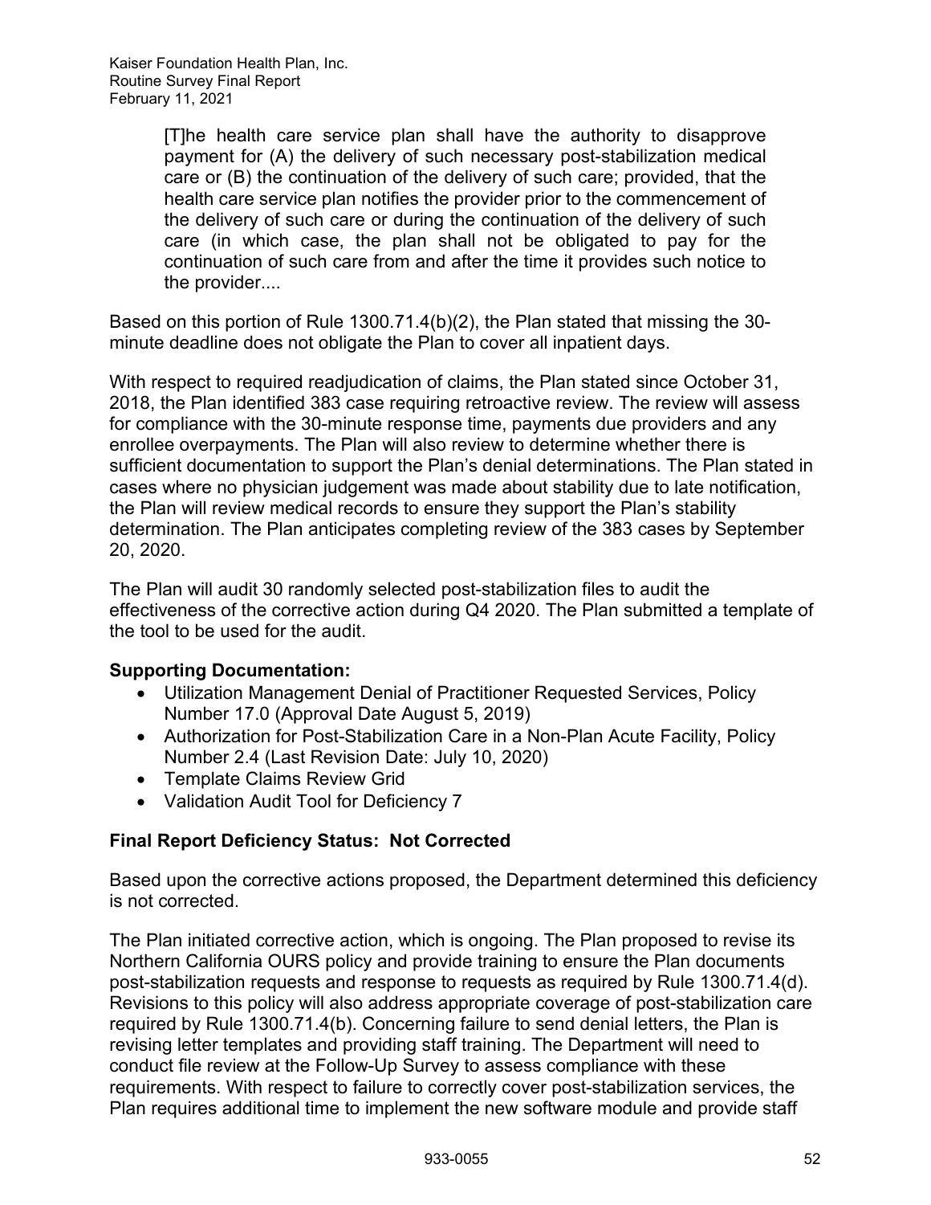> [T]he health care service plan shall have the authority to disapprove payment for (A) the delivery of such necessary post-stabilization medical care or (B) the continuation of the delivery of such care; provided, that the health care service plan notifies the provider prior to the commencement of the delivery of such care or during the continuation of the delivery of such care (in which case, the plan shall not be obligated to pay for the continuation of such care from and after the time it provides such notice to the provider....

Based on this portion of Rule 1300.71.4(b)(2), the Plan stated that missing the 30-minute deadline does not obligate the Plan to cover all inpatient days.

With respect to required readjudication of claims, the Plan stated since October 31, 2018, the Plan identified 383 case requiring retroactive review. The review will assess for compliance with the 30-minute response time, payments due providers and any enrollee overpayments. The Plan will also review to determine whether there is sufficient documentation to support the Plan's denial determinations. The Plan stated in cases where no physician judgement was made about stability due to late notification, the Plan will review medical records to ensure they support the Plan's stability determination. The Plan anticipates completing review of the 383 cases by September 20, 2020.

The Plan will audit 30 randomly selected post-stabilization files to audit the effectiveness of the corrective action during Q4 2020. The Plan submitted a template of the tool to be used for the audit.

**Supporting Documentation:**

- Utilization Management Denial of Practitioner Requested Services, Policy Number 17.0 (Approval Date August 5, 2019)
- Authorization for Post-Stabilization Care in a Non-Plan Acute Facility, Policy Number 2.4 (Last Revision Date: July 10, 2020)
- Template Claims Review Grid
- Validation Audit Tool for Deficiency 7

**Final Report Deficiency Status: Not Corrected**

Based upon the corrective actions proposed, the Department determined this deficiency is not corrected.

The Plan initiated corrective action, which is ongoing. The Plan proposed to revise its Northern California OURS policy and provide training to ensure the Plan documents post-stabilization requests and response to requests as required by Rule 1300.71.4(d). Revisions to this policy will also address appropriate coverage of post-stabilization care required by Rule 1300.71.4(b). Concerning failure to send denial letters, the Plan is revising letter templates and providing staff training. The Department will need to conduct file review at the Follow-Up Survey to assess compliance with these requirements. With respect to failure to correctly cover post-stabilization services, the Plan requires additional time to implement the new software module and provide staff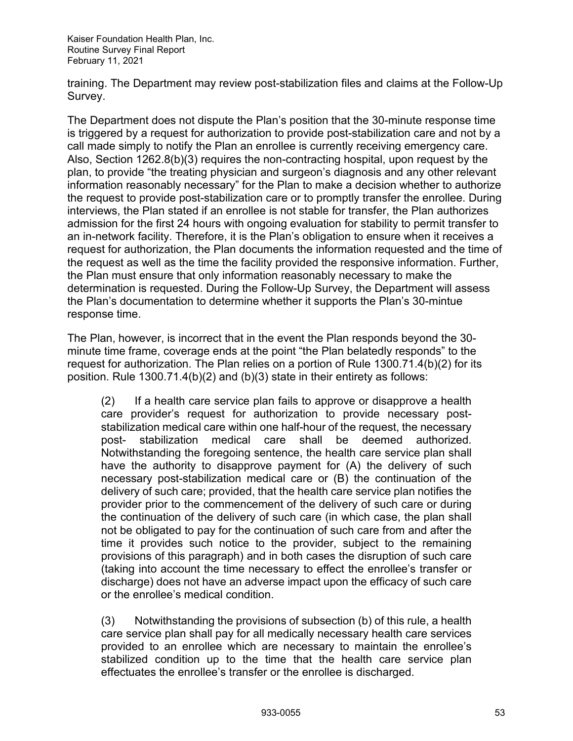training. The Department may review post-stabilization files and claims at the Follow-Up Survey.

The Department does not dispute the Plan's position that the 30-minute response time is triggered by a request for authorization to provide post-stabilization care and not by a call made simply to notify the Plan an enrollee is currently receiving emergency care. Also, Section 1262.8(b)(3) requires the non-contracting hospital, upon request by the plan, to provide "the treating physician and surgeon's diagnosis and any other relevant information reasonably necessary" for the Plan to make a decision whether to authorize the request to provide post-stabilization care or to promptly transfer the enrollee. During interviews, the Plan stated if an enrollee is not stable for transfer, the Plan authorizes admission for the first 24 hours with ongoing evaluation for stability to permit transfer to an in-network facility. Therefore, it is the Plan's obligation to ensure when it receives a request for authorization, the Plan documents the information requested and the time of the request as well as the time the facility provided the responsive information. Further, the Plan must ensure that only information reasonably necessary to make the determination is requested. During the Follow-Up Survey, the Department will assess the Plan's documentation to determine whether it supports the Plan's 30-mintue response time.

The Plan, however, is incorrect that in the event the Plan responds beyond the 30-minute time frame, coverage ends at the point "the Plan belatedly responds" to the request for authorization. The Plan relies on a portion of Rule 1300.71.4(b)(2) for its position. Rule 1300.71.4(b)(2) and (b)(3) state in their entirety as follows:

> (2) If a health care service plan fails to approve or disapprove a health care provider's request for authorization to provide necessary post-stabilization medical care within one half-hour of the request, the necessary post- stabilization medical care shall be deemed authorized. Notwithstanding the foregoing sentence, the health care service plan shall have the authority to disapprove payment for (A) the delivery of such necessary post-stabilization medical care or (B) the continuation of the delivery of such care; provided, that the health care service plan notifies the provider prior to the commencement of the delivery of such care or during the continuation of the delivery of such care (in which case, the plan shall not be obligated to pay for the continuation of such care from and after the time it provides such notice to the provider, subject to the remaining provisions of this paragraph) and in both cases the disruption of such care (taking into account the time necessary to effect the enrollee's transfer or discharge) does not have an adverse impact upon the efficacy of such care or the enrollee's medical condition.
>
> (3) Notwithstanding the provisions of subsection (b) of this rule, a health care service plan shall pay for all medically necessary health care services provided to an enrollee which are necessary to maintain the enrollee's stabilized condition up to the time that the health care service plan effectuates the enrollee's transfer or the enrollee is discharged.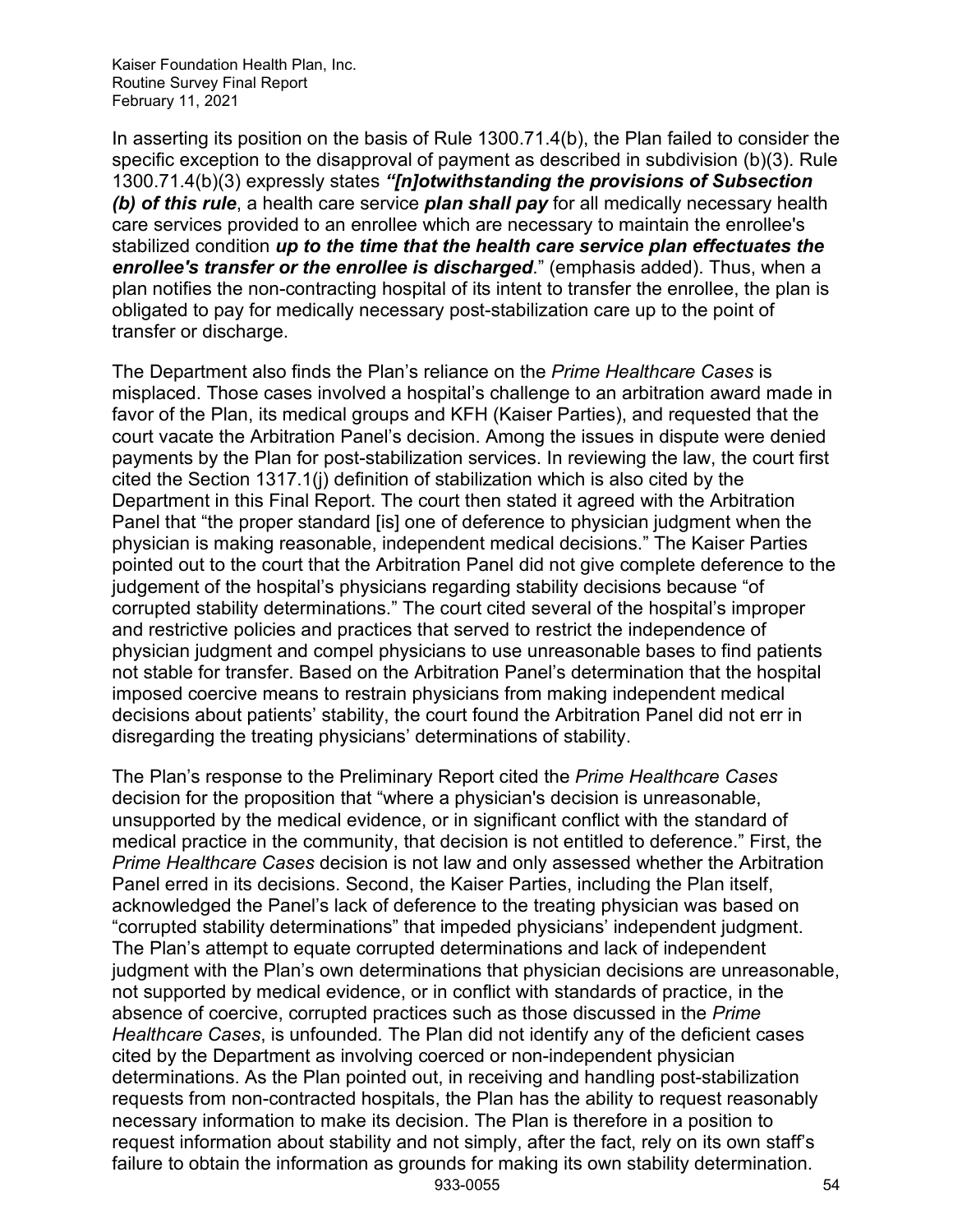In asserting its position on the basis of Rule 1300.71.4(b), the Plan failed to consider the specific exception to the disapproval of payment as described in subdivision (b)(3). Rule 1300.71.4(b)(3) expressly states ***"[n]otwithstanding the provisions of Subsection (b) of this rule***, a health care service ***plan shall pay*** for all medically necessary health care services provided to an enrollee which are necessary to maintain the enrollee's stabilized condition ***up to the time that the health care service plan effectuates the enrollee's transfer or the enrollee is discharged***." (emphasis added). Thus, when a plan notifies the non-contracting hospital of its intent to transfer the enrollee, the plan is obligated to pay for medically necessary post-stabilization care up to the point of transfer or discharge.

The Department also finds the Plan's reliance on the *Prime Healthcare Cases* is misplaced. Those cases involved a hospital's challenge to an arbitration award made in favor of the Plan, its medical groups and KFH (Kaiser Parties), and requested that the court vacate the Arbitration Panel's decision. Among the issues in dispute were denied payments by the Plan for post-stabilization services. In reviewing the law, the court first cited the Section 1317.1(j) definition of stabilization which is also cited by the Department in this Final Report. The court then stated it agreed with the Arbitration Panel that "the proper standard [is] one of deference to physician judgment when the physician is making reasonable, independent medical decisions." The Kaiser Parties pointed out to the court that the Arbitration Panel did not give complete deference to the judgement of the hospital's physicians regarding stability decisions because "of corrupted stability determinations." The court cited several of the hospital's improper and restrictive policies and practices that served to restrict the independence of physician judgment and compel physicians to use unreasonable bases to find patients not stable for transfer. Based on the Arbitration Panel's determination that the hospital imposed coercive means to restrain physicians from making independent medical decisions about patients' stability, the court found the Arbitration Panel did not err in disregarding the treating physicians' determinations of stability.

The Plan's response to the Preliminary Report cited the *Prime Healthcare Cases* decision for the proposition that "where a physician's decision is unreasonable, unsupported by the medical evidence, or in significant conflict with the standard of medical practice in the community, that decision is not entitled to deference." First, the *Prime Healthcare Cases* decision is not law and only assessed whether the Arbitration Panel erred in its decisions. Second, the Kaiser Parties, including the Plan itself, acknowledged the Panel's lack of deference to the treating physician was based on "corrupted stability determinations" that impeded physicians' independent judgment. The Plan's attempt to equate corrupted determinations and lack of independent judgment with the Plan's own determinations that physician decisions are unreasonable, not supported by medical evidence, or in conflict with standards of practice, in the absence of coercive, corrupted practices such as those discussed in the *Prime Healthcare Cases*, is unfounded. The Plan did not identify any of the deficient cases cited by the Department as involving coerced or non-independent physician determinations. As the Plan pointed out, in receiving and handling post-stabilization requests from non-contracted hospitals, the Plan has the ability to request reasonably necessary information to make its decision. The Plan is therefore in a position to request information about stability and not simply, after the fact, rely on its own staff's failure to obtain the information as grounds for making its own stability determination.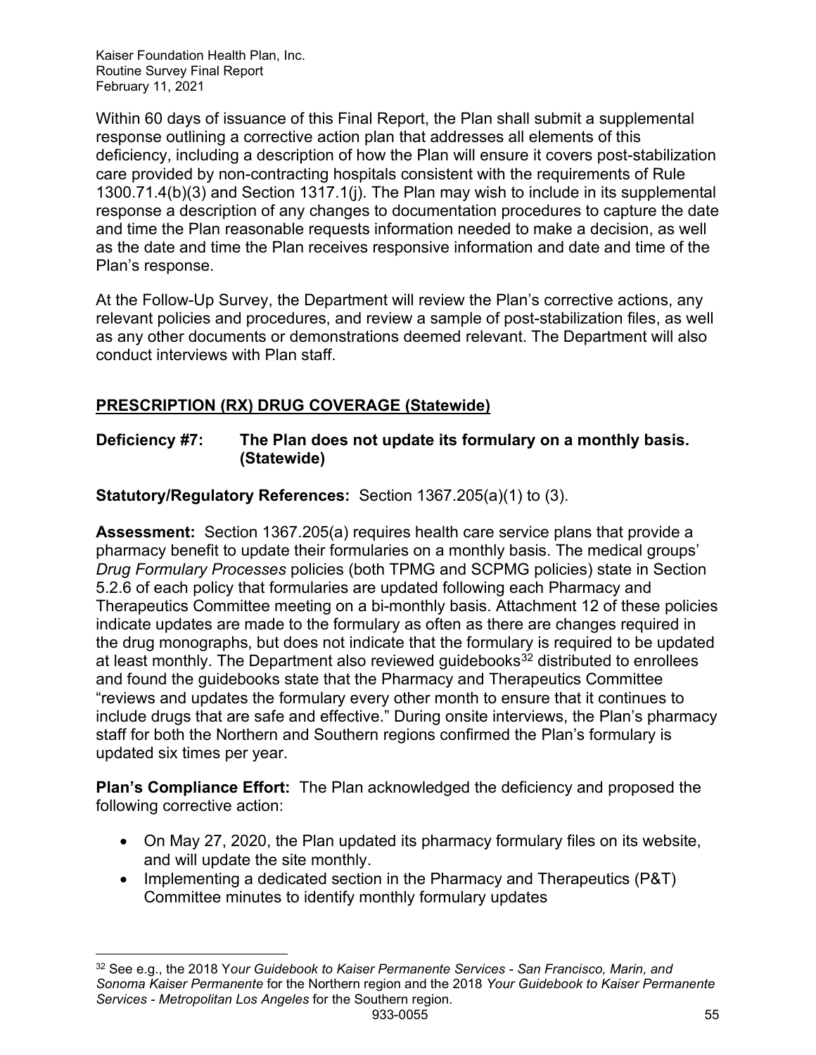Within 60 days of issuance of this Final Report, the Plan shall submit a supplemental response outlining a corrective action plan that addresses all elements of this deficiency, including a description of how the Plan will ensure it covers post-stabilization care provided by non-contracting hospitals consistent with the requirements of Rule 1300.71.4(b)(3) and Section 1317.1(j). The Plan may wish to include in its supplemental response a description of any changes to documentation procedures to capture the date and time the Plan reasonable requests information needed to make a decision, as well as the date and time the Plan receives responsive information and date and time of the Plan's response.

At the Follow-Up Survey, the Department will review the Plan's corrective actions, any relevant policies and procedures, and review a sample of post-stabilization files, as well as any other documents or demonstrations deemed relevant. The Department will also conduct interviews with Plan staff.

## PRESCRIPTION (RX) DRUG COVERAGE (Statewide)

### Deficiency #7: The Plan does not update its formulary on a monthly basis. (Statewide)

**Statutory/Regulatory References:** Section 1367.205(a)(1) to (3).

**Assessment:** Section 1367.205(a) requires health care service plans that provide a pharmacy benefit to update their formularies on a monthly basis. The medical groups' *Drug Formulary Processes* policies (both TPMG and SCPMG policies) state in Section 5.2.6 of each policy that formularies are updated following each Pharmacy and Therapeutics Committee meeting on a bi-monthly basis. Attachment 12 of these policies indicate updates are made to the formulary as often as there are changes required in the drug monographs, but does not indicate that the formulary is required to be updated at least monthly. The Department also reviewed guidebooks[32] distributed to enrollees and found the guidebooks state that the Pharmacy and Therapeutics Committee "reviews and updates the formulary every other month to ensure that it continues to include drugs that are safe and effective." During onsite interviews, the Plan's pharmacy staff for both the Northern and Southern regions confirmed the Plan's formulary is updated six times per year.

**Plan's Compliance Effort:** The Plan acknowledged the deficiency and proposed the following corrective action:

- On May 27, 2020, the Plan updated its pharmacy formulary files on its website, and will update the site monthly.
- Implementing a dedicated section in the Pharmacy and Therapeutics (P&T) Committee minutes to identify monthly formulary updates

---

[32] See e.g., the 2018 *Your Guidebook to Kaiser Permanente Services - San Francisco, Marin, and Sonoma Kaiser Permanente* for the Northern region and the 2018 *Your Guidebook to Kaiser Permanente Services - Metropolitan Los Angeles* for the Southern region.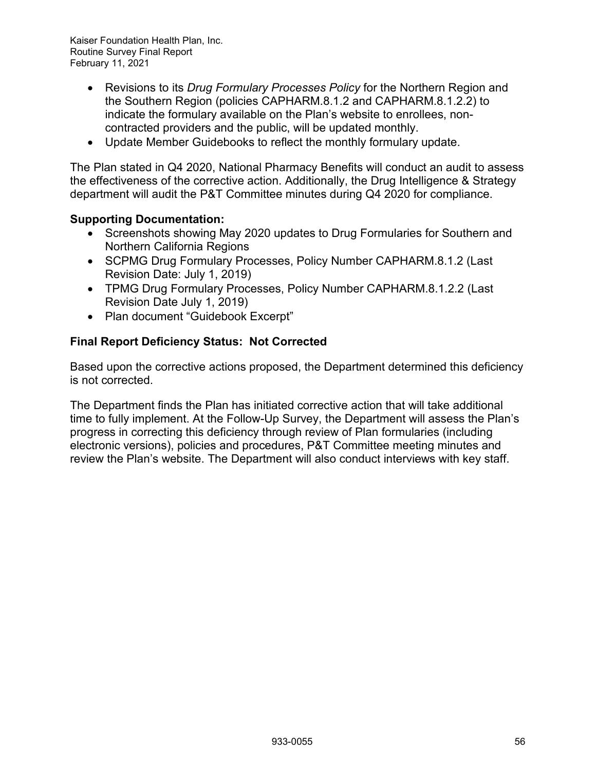- Revisions to its *Drug Formulary Processes Policy* for the Northern Region and the Southern Region (policies CAPHARM.8.1.2 and CAPHARM.8.1.2.2) to indicate the formulary available on the Plan's website to enrollees, non-contracted providers and the public, will be updated monthly.
- Update Member Guidebooks to reflect the monthly formulary update.

The Plan stated in Q4 2020, National Pharmacy Benefits will conduct an audit to assess the effectiveness of the corrective action. Additionally, the Drug Intelligence & Strategy department will audit the P&T Committee minutes during Q4 2020 for compliance.

**Supporting Documentation:**

- Screenshots showing May 2020 updates to Drug Formularies for Southern and Northern California Regions
- SCPMG Drug Formulary Processes, Policy Number CAPHARM.8.1.2 (Last Revision Date: July 1, 2019)
- TPMG Drug Formulary Processes, Policy Number CAPHARM.8.1.2.2 (Last Revision Date July 1, 2019)
- Plan document "Guidebook Excerpt"

**Final Report Deficiency Status: Not Corrected**

Based upon the corrective actions proposed, the Department determined this deficiency is not corrected.

The Department finds the Plan has initiated corrective action that will take additional time to fully implement. At the Follow-Up Survey, the Department will assess the Plan's progress in correcting this deficiency through review of Plan formularies (including electronic versions), policies and procedures, P&T Committee meeting minutes and review the Plan's website. The Department will also conduct interviews with key staff.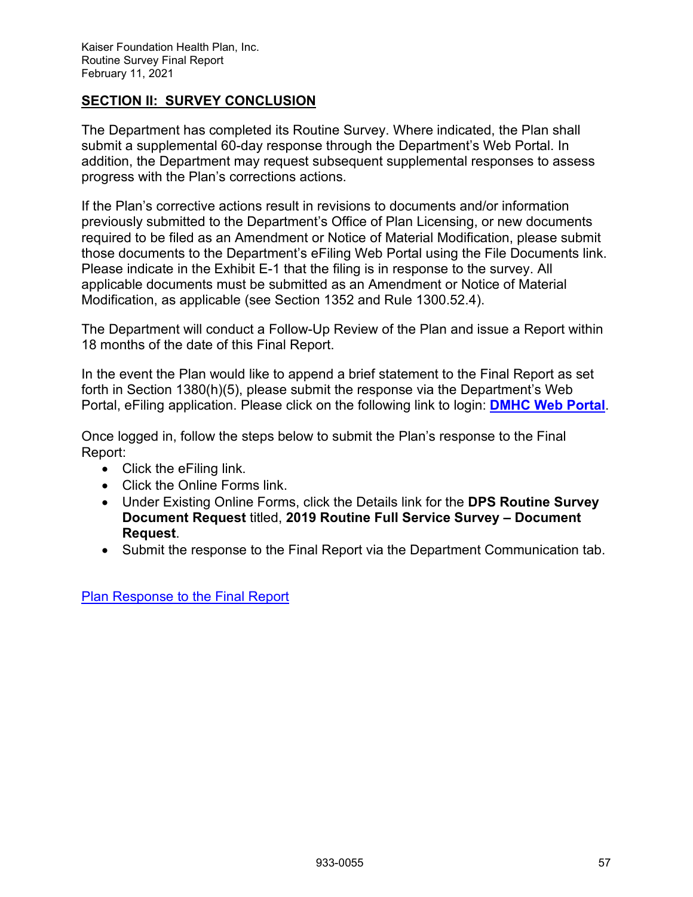## SECTION II: SURVEY CONCLUSION

The Department has completed its Routine Survey. Where indicated, the Plan shall submit a supplemental 60-day response through the Department's Web Portal. In addition, the Department may request subsequent supplemental responses to assess progress with the Plan's corrections actions.

If the Plan's corrective actions result in revisions to documents and/or information previously submitted to the Department's Office of Plan Licensing, or new documents required to be filed as an Amendment or Notice of Material Modification, please submit those documents to the Department's eFiling Web Portal using the File Documents link. Please indicate in the Exhibit E-1 that the filing is in response to the survey. All applicable documents must be submitted as an Amendment or Notice of Material Modification, as applicable (see Section 1352 and Rule 1300.52.4).

The Department will conduct a Follow-Up Review of the Plan and issue a Report within 18 months of the date of this Final Report.

In the event the Plan would like to append a brief statement to the Final Report as set forth in Section 1380(h)(5), please submit the response via the Department's Web Portal, eFiling application. Please click on the following link to login: **DMHC Web Portal**.

Once logged in, follow the steps below to submit the Plan's response to the Final Report:

- Click the eFiling link.
- Click the Online Forms link.
- Under Existing Online Forms, click the Details link for the **DPS Routine Survey Document Request** titled, **2019 Routine Full Service Survey – Document Request**.
- Submit the response to the Final Report via the Department Communication tab.

Plan Response to the Final Report